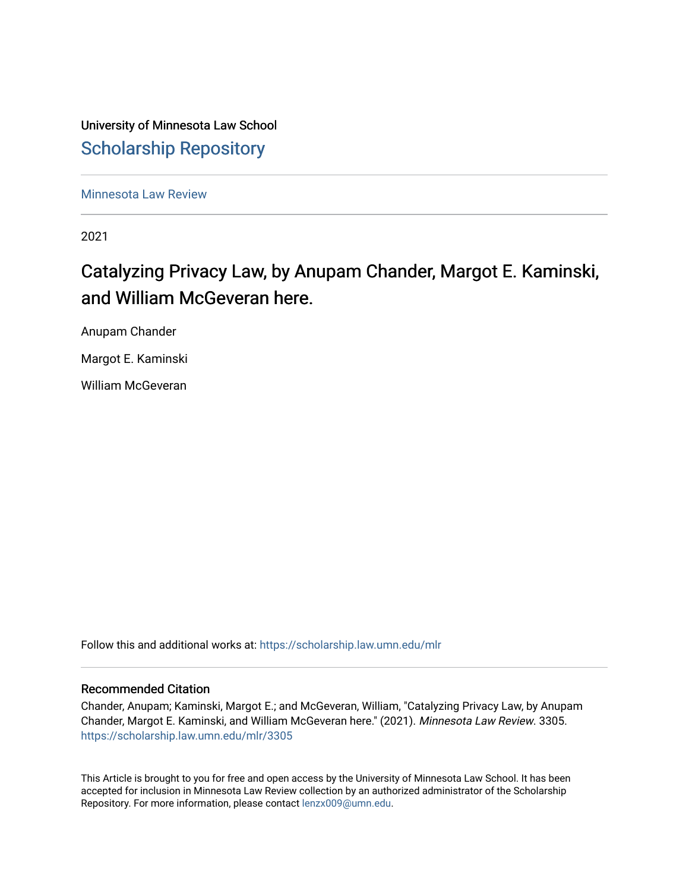University of Minnesota Law School

# Scholarship Repository

Minnesota Law Review

2021

## Catalyzing Privacy Law, by Anupam Chander, Margot E. Kaminski, and William McGeveran here.

Anupam Chander

Margot E. Kaminski

William McGeveran

Follow this and additional works at: https://scholarship.law.umn.edu/mlr

### Recommended Citation

Chander, Anupam; Kaminski, Margot E.; and McGeveran, William, "Catalyzing Privacy Law, by Anupam Chander, Margot E. Kaminski, and William McGeveran here." (2021). *Minnesota Law Review*. 3305. https://scholarship.law.umn.edu/mlr/3305

This Article is brought to you for free and open access by the University of Minnesota Law School. It has been accepted for inclusion in Minnesota Law Review collection by an authorized administrator of the Scholarship Repository. For more information, please contact lenzx009@umn.edu.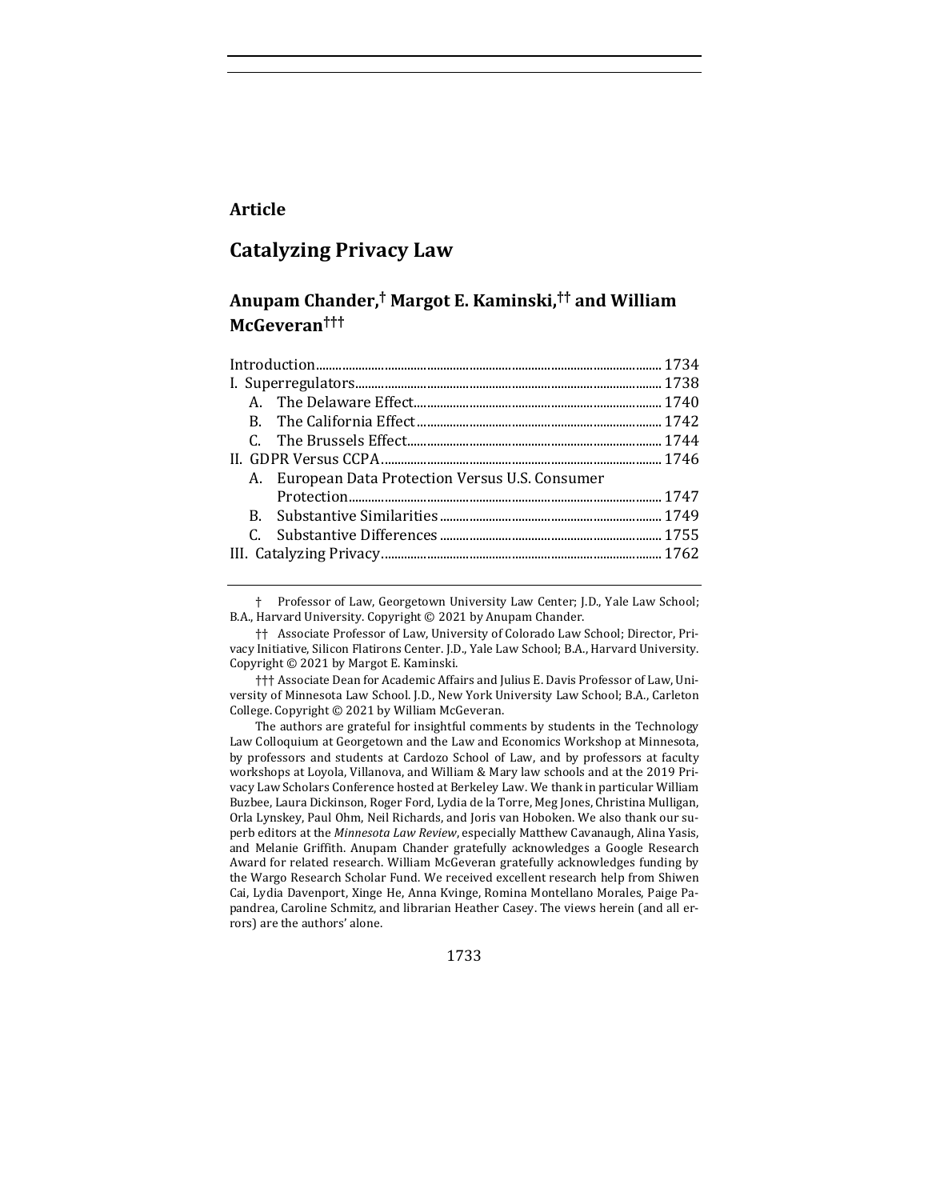**Article**

# Catalyzing Privacy Law

## Anupam Chander,† Margot E. Kaminski,†† and William McGeveran†††

| | |
|---|---|
| Introduction | 1734 |
| I. Superregulators | 1738 |
| A. The Delaware Effect | 1740 |
| B. The California Effect | 1742 |
| C. The Brussels Effect | 1744 |
| II. GDPR Versus CCPA | 1746 |
| A. European Data Protection Versus U.S. Consumer Protection | 1747 |
| B. Substantive Similarities | 1749 |
| C. Substantive Differences | 1755 |
| III. Catalyzing Privacy | 1762 |

† Professor of Law, Georgetown University Law Center; J.D., Yale Law School; B.A., Harvard University. Copyright © 2021 by Anupam Chander.

†† Associate Professor of Law, University of Colorado Law School; Director, Privacy Initiative, Silicon Flatirons Center. J.D., Yale Law School; B.A., Harvard University. Copyright © 2021 by Margot E. Kaminski.

††† Associate Dean for Academic Affairs and Julius E. Davis Professor of Law, University of Minnesota Law School. J.D., New York University Law School; B.A., Carleton College. Copyright © 2021 by William McGeveran.

The authors are grateful for insightful comments by students in the Technology Law Colloquium at Georgetown and the Law and Economics Workshop at Minnesota, by professors and students at Cardozo School of Law, and by professors at faculty workshops at Loyola, Villanova, and William & Mary law schools and at the 2019 Privacy Law Scholars Conference hosted at Berkeley Law. We thank in particular William Buzbee, Laura Dickinson, Roger Ford, Lydia de la Torre, Meg Jones, Christina Mulligan, Orla Lynskey, Paul Ohm, Neil Richards, and Joris van Hoboken. We also thank our superb editors at the *Minnesota Law Review*, especially Matthew Cavanaugh, Alina Yasis, and Melanie Griffith. Anupam Chander gratefully acknowledges a Google Research Award for related research. William McGeveran gratefully acknowledges funding by the Wargo Research Scholar Fund. We received excellent research help from Shiwen Cai, Lydia Davenport, Xinge He, Anna Kvinge, Romina Montellano Morales, Paige Papandrea, Caroline Schmitz, and librarian Heather Casey. The views herein (and all errors) are the authors' alone.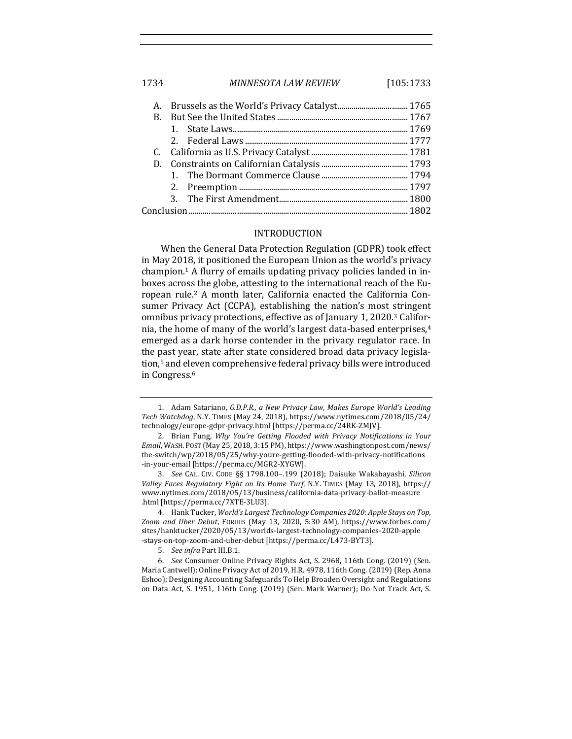A. Brussels as the World's Privacy Catalyst.................................. 1765
B. But See the United States ................................................................ 1767
  1. State Laws...................................................................................... 1769
  2. Federal Laws ................................................................................ 1777
C. California as U.S. Privacy Catalyst ............................................... 1781
D. Constraints on Californian Catalysis ........................................... 1793
  1. The Dormant Commerce Clause ........................................... 1794
  2. Preemption .................................................................................. 1797
  3. The First Amendment............................................................... 1800

Conclusion ............................................................................................................ 1802

## INTRODUCTION

When the General Data Protection Regulation (GDPR) took effect in May 2018, it positioned the European Union as the world's privacy champion.[1] A flurry of emails updating privacy policies landed in inboxes across the globe, attesting to the international reach of the European rule.[2] A month later, California enacted the California Consumer Privacy Act (CCPA), establishing the nation's most stringent omnibus privacy protections, effective as of January 1, 2020.[3] California, the home of many of the world's largest data-based enterprises,[4] emerged as a dark horse contender in the privacy regulator race. In the past year, state after state considered broad data privacy legislation,[5] and eleven comprehensive federal privacy bills were introduced in Congress.[6]

---

1. Adam Satariano, *G.D.P.R., a New Privacy Law, Makes Europe World's Leading Tech Watchdog*, N.Y. TIMES (May 24, 2018), https://www.nytimes.com/2018/05/24/technology/europe-gdpr-privacy.html [https://perma.cc/24RK-ZMJV].

2. Brian Fung, *Why You're Getting Flooded with Privacy Notifications in Your Email*, WASH. POST (May 25, 2018, 3:15 PM), https://www.washingtonpost.com/news/the-switch/wp/2018/05/25/why-youre-getting-flooded-with-privacy-notifications-in-your-email [https://perma.cc/MGR2-XYGW].

3. *See* CAL. CIV. CODE §§ 1798.100–.199 (2018); Daisuke Wakabayashi, *Silicon Valley Faces Regulatory Fight on Its Home Turf*, N.Y. TIMES (May 13, 2018), https://www.nytimes.com/2018/05/13/business/california-data-privacy-ballot-measure.html [https://perma.cc/7XTE-3LU3].

4. Hank Tucker, *World's Largest Technology Companies 2020: Apple Stays on Top, Zoom and Uber Debut*, FORBES (May 13, 2020, 5:30 AM), https://www.forbes.com/sites/hanktucker/2020/05/13/worlds-largest-technology-companies-2020-apple-stays-on-top-zoom-and-uber-debut [https://perma.cc/L473-BYT3].

5. *See infra* Part III.B.1.

6. *See* Consumer Online Privacy Rights Act, S. 2968, 116th Cong. (2019) (Sen. Maria Cantwell); Online Privacy Act of 2019, H.R. 4978, 116th Cong. (2019) (Rep. Anna Eshoo); Designing Accounting Safeguards To Help Broaden Oversight and Regulations on Data Act, S. 1951, 116th Cong. (2019) (Sen. Mark Warner); Do Not Track Act, S.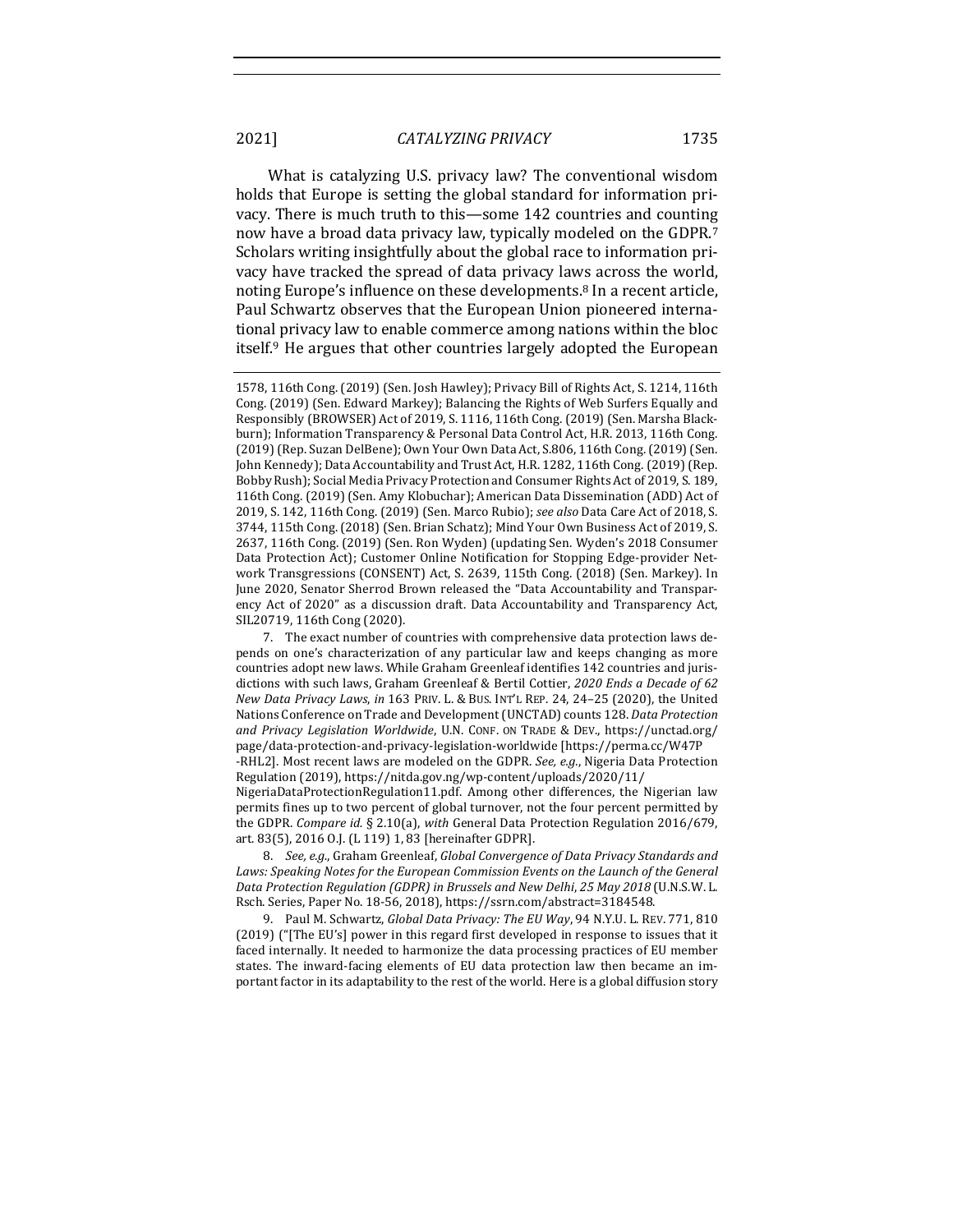What is catalyzing U.S. privacy law? The conventional wisdom holds that Europe is setting the global standard for information privacy. There is much truth to this—some 142 countries and counting now have a broad data privacy law, typically modeled on the GDPR.[7] Scholars writing insightfully about the global race to information privacy have tracked the spread of data privacy laws across the world, noting Europe's influence on these developments.[8] In a recent article, Paul Schwartz observes that the European Union pioneered international privacy law to enable commerce among nations within the bloc itself.[9] He argues that other countries largely adopted the European

---

1578, 116th Cong. (2019) (Sen. Josh Hawley); Privacy Bill of Rights Act, S. 1214, 116th Cong. (2019) (Sen. Edward Markey); Balancing the Rights of Web Surfers Equally and Responsibly (BROWSER) Act of 2019, S. 1116, 116th Cong. (2019) (Sen. Marsha Blackburn); Information Transparency & Personal Data Control Act, H.R. 2013, 116th Cong. (2019) (Rep. Suzan DelBene); Own Your Own Data Act, S.806, 116th Cong. (2019) (Sen. John Kennedy); Data Accountability and Trust Act, H.R. 1282, 116th Cong. (2019) (Rep. Bobby Rush); Social Media Privacy Protection and Consumer Rights Act of 2019, S. 189, 116th Cong. (2019) (Sen. Amy Klobuchar); American Data Dissemination (ADD) Act of 2019, S. 142, 116th Cong. (2019) (Sen. Marco Rubio); *see also* Data Care Act of 2018, S. 3744, 115th Cong. (2018) (Sen. Brian Schatz); Mind Your Own Business Act of 2019, S. 2637, 116th Cong. (2019) (Sen. Ron Wyden) (updating Sen. Wyden's 2018 Consumer Data Protection Act); Customer Online Notification for Stopping Edge-provider Network Transgressions (CONSENT) Act, S. 2639, 115th Cong. (2018) (Sen. Markey). In June 2020, Senator Sherrod Brown released the "Data Accountability and Transparency Act of 2020" as a discussion draft. Data Accountability and Transparency Act, SIL20719, 116th Cong (2020).

7. The exact number of countries with comprehensive data protection laws depends on one's characterization of any particular law and keeps changing as more countries adopt new laws. While Graham Greenleaf identifies 142 countries and jurisdictions with such laws, Graham Greenleaf & Bertil Cottier, *2020 Ends a Decade of 62 New Data Privacy Laws*, *in* 163 PRIV. L. & BUS. INT'L REP. 24, 24–25 (2020), the United Nations Conference on Trade and Development (UNCTAD) counts 128. *Data Protection and Privacy Legislation Worldwide*, U.N. CONF. ON TRADE & DEV., https://unctad.org/page/data-protection-and-privacy-legislation-worldwide [https://perma.cc/W47P-RHL2]. Most recent laws are modeled on the GDPR. *See, e.g.*, Nigeria Data Protection Regulation (2019), https://nitda.gov.ng/wp-content/uploads/2020/11/NigeriaDataProtectionRegulation11.pdf. Among other differences, the Nigerian law permits fines up to two percent of global turnover, not the four percent permitted by the GDPR. *Compare id.* § 2.10(a), *with* General Data Protection Regulation 2016/679, art. 83(5), 2016 O.J. (L 119) 1, 83 [hereinafter GDPR].

8. *See, e.g.*, Graham Greenleaf, *Global Convergence of Data Privacy Standards and Laws: Speaking Notes for the European Commission Events on the Launch of the General Data Protection Regulation (GDPR) in Brussels and New Delhi, 25 May 2018* (U.N.S.W. L. Rsch. Series, Paper No. 18-56, 2018), https://ssrn.com/abstract=3184548.

9. Paul M. Schwartz, *Global Data Privacy: The EU Way*, 94 N.Y.U. L. REV. 771, 810 (2019) ("[The EU's] power in this regard first developed in response to issues that it faced internally. It needed to harmonize the data processing practices of EU member states. The inward-facing elements of EU data protection law then became an important factor in its adaptability to the rest of the world. Here is a global diffusion story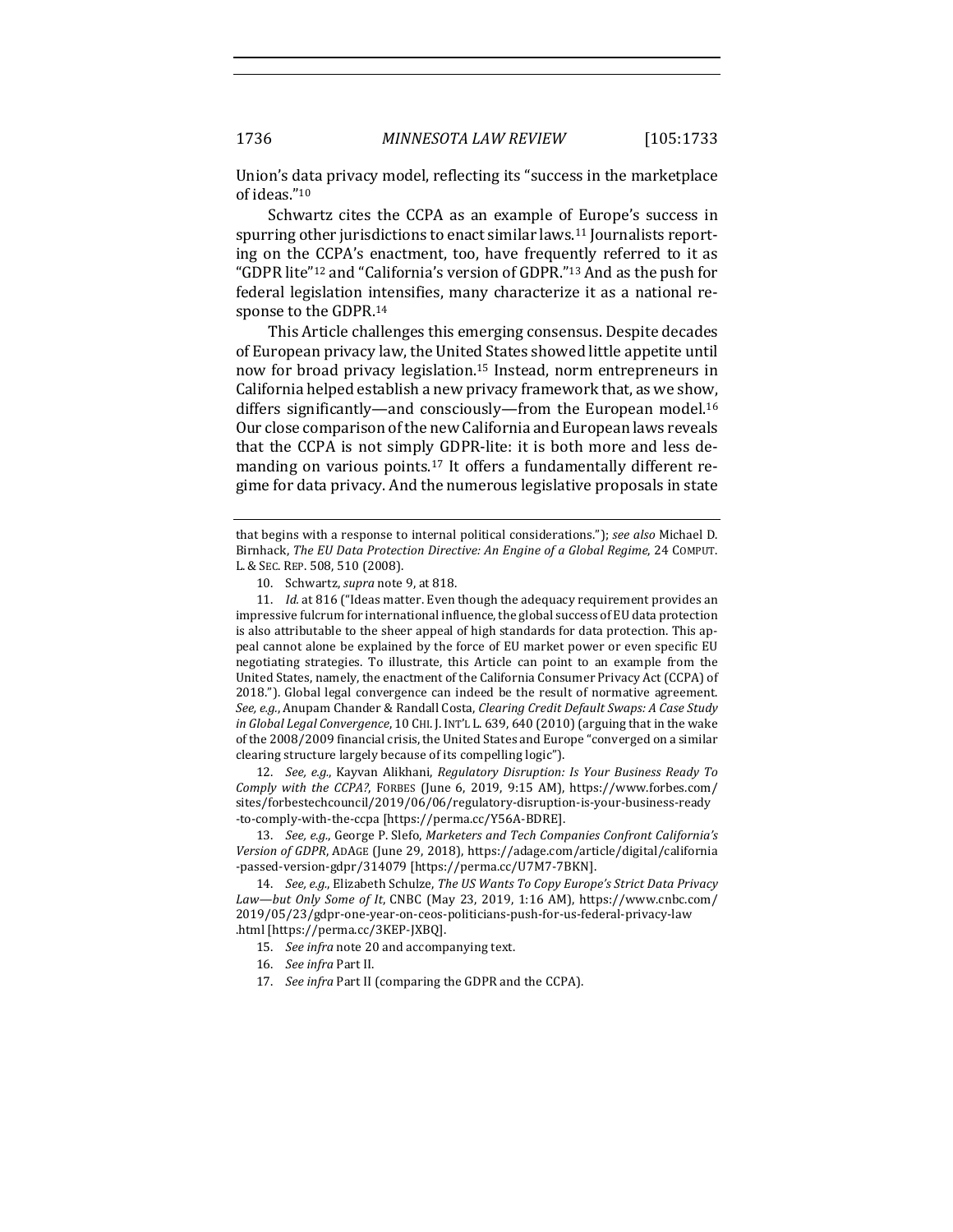Union's data privacy model, reflecting its "success in the marketplace of ideas."[10]

Schwartz cites the CCPA as an example of Europe's success in spurring other jurisdictions to enact similar laws.[11] Journalists reporting on the CCPA's enactment, too, have frequently referred to it as "GDPR lite"[12] and "California's version of GDPR."[13] And as the push for federal legislation intensifies, many characterize it as a national response to the GDPR.[14]

This Article challenges this emerging consensus. Despite decades of European privacy law, the United States showed little appetite until now for broad privacy legislation.[15] Instead, norm entrepreneurs in California helped establish a new privacy framework that, as we show, differs significantly—and consciously—from the European model.[16] Our close comparison of the new California and European laws reveals that the CCPA is not simply GDPR-lite: it is both more and less demanding on various points.[17] It offers a fundamentally different regime for data privacy. And the numerous legislative proposals in state

---

that begins with a response to internal political considerations."); *see also* Michael D. Birnhack, *The EU Data Protection Directive: An Engine of a Global Regime*, 24 COMPUT. L. & SEC. REP. 508, 510 (2008).

10. Schwartz, *supra* note 9, at 818.

11. *Id.* at 816 ("Ideas matter. Even though the adequacy requirement provides an impressive fulcrum for international influence, the global success of EU data protection is also attributable to the sheer appeal of high standards for data protection. This appeal cannot alone be explained by the force of EU market power or even specific EU negotiating strategies. To illustrate, this Article can point to an example from the United States, namely, the enactment of the California Consumer Privacy Act (CCPA) of 2018."). Global legal convergence can indeed be the result of normative agreement. *See, e.g.*, Anupam Chander & Randall Costa, *Clearing Credit Default Swaps: A Case Study in Global Legal Convergence*, 10 CHI. J. INT'L L. 639, 640 (2010) (arguing that in the wake of the 2008/2009 financial crisis, the United States and Europe "converged on a similar clearing structure largely because of its compelling logic").

12. *See, e.g.*, Kayvan Alikhani, *Regulatory Disruption: Is Your Business Ready To Comply with the CCPA?*, FORBES (June 6, 2019, 9:15 AM), https://www.forbes.com/sites/forbestechcouncil/2019/06/06/regulatory-disruption-is-your-business-ready-to-comply-with-the-ccpa [https://perma.cc/Y56A-BDRE].

13. *See, e.g.*, George P. Slefo, *Marketers and Tech Companies Confront California's Version of GDPR*, ADAGE (June 29, 2018), https://adage.com/article/digital/california-passed-version-gdpr/314079 [https://perma.cc/U7M7-7BKN].

14. *See, e.g.*, Elizabeth Schulze, *The US Wants To Copy Europe's Strict Data Privacy Law—but Only Some of It*, CNBC (May 23, 2019, 1:16 AM), https://www.cnbc.com/2019/05/23/gdpr-one-year-on-ceos-politicians-push-for-us-federal-privacy-law.html [https://perma.cc/3KEP-JXBQ].

15. *See infra* note 20 and accompanying text.

16. *See infra* Part II.

17. *See infra* Part II (comparing the GDPR and the CCPA).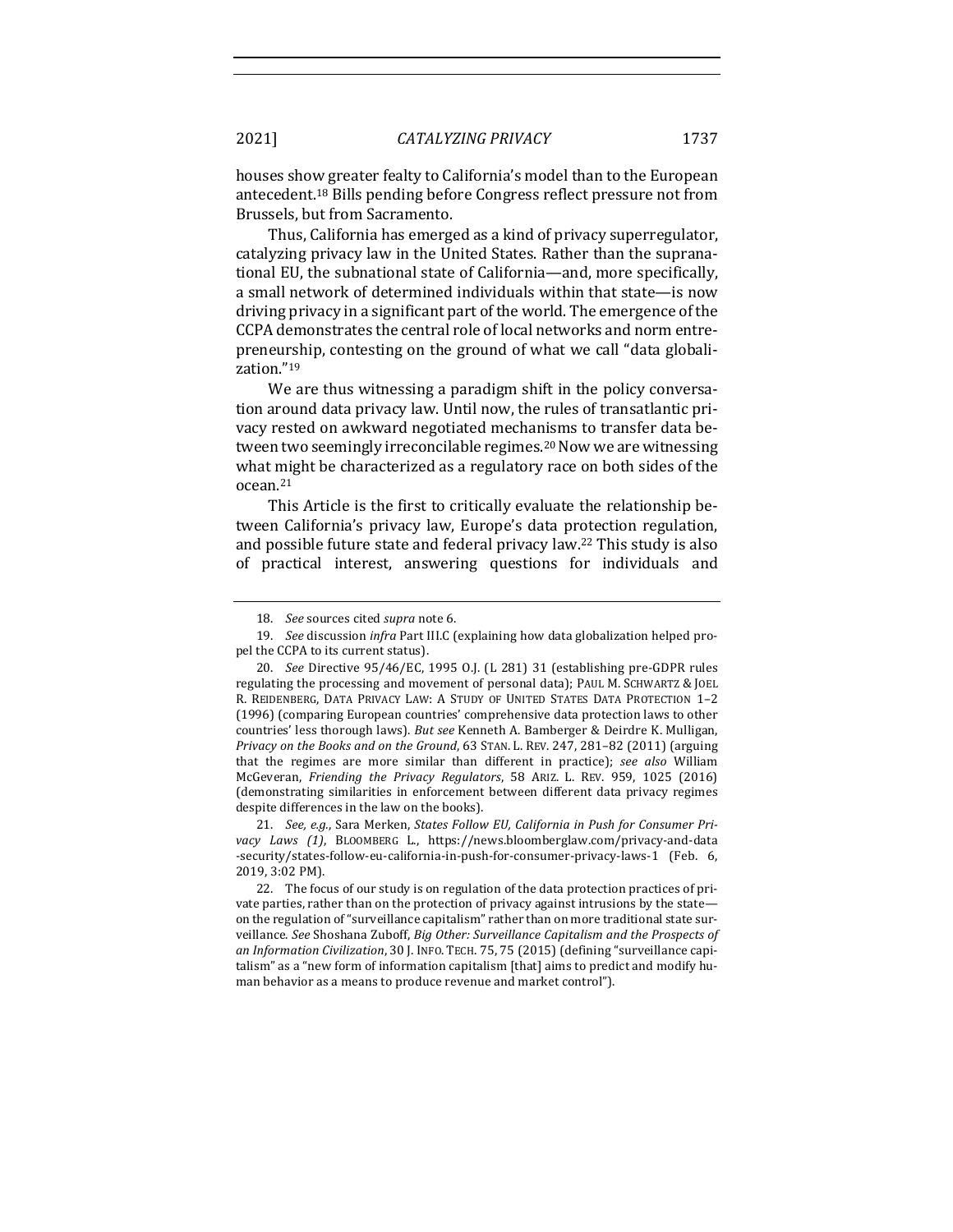houses show greater fealty to California's model than to the European antecedent.[18] Bills pending before Congress reflect pressure not from Brussels, but from Sacramento.

Thus, California has emerged as a kind of privacy superregulator, catalyzing privacy law in the United States. Rather than the supranational EU, the subnational state of California—and, more specifically, a small network of determined individuals within that state—is now driving privacy in a significant part of the world. The emergence of the CCPA demonstrates the central role of local networks and norm entrepreneurship, contesting on the ground of what we call "data globalization."[19]

We are thus witnessing a paradigm shift in the policy conversation around data privacy law. Until now, the rules of transatlantic privacy rested on awkward negotiated mechanisms to transfer data between two seemingly irreconcilable regimes.[20] Now we are witnessing what might be characterized as a regulatory race on both sides of the ocean.[21]

This Article is the first to critically evaluate the relationship between California's privacy law, Europe's data protection regulation, and possible future state and federal privacy law.[22] This study is also of practical interest, answering questions for individuals and

---

18. *See* sources cited *supra* note 6.

19. *See* discussion *infra* Part III.C (explaining how data globalization helped propel the CCPA to its current status).

20. *See* Directive 95/46/EC, 1995 O.J. (L 281) 31 (establishing pre-GDPR rules regulating the processing and movement of personal data); PAUL M. SCHWARTZ & JOEL R. REIDENBERG, DATA PRIVACY LAW: A STUDY OF UNITED STATES DATA PROTECTION 1–2 (1996) (comparing European countries' comprehensive data protection laws to other countries' less thorough laws). *But see* Kenneth A. Bamberger & Deirdre K. Mulligan, *Privacy on the Books and on the Ground*, 63 STAN. L. REV. 247, 281–82 (2011) (arguing that the regimes are more similar than different in practice); *see also* William McGeveran, *Friending the Privacy Regulators*, 58 ARIZ. L. REV. 959, 1025 (2016) (demonstrating similarities in enforcement between different data privacy regimes despite differences in the law on the books).

21. *See, e.g.*, Sara Merken, *States Follow EU, California in Push for Consumer Privacy Laws (1)*, BLOOMBERG L., https://news.bloomberglaw.com/privacy-and-data-security/states-follow-eu-california-in-push-for-consumer-privacy-laws-1 (Feb. 6, 2019, 3:02 PM).

22. The focus of our study is on regulation of the data protection practices of private parties, rather than on the protection of privacy against intrusions by the state—on the regulation of "surveillance capitalism" rather than on more traditional state surveillance. *See* Shoshana Zuboff, *Big Other: Surveillance Capitalism and the Prospects of an Information Civilization*, 30 J. INFO. TECH. 75, 75 (2015) (defining "surveillance capitalism" as a "new form of information capitalism [that] aims to predict and modify human behavior as a means to produce revenue and market control").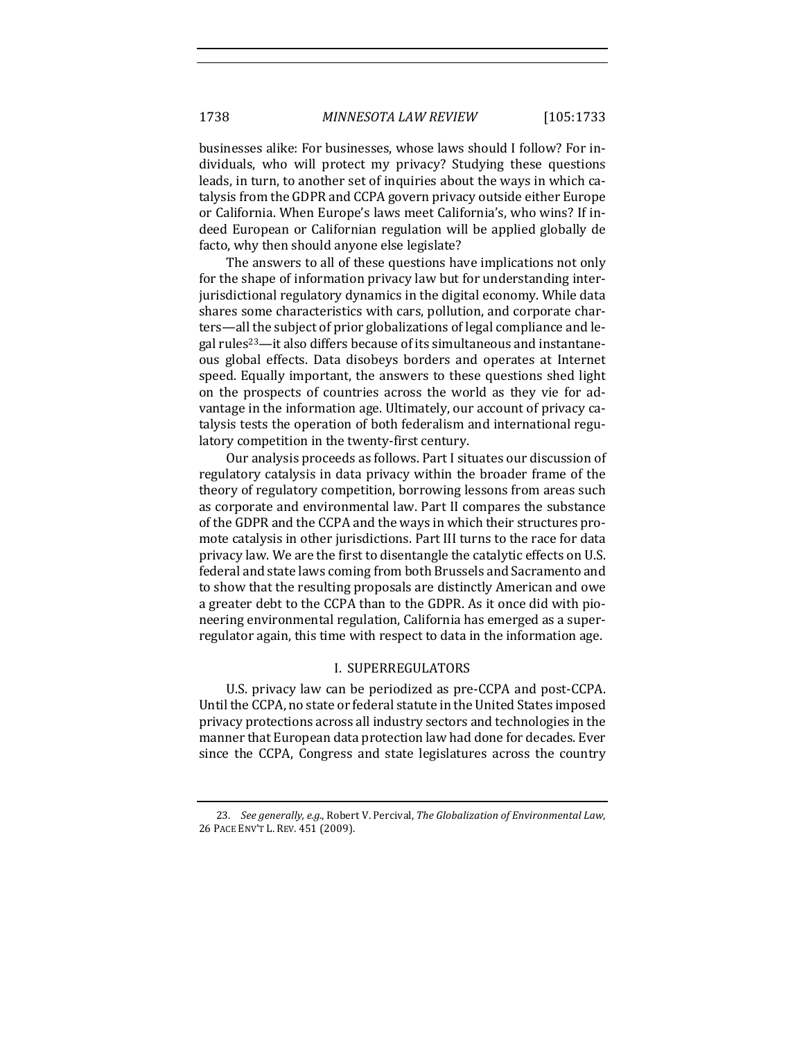businesses alike: For businesses, whose laws should I follow? For individuals, who will protect my privacy? Studying these questions leads, in turn, to another set of inquiries about the ways in which catalysis from the GDPR and CCPA govern privacy outside either Europe or California. When Europe's laws meet California's, who wins? If indeed European or Californian regulation will be applied globally de facto, why then should anyone else legislate?

The answers to all of these questions have implications not only for the shape of information privacy law but for understanding interjurisdictional regulatory dynamics in the digital economy. While data shares some characteristics with cars, pollution, and corporate charters—all the subject of prior globalizations of legal compliance and legal rules[23]—it also differs because of its simultaneous and instantaneous global effects. Data disobeys borders and operates at Internet speed. Equally important, the answers to these questions shed light on the prospects of countries across the world as they vie for advantage in the information age. Ultimately, our account of privacy catalysis tests the operation of both federalism and international regulatory competition in the twenty-first century.

Our analysis proceeds as follows. Part I situates our discussion of regulatory catalysis in data privacy within the broader frame of the theory of regulatory competition, borrowing lessons from areas such as corporate and environmental law. Part II compares the substance of the GDPR and the CCPA and the ways in which their structures promote catalysis in other jurisdictions. Part III turns to the race for data privacy law. We are the first to disentangle the catalytic effects on U.S. federal and state laws coming from both Brussels and Sacramento and to show that the resulting proposals are distinctly American and owe a greater debt to the CCPA than to the GDPR. As it once did with pioneering environmental regulation, California has emerged as a superregulator again, this time with respect to data in the information age.

## I. SUPERREGULATORS

U.S. privacy law can be periodized as pre-CCPA and post-CCPA. Until the CCPA, no state or federal statute in the United States imposed privacy protections across all industry sectors and technologies in the manner that European data protection law had done for decades. Ever since the CCPA, Congress and state legislatures across the country

---

23. *See generally, e.g.*, Robert V. Percival, *The Globalization of Environmental Law*, 26 PACE ENV'T L. REV. 451 (2009).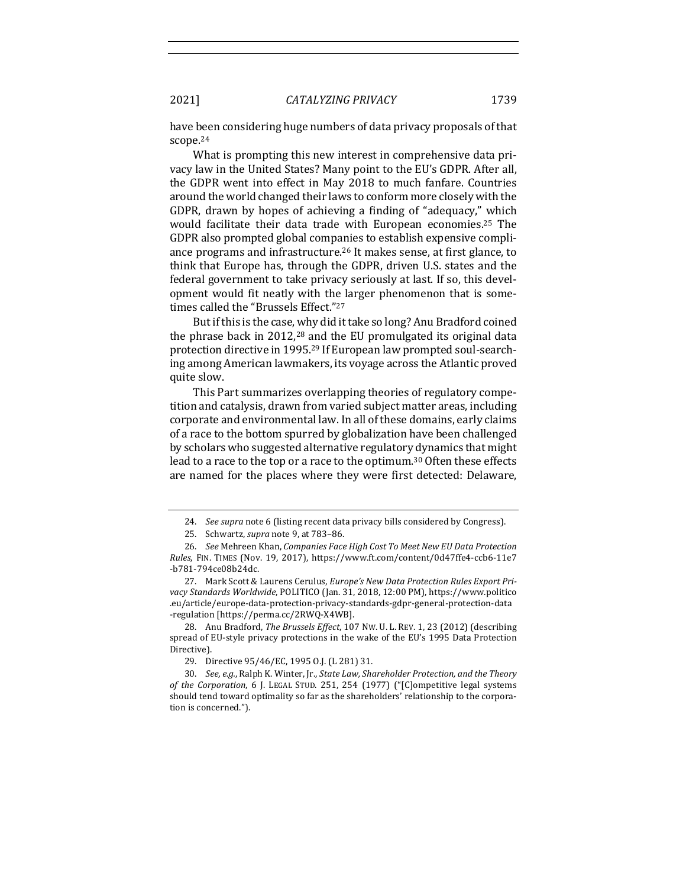have been considering huge numbers of data privacy proposals of that scope.[24]

What is prompting this new interest in comprehensive data privacy law in the United States? Many point to the EU's GDPR. After all, the GDPR went into effect in May 2018 to much fanfare. Countries around the world changed their laws to conform more closely with the GDPR, drawn by hopes of achieving a finding of "adequacy," which would facilitate their data trade with European economies.[25] The GDPR also prompted global companies to establish expensive compliance programs and infrastructure.[26] It makes sense, at first glance, to think that Europe has, through the GDPR, driven U.S. states and the federal government to take privacy seriously at last. If so, this development would fit neatly with the larger phenomenon that is sometimes called the "Brussels Effect."[27]

But if this is the case, why did it take so long? Anu Bradford coined the phrase back in 2012,[28] and the EU promulgated its original data protection directive in 1995.[29] If European law prompted soul-searching among American lawmakers, its voyage across the Atlantic proved quite slow.

This Part summarizes overlapping theories of regulatory competition and catalysis, drawn from varied subject matter areas, including corporate and environmental law. In all of these domains, early claims of a race to the bottom spurred by globalization have been challenged by scholars who suggested alternative regulatory dynamics that might lead to a race to the top or a race to the optimum.[30] Often these effects are named for the places where they were first detected: Delaware,

---

24. *See supra* note 6 (listing recent data privacy bills considered by Congress).

25. Schwartz, *supra* note 9, at 783–86.

26. *See* Mehreen Khan, *Companies Face High Cost To Meet New EU Data Protection Rules*, FIN. TIMES (Nov. 19, 2017), https://www.ft.com/content/0d47ffe4-ccb6-11e7-b781-794ce08b24dc.

27. Mark Scott & Laurens Cerulus, *Europe's New Data Protection Rules Export Privacy Standards Worldwide*, POLITICO (Jan. 31, 2018, 12:00 PM), https://www.politico.eu/article/europe-data-protection-privacy-standards-gdpr-general-protection-data-regulation [https://perma.cc/2RWQ-X4WB].

28. Anu Bradford, *The Brussels Effect*, 107 NW. U. L. REV. 1, 23 (2012) (describing spread of EU-style privacy protections in the wake of the EU's 1995 Data Protection Directive).

29. Directive 95/46/EC, 1995 O.J. (L 281) 31.

30. *See, e.g.*, Ralph K. Winter, Jr., *State Law, Shareholder Protection, and the Theory of the Corporation*, 6 J. LEGAL STUD. 251, 254 (1977) ("[C]ompetitive legal systems should tend toward optimality so far as the shareholders' relationship to the corporation is concerned.").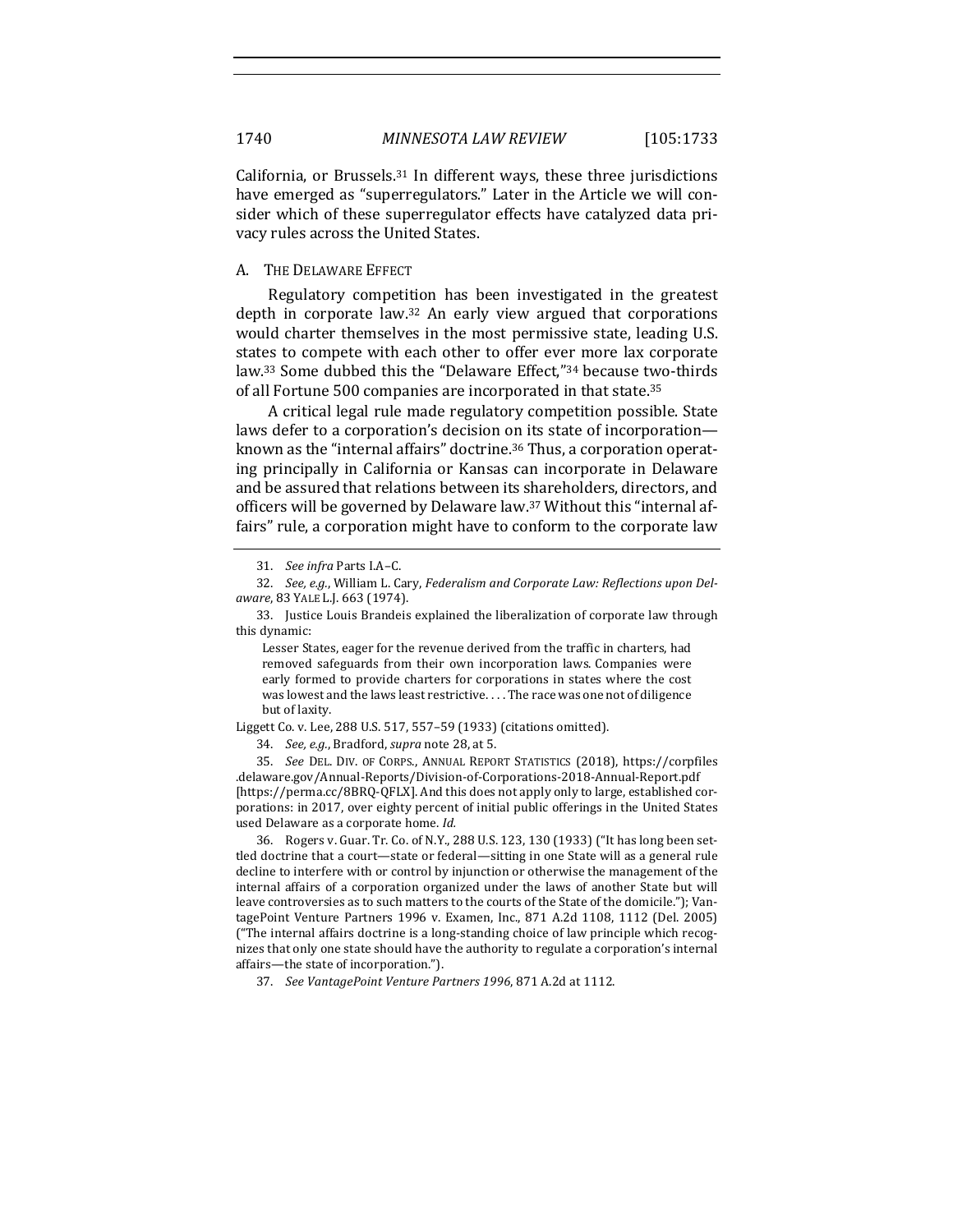California, or Brussels.[31] In different ways, these three jurisdictions have emerged as "superregulators." Later in the Article we will consider which of these superregulator effects have catalyzed data privacy rules across the United States.

### A. The Delaware Effect

Regulatory competition has been investigated in the greatest depth in corporate law.[32] An early view argued that corporations would charter themselves in the most permissive state, leading U.S. states to compete with each other to offer ever more lax corporate law.[33] Some dubbed this the "Delaware Effect,"[34] because two-thirds of all Fortune 500 companies are incorporated in that state.[35]

A critical legal rule made regulatory competition possible. State laws defer to a corporation's decision on its state of incorporation—known as the "internal affairs" doctrine.[36] Thus, a corporation operating principally in California or Kansas can incorporate in Delaware and be assured that relations between its shareholders, directors, and officers will be governed by Delaware law.[37] Without this "internal affairs" rule, a corporation might have to conform to the corporate law

---

31. *See infra* Parts I.A–C.

32. *See, e.g.*, William L. Cary, *Federalism and Corporate Law: Reflections upon Delaware*, 83 YALE L.J. 663 (1974).

33. Justice Louis Brandeis explained the liberalization of corporate law through this dynamic:

> Lesser States, eager for the revenue derived from the traffic in charters, had removed safeguards from their own incorporation laws. Companies were early formed to provide charters for corporations in states where the cost was lowest and the laws least restrictive. . . . The race was one not of diligence but of laxity.

Liggett Co. v. Lee, 288 U.S. 517, 557–59 (1933) (citations omitted).

34. *See, e.g.*, Bradford, *supra* note 28, at 5.

35. *See* DEL. DIV. OF CORPS., ANNUAL REPORT STATISTICS (2018), https://corpfiles.delaware.gov/Annual-Reports/Division-of-Corporations-2018-Annual-Report.pdf [https://perma.cc/8BRQ-QFLX]. And this does not apply only to large, established corporations: in 2017, over eighty percent of initial public offerings in the United States used Delaware as a corporate home. *Id.*

36. Rogers v. Guar. Tr. Co. of N.Y., 288 U.S. 123, 130 (1933) ("It has long been settled doctrine that a court—state or federal—sitting in one State will as a general rule decline to interfere with or control by injunction or otherwise the management of the internal affairs of a corporation organized under the laws of another State but will leave controversies as to such matters to the courts of the State of the domicile."); VantagePoint Venture Partners 1996 v. Examen, Inc., 871 A.2d 1108, 1112 (Del. 2005) ("The internal affairs doctrine is a long-standing choice of law principle which recognizes that only one state should have the authority to regulate a corporation's internal affairs—the state of incorporation.").

37. *See VantagePoint Venture Partners 1996*, 871 A.2d at 1112.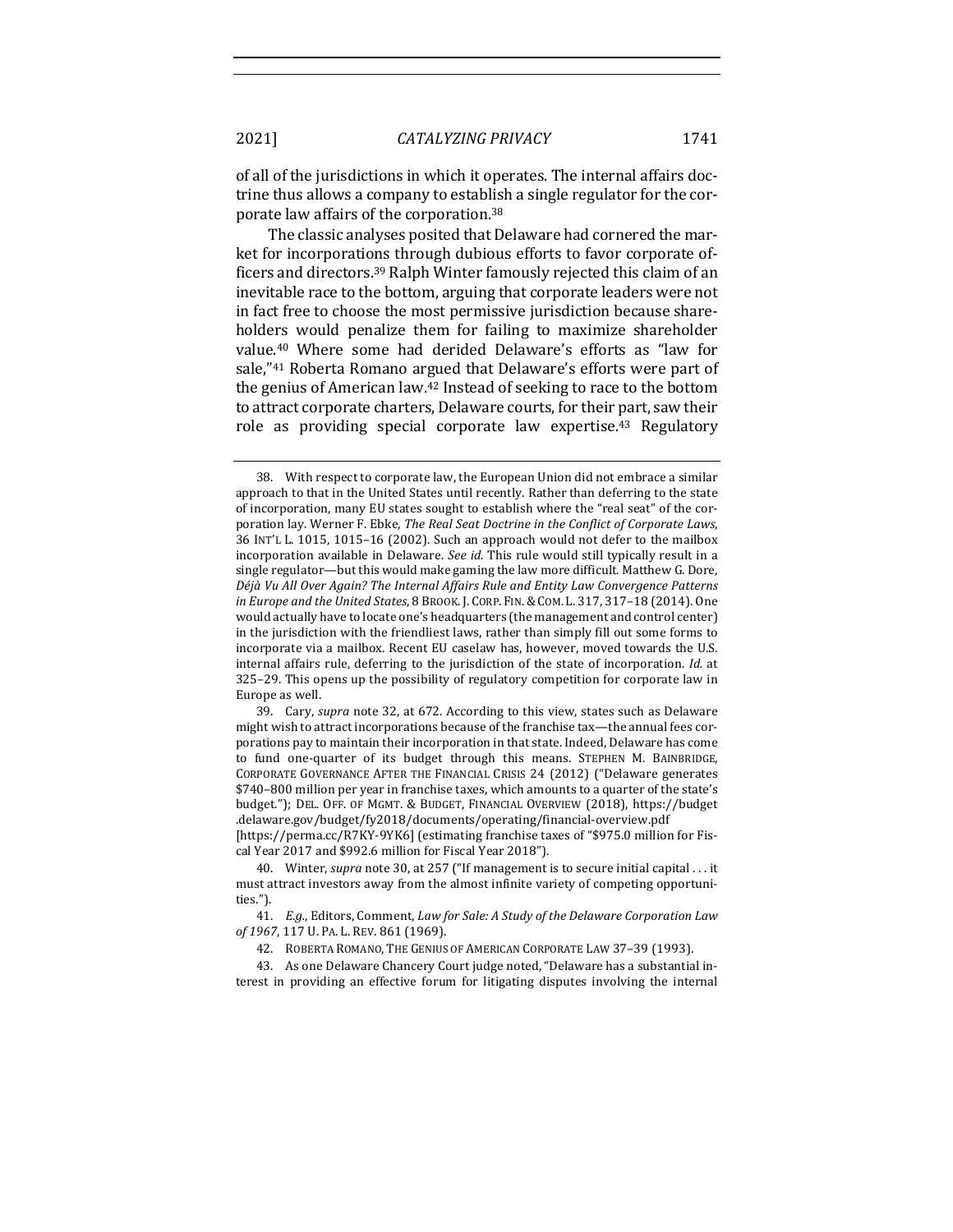of all of the jurisdictions in which it operates. The internal affairs doctrine thus allows a company to establish a single regulator for the corporate law affairs of the corporation.[38]

The classic analyses posited that Delaware had cornered the market for incorporations through dubious efforts to favor corporate officers and directors.[39] Ralph Winter famously rejected this claim of an inevitable race to the bottom, arguing that corporate leaders were not in fact free to choose the most permissive jurisdiction because shareholders would penalize them for failing to maximize shareholder value.[40] Where some had derided Delaware's efforts as "law for sale,"[41] Roberta Romano argued that Delaware's efforts were part of the genius of American law.[42] Instead of seeking to race to the bottom to attract corporate charters, Delaware courts, for their part, saw their role as providing special corporate law expertise.[43] Regulatory

---

38. With respect to corporate law, the European Union did not embrace a similar approach to that in the United States until recently. Rather than deferring to the state of incorporation, many EU states sought to establish where the "real seat" of the corporation lay. Werner F. Ebke, *The Real Seat Doctrine in the Conflict of Corporate Laws*, 36 INT'L L. 1015, 1015–16 (2002). Such an approach would not defer to the mailbox incorporation available in Delaware. *See id.* This rule would still typically result in a single regulator—but this would make gaming the law more difficult. Matthew G. Dore, *Déjà Vu All Over Again? The Internal Affairs Rule and Entity Law Convergence Patterns in Europe and the United States*, 8 BROOK. J. CORP. FIN. & COM. L. 317, 317–18 (2014). One would actually have to locate one's headquarters (the management and control center) in the jurisdiction with the friendliest laws, rather than simply fill out some forms to incorporate via a mailbox. Recent EU caselaw has, however, moved towards the U.S. internal affairs rule, deferring to the jurisdiction of the state of incorporation. *Id.* at 325–29. This opens up the possibility of regulatory competition for corporate law in Europe as well.

39. Cary, *supra* note 32, at 672. According to this view, states such as Delaware might wish to attract incorporations because of the franchise tax—the annual fees corporations pay to maintain their incorporation in that state. Indeed, Delaware has come to fund one-quarter of its budget through this means. STEPHEN M. BAINBRIDGE, CORPORATE GOVERNANCE AFTER THE FINANCIAL CRISIS 24 (2012) ("Delaware generates $740–800 million per year in franchise taxes, which amounts to a quarter of the state's budget."); DEL. OFF. OF MGMT. & BUDGET, FINANCIAL OVERVIEW (2018), https://budget.delaware.gov/budget/fy2018/documents/operating/financial-overview.pdf [https://perma.cc/R7KY-9YK6] (estimating franchise taxes of "$975.0 million for Fiscal Year 2017 and $992.6 million for Fiscal Year 2018").

40. Winter, *supra* note 30, at 257 ("If management is to secure initial capital . . . it must attract investors away from the almost infinite variety of competing opportunities.").

41. *E.g.*, Editors, Comment, *Law for Sale: A Study of the Delaware Corporation Law of 1967*, 117 U. PA. L. REV. 861 (1969).

42. ROBERTA ROMANO, THE GENIUS OF AMERICAN CORPORATE LAW 37–39 (1993).

43. As one Delaware Chancery Court judge noted, "Delaware has a substantial interest in providing an effective forum for litigating disputes involving the internal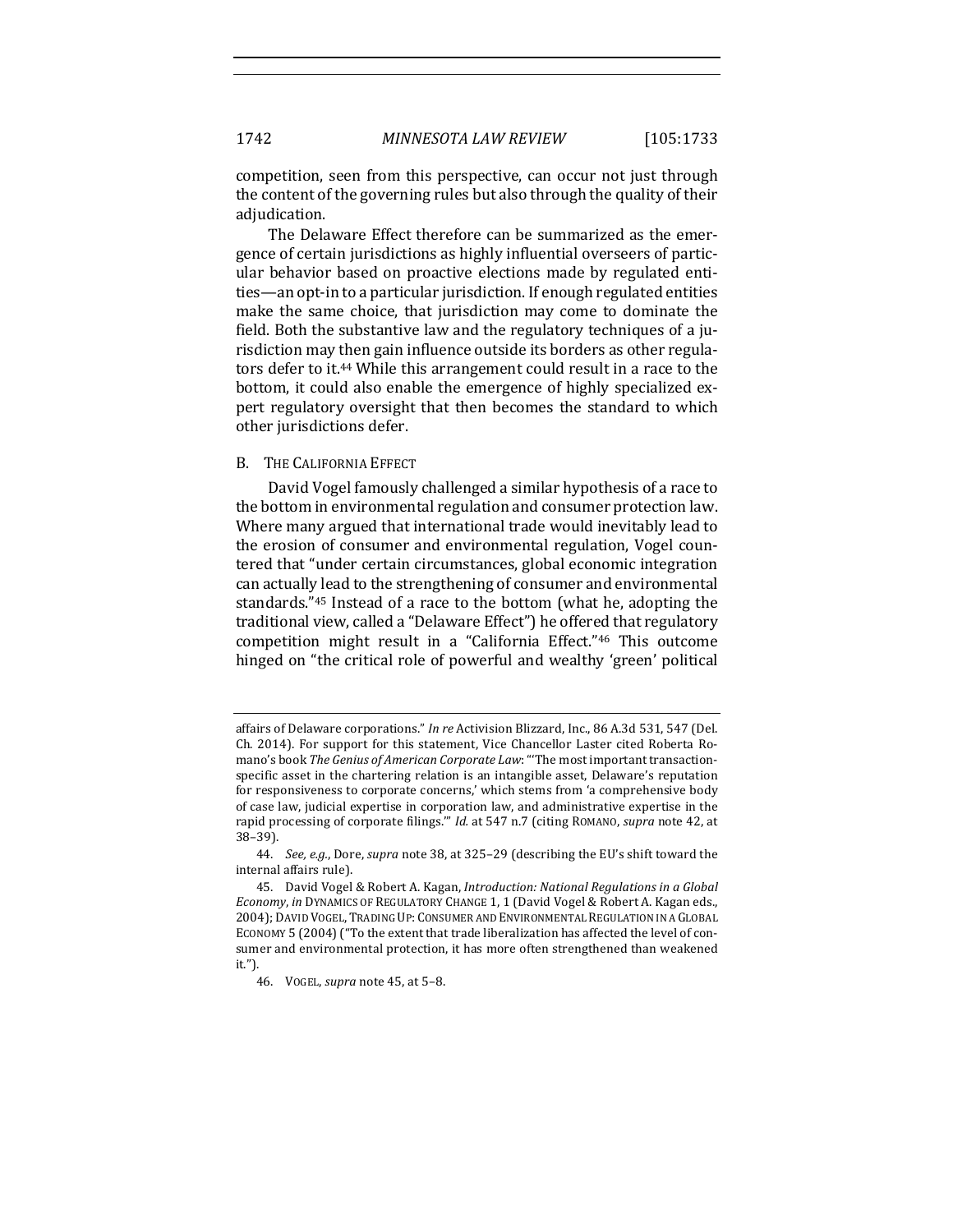competition, seen from this perspective, can occur not just through the content of the governing rules but also through the quality of their adjudication.

The Delaware Effect therefore can be summarized as the emergence of certain jurisdictions as highly influential overseers of particular behavior based on proactive elections made by regulated entities—an opt-in to a particular jurisdiction. If enough regulated entities make the same choice, that jurisdiction may come to dominate the field. Both the substantive law and the regulatory techniques of a jurisdiction may then gain influence outside its borders as other regulators defer to it.[44] While this arrangement could result in a race to the bottom, it could also enable the emergence of highly specialized expert regulatory oversight that then becomes the standard to which other jurisdictions defer.

### B. The California Effect

David Vogel famously challenged a similar hypothesis of a race to the bottom in environmental regulation and consumer protection law. Where many argued that international trade would inevitably lead to the erosion of consumer and environmental regulation, Vogel countered that "under certain circumstances, global economic integration can actually lead to the strengthening of consumer and environmental standards."[45] Instead of a race to the bottom (what he, adopting the traditional view, called a "Delaware Effect") he offered that regulatory competition might result in a "California Effect."[46] This outcome hinged on "the critical role of powerful and wealthy 'green' political

---

affairs of Delaware corporations." *In re* Activision Blizzard, Inc., 86 A.3d 531, 547 (Del. Ch. 2014). For support for this statement, Vice Chancellor Laster cited Roberta Romano's book *The Genius of American Corporate Law*: "'The most important transaction-specific asset in the chartering relation is an intangible asset, Delaware's reputation for responsiveness to corporate concerns,' which stems from 'a comprehensive body of case law, judicial expertise in corporation law, and administrative expertise in the rapid processing of corporate filings.'" *Id.* at 547 n.7 (citing ROMANO, *supra* note 42, at 38–39).

44. *See, e.g.*, Dore, *supra* note 38, at 325–29 (describing the EU's shift toward the internal affairs rule).

45. David Vogel & Robert A. Kagan, *Introduction: National Regulations in a Global Economy*, *in* DYNAMICS OF REGULATORY CHANGE 1, 1 (David Vogel & Robert A. Kagan eds., 2004); DAVID VOGEL, TRADING UP: CONSUMER AND ENVIRONMENTAL REGULATION IN A GLOBAL ECONOMY 5 (2004) ("To the extent that trade liberalization has affected the level of consumer and environmental protection, it has more often strengthened than weakened it.").

46. VOGEL, *supra* note 45, at 5–8.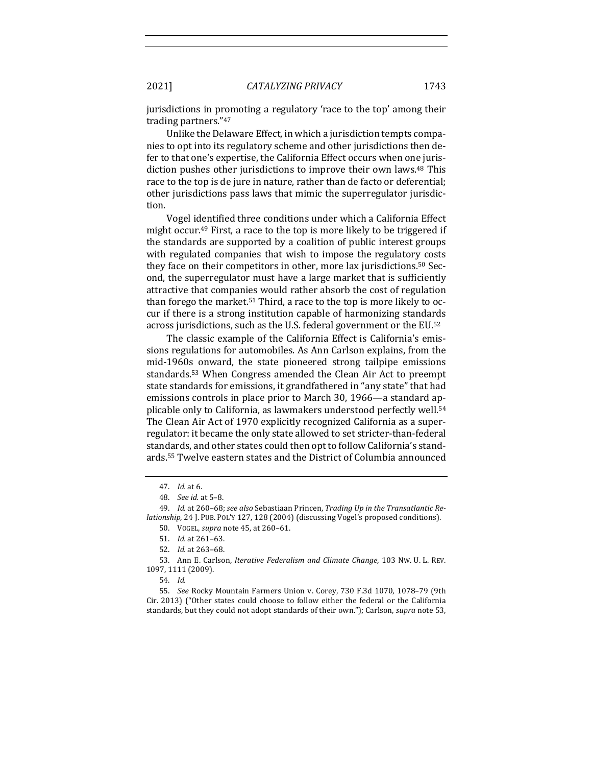jurisdictions in promoting a regulatory 'race to the top' among their trading partners."[47]

Unlike the Delaware Effect, in which a jurisdiction tempts companies to opt into its regulatory scheme and other jurisdictions then defer to that one's expertise, the California Effect occurs when one jurisdiction pushes other jurisdictions to improve their own laws.[48] This race to the top is de jure in nature, rather than de facto or deferential; other jurisdictions pass laws that mimic the superregulator jurisdiction.

Vogel identified three conditions under which a California Effect might occur.[49] First, a race to the top is more likely to be triggered if the standards are supported by a coalition of public interest groups with regulated companies that wish to impose the regulatory costs they face on their competitors in other, more lax jurisdictions.[50] Second, the superregulator must have a large market that is sufficiently attractive that companies would rather absorb the cost of regulation than forego the market.[51] Third, a race to the top is more likely to occur if there is a strong institution capable of harmonizing standards across jurisdictions, such as the U.S. federal government or the EU.[52]

The classic example of the California Effect is California's emissions regulations for automobiles. As Ann Carlson explains, from the mid-1960s onward, the state pioneered strong tailpipe emissions standards.[53] When Congress amended the Clean Air Act to preempt state standards for emissions, it grandfathered in "any state" that had emissions controls in place prior to March 30, 1966—a standard applicable only to California, as lawmakers understood perfectly well.[54] The Clean Air Act of 1970 explicitly recognized California as a superregulator: it became the only state allowed to set stricter-than-federal standards, and other states could then opt to follow California's standards.[55] Twelve eastern states and the District of Columbia announced

---

47. *Id.* at 6.

48. *See id.* at 5–8.

49. *Id.* at 260–68; *see also* Sebastiaan Princen, *Trading Up in the Transatlantic Relationship*, 24 J. PUB. POL'Y 127, 128 (2004) (discussing Vogel's proposed conditions).

50. VOGEL, *supra* note 45, at 260–61.

51. *Id.* at 261–63.

52. *Id.* at 263–68.

53. Ann E. Carlson, *Iterative Federalism and Climate Change*, 103 NW. U. L. REV. 1097, 1111 (2009).

54. *Id.*

55. *See* Rocky Mountain Farmers Union v. Corey, 730 F.3d 1070, 1078–79 (9th Cir. 2013) ("Other states could choose to follow either the federal or the California standards, but they could not adopt standards of their own."); Carlson, *supra* note 53,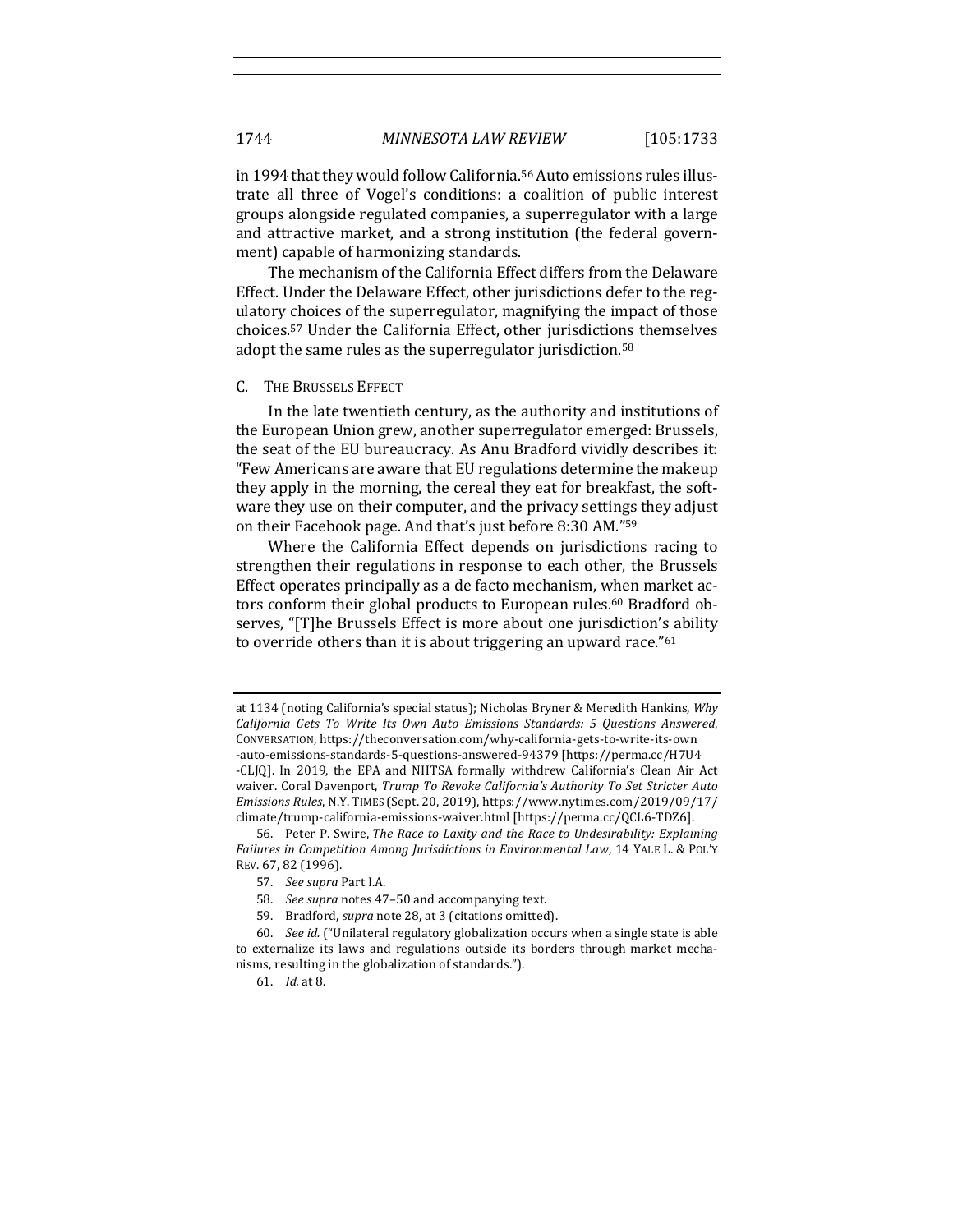in 1994 that they would follow California.[56] Auto emissions rules illustrate all three of Vogel's conditions: a coalition of public interest groups alongside regulated companies, a superregulator with a large and attractive market, and a strong institution (the federal government) capable of harmonizing standards.

The mechanism of the California Effect differs from the Delaware Effect. Under the Delaware Effect, other jurisdictions defer to the regulatory choices of the superregulator, magnifying the impact of those choices.[57] Under the California Effect, other jurisdictions themselves adopt the same rules as the superregulator jurisdiction.[58]

### C. The Brussels Effect

In the late twentieth century, as the authority and institutions of the European Union grew, another superregulator emerged: Brussels, the seat of the EU bureaucracy. As Anu Bradford vividly describes it: "Few Americans are aware that EU regulations determine the makeup they apply in the morning, the cereal they eat for breakfast, the software they use on their computer, and the privacy settings they adjust on their Facebook page. And that's just before 8:30 AM."[59]

Where the California Effect depends on jurisdictions racing to strengthen their regulations in response to each other, the Brussels Effect operates principally as a de facto mechanism, when market actors conform their global products to European rules.[60] Bradford observes, "[T]he Brussels Effect is more about one jurisdiction's ability to override others than it is about triggering an upward race."[61]

---

at 1134 (noting California's special status); Nicholas Bryner & Meredith Hankins, *Why California Gets To Write Its Own Auto Emissions Standards: 5 Questions Answered*, CONVERSATION, https://theconversation.com/why-california-gets-to-write-its-own-auto-emissions-standards-5-questions-answered-94379 [https://perma.cc/H7U4-CLJQ]. In 2019, the EPA and NHTSA formally withdrew California's Clean Air Act waiver. Coral Davenport, *Trump To Revoke California's Authority To Set Stricter Auto Emissions Rules*, N.Y. TIMES (Sept. 20, 2019), https://www.nytimes.com/2019/09/17/climate/trump-california-emissions-waiver.html [https://perma.cc/QCL6-TDZ6].

56. Peter P. Swire, *The Race to Laxity and the Race to Undesirability: Explaining Failures in Competition Among Jurisdictions in Environmental Law*, 14 YALE L. & POL'Y REV. 67, 82 (1996).

57. *See supra* Part I.A.

58. *See supra* notes 47–50 and accompanying text.

59. Bradford, *supra* note 28, at 3 (citations omitted).

60. *See id.* ("Unilateral regulatory globalization occurs when a single state is able to externalize its laws and regulations outside its borders through market mechanisms, resulting in the globalization of standards.").

61. *Id.* at 8.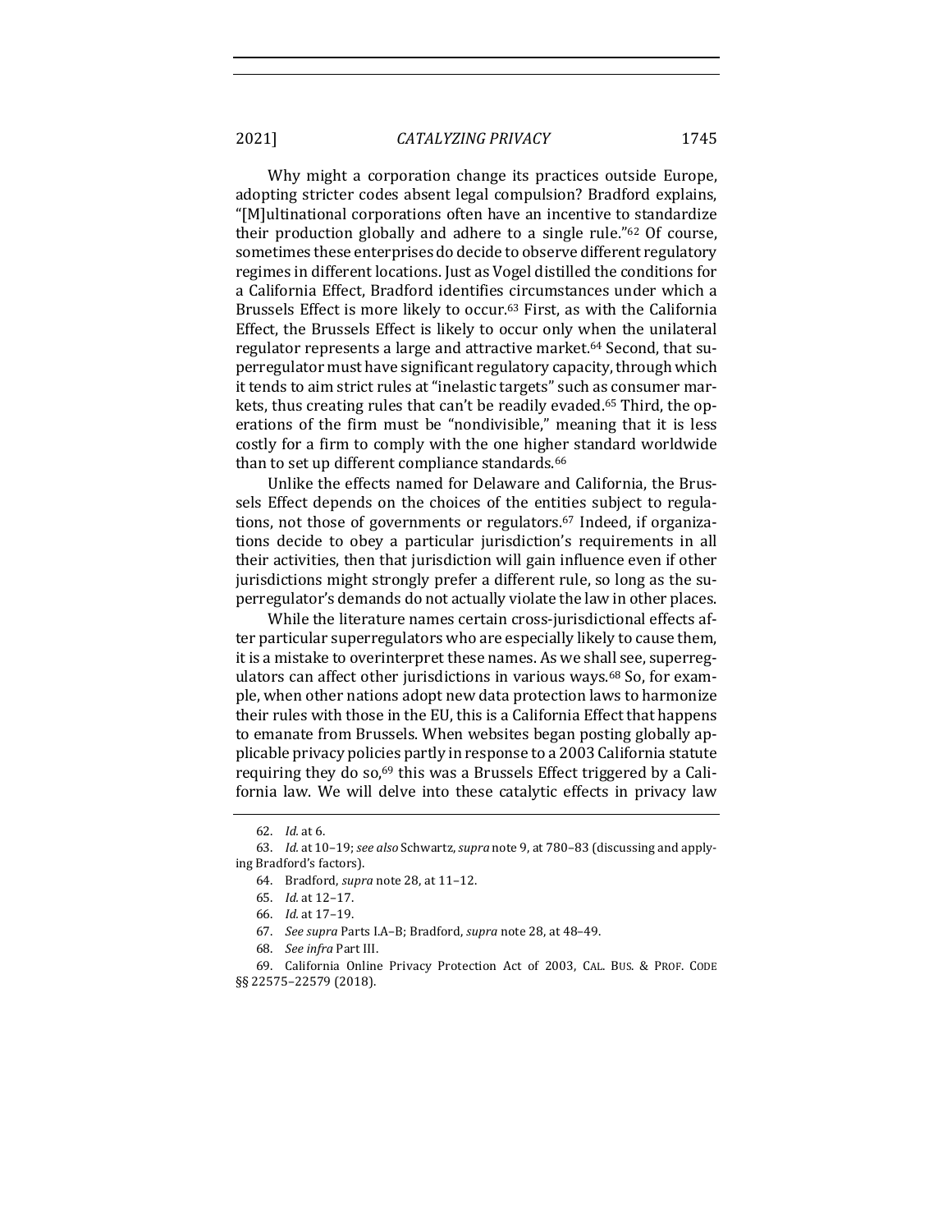Why might a corporation change its practices outside Europe, adopting stricter codes absent legal compulsion? Bradford explains, "[M]ultinational corporations often have an incentive to standardize their production globally and adhere to a single rule."[62] Of course, sometimes these enterprises do decide to observe different regulatory regimes in different locations. Just as Vogel distilled the conditions for a California Effect, Bradford identifies circumstances under which a Brussels Effect is more likely to occur.[63] First, as with the California Effect, the Brussels Effect is likely to occur only when the unilateral regulator represents a large and attractive market.[64] Second, that superregulator must have significant regulatory capacity, through which it tends to aim strict rules at "inelastic targets" such as consumer markets, thus creating rules that can't be readily evaded.[65] Third, the operations of the firm must be "nondivisible," meaning that it is less costly for a firm to comply with the one higher standard worldwide than to set up different compliance standards.[66]

Unlike the effects named for Delaware and California, the Brussels Effect depends on the choices of the entities subject to regulations, not those of governments or regulators.[67] Indeed, if organizations decide to obey a particular jurisdiction's requirements in all their activities, then that jurisdiction will gain influence even if other jurisdictions might strongly prefer a different rule, so long as the superregulator's demands do not actually violate the law in other places.

While the literature names certain cross-jurisdictional effects after particular superregulators who are especially likely to cause them, it is a mistake to overinterpret these names. As we shall see, superregulators can affect other jurisdictions in various ways.[68] So, for example, when other nations adopt new data protection laws to harmonize their rules with those in the EU, this is a California Effect that happens to emanate from Brussels. When websites began posting globally applicable privacy policies partly in response to a 2003 California statute requiring they do so,[69] this was a Brussels Effect triggered by a California law. We will delve into these catalytic effects in privacy law

---

62. *Id.* at 6.

63. *Id.* at 10–19; *see also* Schwartz, *supra* note 9, at 780–83 (discussing and applying Bradford's factors).

64. Bradford, *supra* note 28, at 11–12.

65. *Id.* at 12–17.

66. *Id.* at 17–19.

67. *See supra* Parts I.A–B; Bradford, *supra* note 28, at 48–49.

68. *See infra* Part III.

69. California Online Privacy Protection Act of 2003, CAL. BUS. & PROF. CODE §§ 22575–22579 (2018).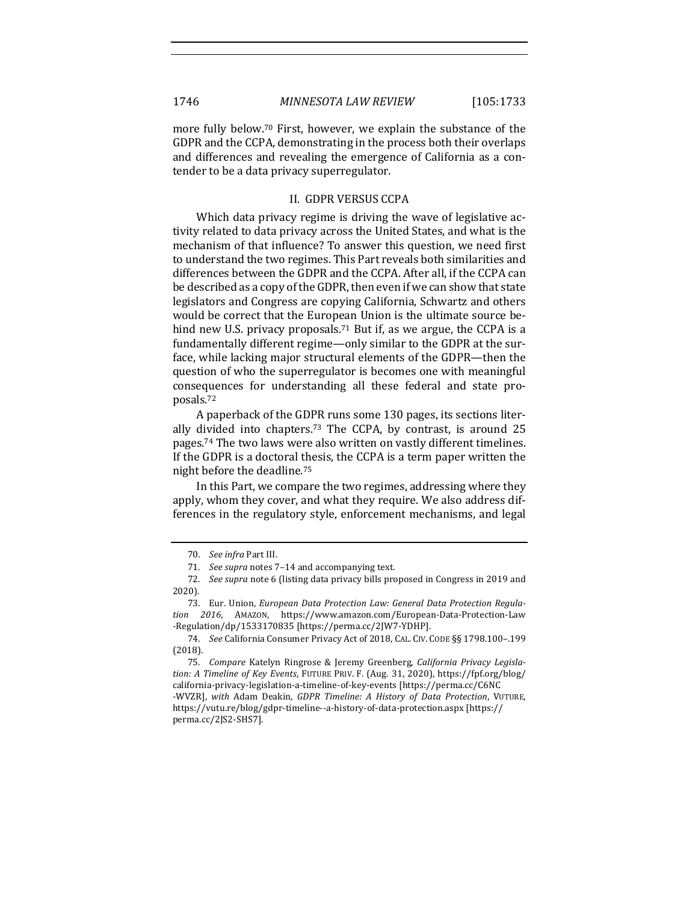more fully below.[70] First, however, we explain the substance of the GDPR and the CCPA, demonstrating in the process both their overlaps and differences and revealing the emergence of California as a contender to be a data privacy superregulator.

## II. GDPR VERSUS CCPA

Which data privacy regime is driving the wave of legislative activity related to data privacy across the United States, and what is the mechanism of that influence? To answer this question, we need first to understand the two regimes. This Part reveals both similarities and differences between the GDPR and the CCPA. After all, if the CCPA can be described as a copy of the GDPR, then even if we can show that state legislators and Congress are copying California, Schwartz and others would be correct that the European Union is the ultimate source behind new U.S. privacy proposals.[71] But if, as we argue, the CCPA is a fundamentally different regime—only similar to the GDPR at the surface, while lacking major structural elements of the GDPR—then the question of who the superregulator is becomes one with meaningful consequences for understanding all these federal and state proposals.[72]

A paperback of the GDPR runs some 130 pages, its sections literally divided into chapters.[73] The CCPA, by contrast, is around 25 pages.[74] The two laws were also written on vastly different timelines. If the GDPR is a doctoral thesis, the CCPA is a term paper written the night before the deadline.[75]

In this Part, we compare the two regimes, addressing where they apply, whom they cover, and what they require. We also address differences in the regulatory style, enforcement mechanisms, and legal

---

70. *See infra* Part III.

71. *See supra* notes 7–14 and accompanying text.

72. *See supra* note 6 (listing data privacy bills proposed in Congress in 2019 and 2020).

73. Eur. Union, *European Data Protection Law: General Data Protection Regulation 2016*, AMAZON, https://www.amazon.com/European-Data-Protection-Law-Regulation/dp/1533170835 [https://perma.cc/2JW7-YDHP].

74. *See* California Consumer Privacy Act of 2018, CAL. CIV. CODE §§ 1798.100–.199 (2018).

75. *Compare* Katelyn Ringrose & Jeremy Greenberg, *California Privacy Legislation: A Timeline of Key Events*, FUTURE PRIV. F. (Aug. 31, 2020), https://fpf.org/blog/california-privacy-legislation-a-timeline-of-key-events [https://perma.cc/C6NC-WVZR], *with* Adam Deakin, *GDPR Timeline: A History of Data Protection*, VUTURE, https://vutu.re/blog/gdpr-timeline--a-history-of-data-protection.aspx [https://perma.cc/2JS2-SHS7].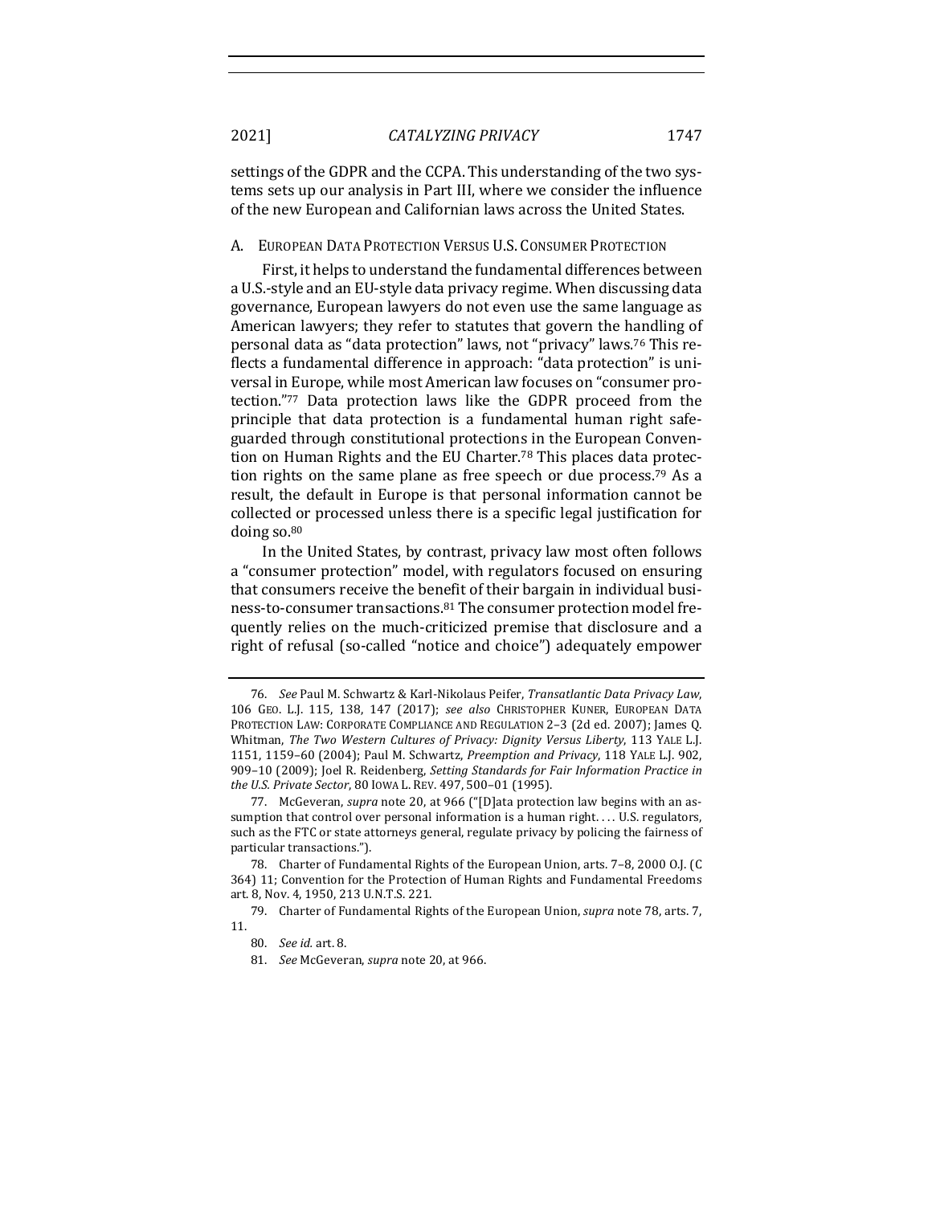settings of the GDPR and the CCPA. This understanding of the two systems sets up our analysis in Part III, where we consider the influence of the new European and Californian laws across the United States.

### A. European Data Protection Versus U.S. Consumer Protection

First, it helps to understand the fundamental differences between a U.S.-style and an EU-style data privacy regime. When discussing data governance, European lawyers do not even use the same language as American lawyers; they refer to statutes that govern the handling of personal data as "data protection" laws, not "privacy" laws.[76] This reflects a fundamental difference in approach: "data protection" is universal in Europe, while most American law focuses on "consumer protection."[77] Data protection laws like the GDPR proceed from the principle that data protection is a fundamental human right safeguarded through constitutional protections in the European Convention on Human Rights and the EU Charter.[78] This places data protection rights on the same plane as free speech or due process.[79] As a result, the default in Europe is that personal information cannot be collected or processed unless there is a specific legal justification for doing so.[80]

In the United States, by contrast, privacy law most often follows a "consumer protection" model, with regulators focused on ensuring that consumers receive the benefit of their bargain in individual business-to-consumer transactions.[81] The consumer protection model frequently relies on the much-criticized premise that disclosure and a right of refusal (so-called "notice and choice") adequately empower

---

76. *See* Paul M. Schwartz & Karl-Nikolaus Peifer, *Transatlantic Data Privacy Law*, 106 Geo. L.J. 115, 138, 147 (2017); *see also* Christopher Kuner, European Data Protection Law: Corporate Compliance and Regulation 2–3 (2d ed. 2007); James Q. Whitman, *The Two Western Cultures of Privacy: Dignity Versus Liberty*, 113 Yale L.J. 1151, 1159–60 (2004); Paul M. Schwartz, *Preemption and Privacy*, 118 Yale L.J. 902, 909–10 (2009); Joel R. Reidenberg, *Setting Standards for Fair Information Practice in the U.S. Private Sector*, 80 Iowa L. Rev. 497, 500–01 (1995).

77. McGeveran, *supra* note 20, at 966 ("[D]ata protection law begins with an assumption that control over personal information is a human right. . . . U.S. regulators, such as the FTC or state attorneys general, regulate privacy by policing the fairness of particular transactions.").

78. Charter of Fundamental Rights of the European Union, arts. 7–8, 2000 O.J. (C 364) 11; Convention for the Protection of Human Rights and Fundamental Freedoms art. 8, Nov. 4, 1950, 213 U.N.T.S. 221.

79. Charter of Fundamental Rights of the European Union, *supra* note 78, arts. 7, 11.

80. *See id.* art. 8.

81. *See* McGeveran, *supra* note 20, at 966.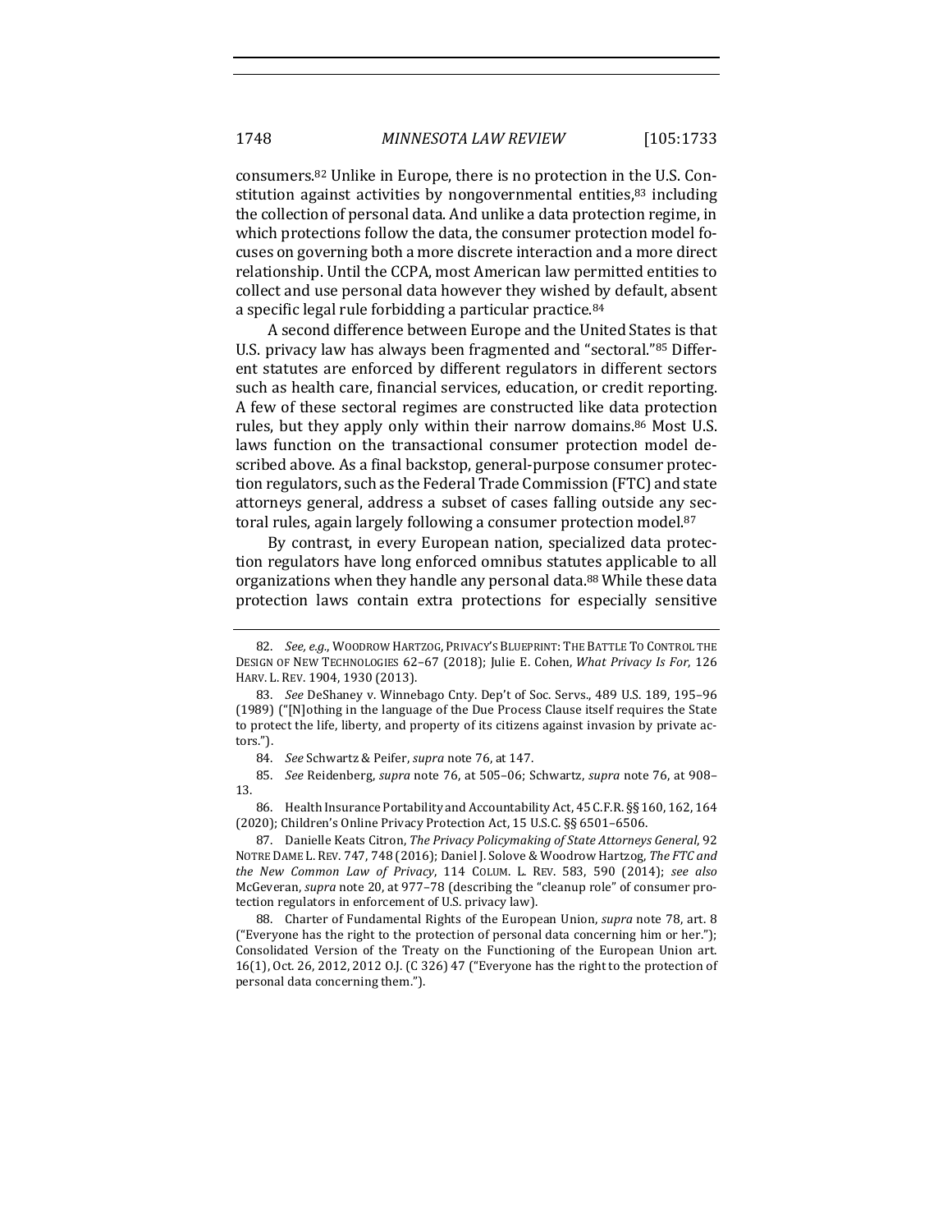consumers.[82] Unlike in Europe, there is no protection in the U.S. Constitution against activities by nongovernmental entities,[83] including the collection of personal data. And unlike a data protection regime, in which protections follow the data, the consumer protection model focuses on governing both a more discrete interaction and a more direct relationship. Until the CCPA, most American law permitted entities to collect and use personal data however they wished by default, absent a specific legal rule forbidding a particular practice.[84]

A second difference between Europe and the United States is that U.S. privacy law has always been fragmented and "sectoral."[85] Different statutes are enforced by different regulators in different sectors such as health care, financial services, education, or credit reporting. A few of these sectoral regimes are constructed like data protection rules, but they apply only within their narrow domains.[86] Most U.S. laws function on the transactional consumer protection model described above. As a final backstop, general-purpose consumer protection regulators, such as the Federal Trade Commission (FTC) and state attorneys general, address a subset of cases falling outside any sectoral rules, again largely following a consumer protection model.[87]

By contrast, in every European nation, specialized data protection regulators have long enforced omnibus statutes applicable to all organizations when they handle any personal data.[88] While these data protection laws contain extra protections for especially sensitive

---

82. *See, e.g.*, WOODROW HARTZOG, PRIVACY'S BLUEPRINT: THE BATTLE TO CONTROL THE DESIGN OF NEW TECHNOLOGIES 62–67 (2018); Julie E. Cohen, *What Privacy Is For*, 126 HARV. L. REV. 1904, 1930 (2013).

83. *See* DeShaney v. Winnebago Cnty. Dep't of Soc. Servs., 489 U.S. 189, 195–96 (1989) ("[N]othing in the language of the Due Process Clause itself requires the State to protect the life, liberty, and property of its citizens against invasion by private actors.").

84. *See* Schwartz & Peifer, *supra* note 76, at 147.

85. *See* Reidenberg, *supra* note 76, at 505–06; Schwartz, *supra* note 76, at 908–13.

86. Health Insurance Portability and Accountability Act, 45 C.F.R. §§ 160, 162, 164 (2020); Children's Online Privacy Protection Act, 15 U.S.C. §§ 6501–6506.

87. Danielle Keats Citron, *The Privacy Policymaking of State Attorneys General*, 92 NOTRE DAME L. REV. 747, 748 (2016); Daniel J. Solove & Woodrow Hartzog, *The FTC and the New Common Law of Privacy*, 114 COLUM. L. REV. 583, 590 (2014); *see also* McGeveran, *supra* note 20, at 977–78 (describing the "cleanup role" of consumer protection regulators in enforcement of U.S. privacy law).

88. Charter of Fundamental Rights of the European Union, *supra* note 78, art. 8 ("Everyone has the right to the protection of personal data concerning him or her."); Consolidated Version of the Treaty on the Functioning of the European Union art. 16(1), Oct. 26, 2012, 2012 O.J. (C 326) 47 ("Everyone has the right to the protection of personal data concerning them.").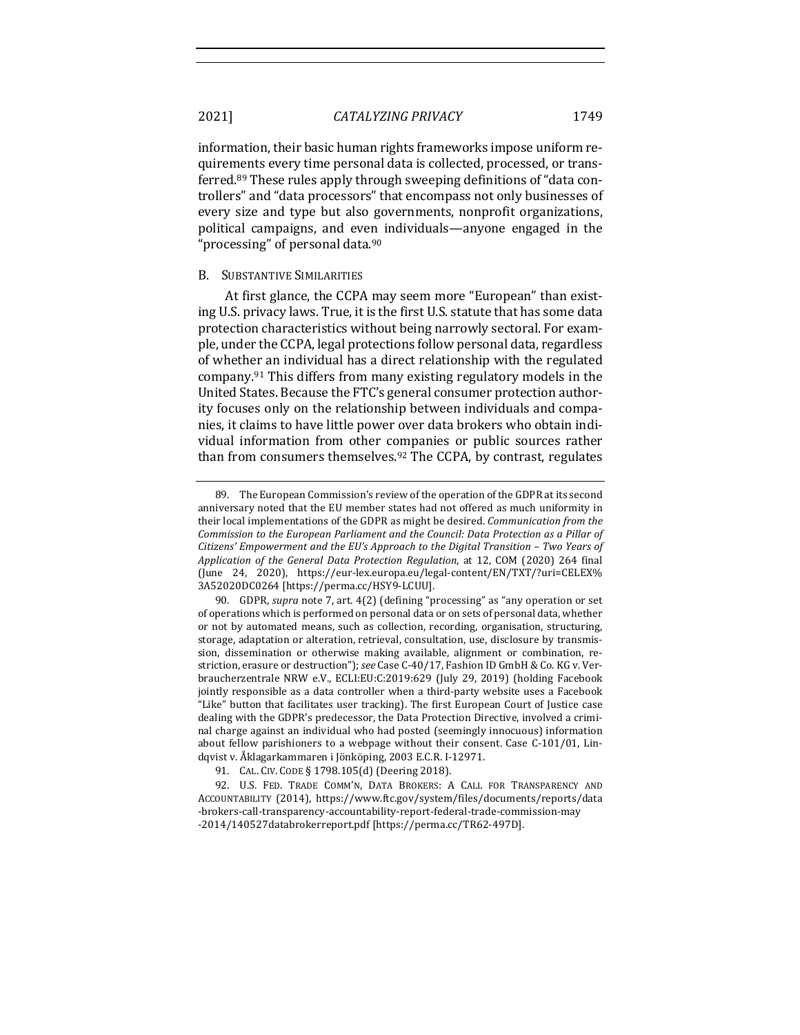information, their basic human rights frameworks impose uniform requirements every time personal data is collected, processed, or transferred.[89] These rules apply through sweeping definitions of "data controllers" and "data processors" that encompass not only businesses of every size and type but also governments, nonprofit organizations, political campaigns, and even individuals—anyone engaged in the "processing" of personal data.[90]

### B. Substantive Similarities

At first glance, the CCPA may seem more "European" than existing U.S. privacy laws. True, it is the first U.S. statute that has some data protection characteristics without being narrowly sectoral. For example, under the CCPA, legal protections follow personal data, regardless of whether an individual has a direct relationship with the regulated company.[91] This differs from many existing regulatory models in the United States. Because the FTC's general consumer protection authority focuses only on the relationship between individuals and companies, it claims to have little power over data brokers who obtain individual information from other companies or public sources rather than from consumers themselves.[92] The CCPA, by contrast, regulates

---

89. The European Commission's review of the operation of the GDPR at its second anniversary noted that the EU member states had not offered as much uniformity in their local implementations of the GDPR as might be desired. *Communication from the Commission to the European Parliament and the Council: Data Protection as a Pillar of Citizens' Empowerment and the EU's Approach to the Digital Transition – Two Years of Application of the General Data Protection Regulation*, at 12, COM (2020) 264 final (June 24, 2020), https://eur-lex.europa.eu/legal-content/EN/TXT/?uri=CELEX%3A52020DC0264 [https://perma.cc/HSY9-LCUU].

90. GDPR, *supra* note 7, art. 4(2) (defining "processing" as "any operation or set of operations which is performed on personal data or on sets of personal data, whether or not by automated means, such as collection, recording, organisation, structuring, storage, adaptation or alteration, retrieval, consultation, use, disclosure by transmission, dissemination or otherwise making available, alignment or combination, restriction, erasure or destruction"); *see* Case C-40/17, Fashion ID GmbH & Co. KG v. Verbraucherzentrale NRW e.V., ECLI:EU:C:2019:629 (July 29, 2019) (holding Facebook jointly responsible as a data controller when a third-party website uses a Facebook "Like" button that facilitates user tracking). The first European Court of Justice case dealing with the GDPR's predecessor, the Data Protection Directive, involved a criminal charge against an individual who had posted (seemingly innocuous) information about fellow parishioners to a webpage without their consent. Case C-101/01, Lindqvist v. Åklagarkammaren i Jönköping, 2003 E.C.R. I-12971.

91. Cal. Civ. Code § 1798.105(d) (Deering 2018).

92. U.S. Fed. Trade Comm'n, Data Brokers: A Call for Transparency and Accountability (2014), https://www.ftc.gov/system/files/documents/reports/data-brokers-call-transparency-accountability-report-federal-trade-commission-may-2014/140527databrokerreport.pdf [https://perma.cc/TR62-497D].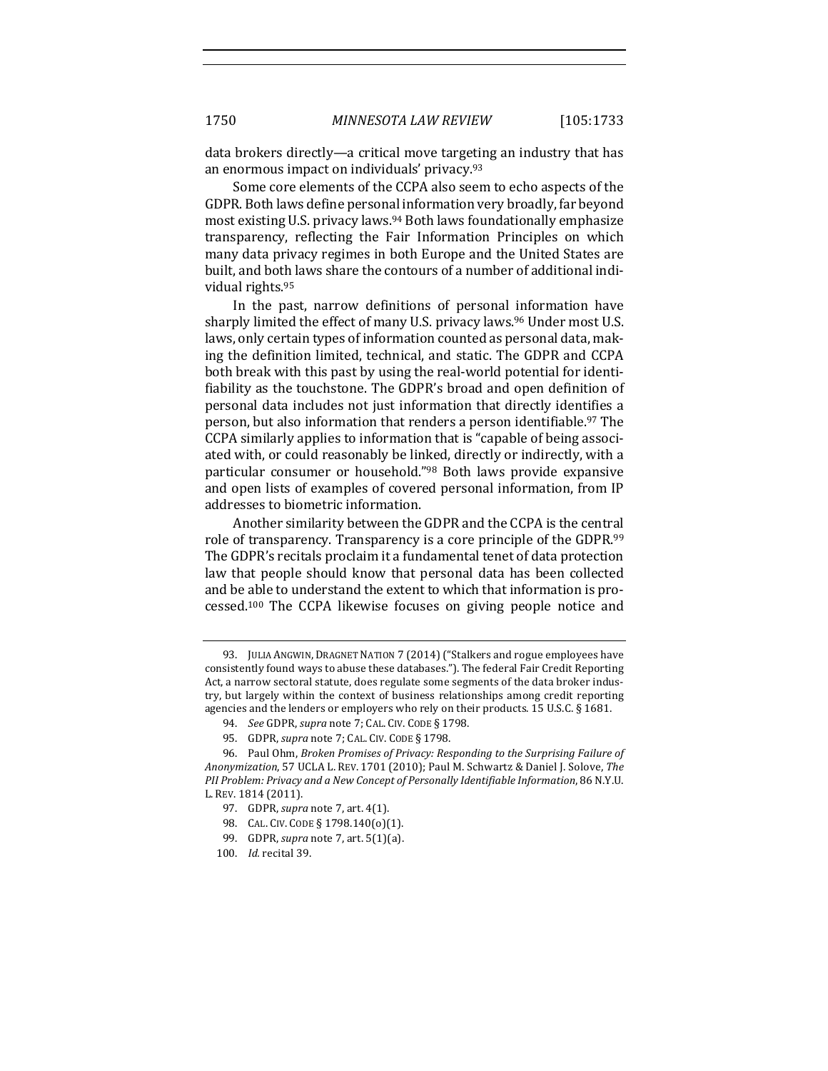data brokers directly—a critical move targeting an industry that has an enormous impact on individuals' privacy.[93]

Some core elements of the CCPA also seem to echo aspects of the GDPR. Both laws define personal information very broadly, far beyond most existing U.S. privacy laws.[94] Both laws foundationally emphasize transparency, reflecting the Fair Information Principles on which many data privacy regimes in both Europe and the United States are built, and both laws share the contours of a number of additional individual rights.[95]

In the past, narrow definitions of personal information have sharply limited the effect of many U.S. privacy laws.[96] Under most U.S. laws, only certain types of information counted as personal data, making the definition limited, technical, and static. The GDPR and CCPA both break with this past by using the real-world potential for identifiability as the touchstone. The GDPR's broad and open definition of personal data includes not just information that directly identifies a person, but also information that renders a person identifiable.[97] The CCPA similarly applies to information that is "capable of being associated with, or could reasonably be linked, directly or indirectly, with a particular consumer or household."[98] Both laws provide expansive and open lists of examples of covered personal information, from IP addresses to biometric information.

Another similarity between the GDPR and the CCPA is the central role of transparency. Transparency is a core principle of the GDPR.[99] The GDPR's recitals proclaim it a fundamental tenet of data protection law that people should know that personal data has been collected and be able to understand the extent to which that information is processed.[100] The CCPA likewise focuses on giving people notice and

---

93. JULIA ANGWIN, DRAGNET NATION 7 (2014) ("Stalkers and rogue employees have consistently found ways to abuse these databases."). The federal Fair Credit Reporting Act, a narrow sectoral statute, does regulate some segments of the data broker industry, but largely within the context of business relationships among credit reporting agencies and the lenders or employers who rely on their products. 15 U.S.C. § 1681.

94. *See* GDPR, *supra* note 7; CAL. CIV. CODE § 1798.

95. GDPR, *supra* note 7; CAL. CIV. CODE § 1798.

96. Paul Ohm, *Broken Promises of Privacy: Responding to the Surprising Failure of Anonymization*, 57 UCLA L. REV. 1701 (2010); Paul M. Schwartz & Daniel J. Solove, *The PII Problem: Privacy and a New Concept of Personally Identifiable Information*, 86 N.Y.U. L. REV. 1814 (2011).

97. GDPR, *supra* note 7, art. 4(1).

98. CAL. CIV. CODE § 1798.140(o)(1).

99. GDPR, *supra* note 7, art. 5(1)(a).

100. *Id.* recital 39.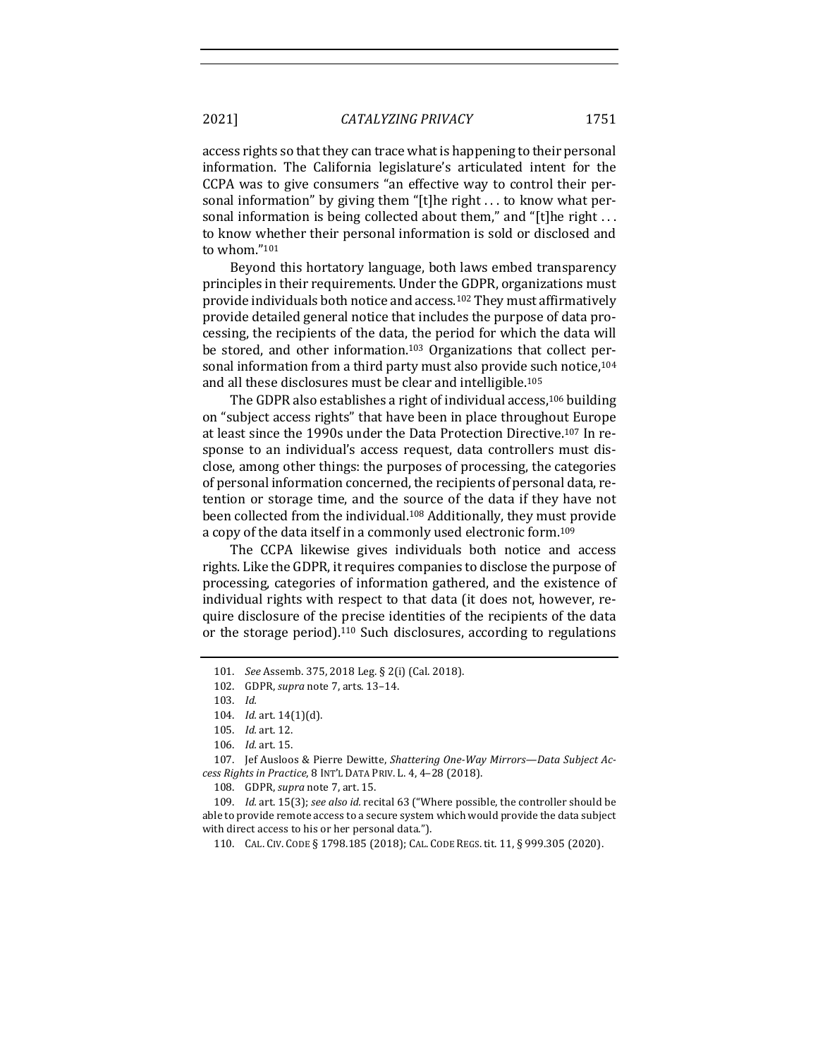access rights so that they can trace what is happening to their personal information. The California legislature's articulated intent for the CCPA was to give consumers "an effective way to control their personal information" by giving them "[t]he right . . . to know what personal information is being collected about them," and "[t]he right . . . to know whether their personal information is sold or disclosed and to whom."[101]

Beyond this hortatory language, both laws embed transparency principles in their requirements. Under the GDPR, organizations must provide individuals both notice and access.[102] They must affirmatively provide detailed general notice that includes the purpose of data processing, the recipients of the data, the period for which the data will be stored, and other information.[103] Organizations that collect personal information from a third party must also provide such notice,[104] and all these disclosures must be clear and intelligible.[105]

The GDPR also establishes a right of individual access,[106] building on "subject access rights" that have been in place throughout Europe at least since the 1990s under the Data Protection Directive.[107] In response to an individual's access request, data controllers must disclose, among other things: the purposes of processing, the categories of personal information concerned, the recipients of personal data, retention or storage time, and the source of the data if they have not been collected from the individual.[108] Additionally, they must provide a copy of the data itself in a commonly used electronic form.[109]

The CCPA likewise gives individuals both notice and access rights. Like the GDPR, it requires companies to disclose the purpose of processing, categories of information gathered, and the existence of individual rights with respect to that data (it does not, however, require disclosure of the precise identities of the recipients of the data or the storage period).[110] Such disclosures, according to regulations

---

101. *See* Assemb. 375, 2018 Leg. § 2(i) (Cal. 2018).

102. GDPR, *supra* note 7, arts. 13–14.

103. *Id.*

104. *Id.* art. 14(1)(d).

105. *Id.* art. 12.

106. *Id.* art. 15.

107. Jef Ausloos & Pierre Dewitte, *Shattering One-Way Mirrors—Data Subject Access Rights in Practice*, 8 INT'L DATA PRIV. L. 4, 4–28 (2018).

108. GDPR, *supra* note 7, art. 15.

109. *Id.* art. 15(3); *see also id.* recital 63 ("Where possible, the controller should be able to provide remote access to a secure system which would provide the data subject with direct access to his or her personal data.").

110. CAL. CIV. CODE § 1798.185 (2018); CAL. CODE REGS. tit. 11, § 999.305 (2020).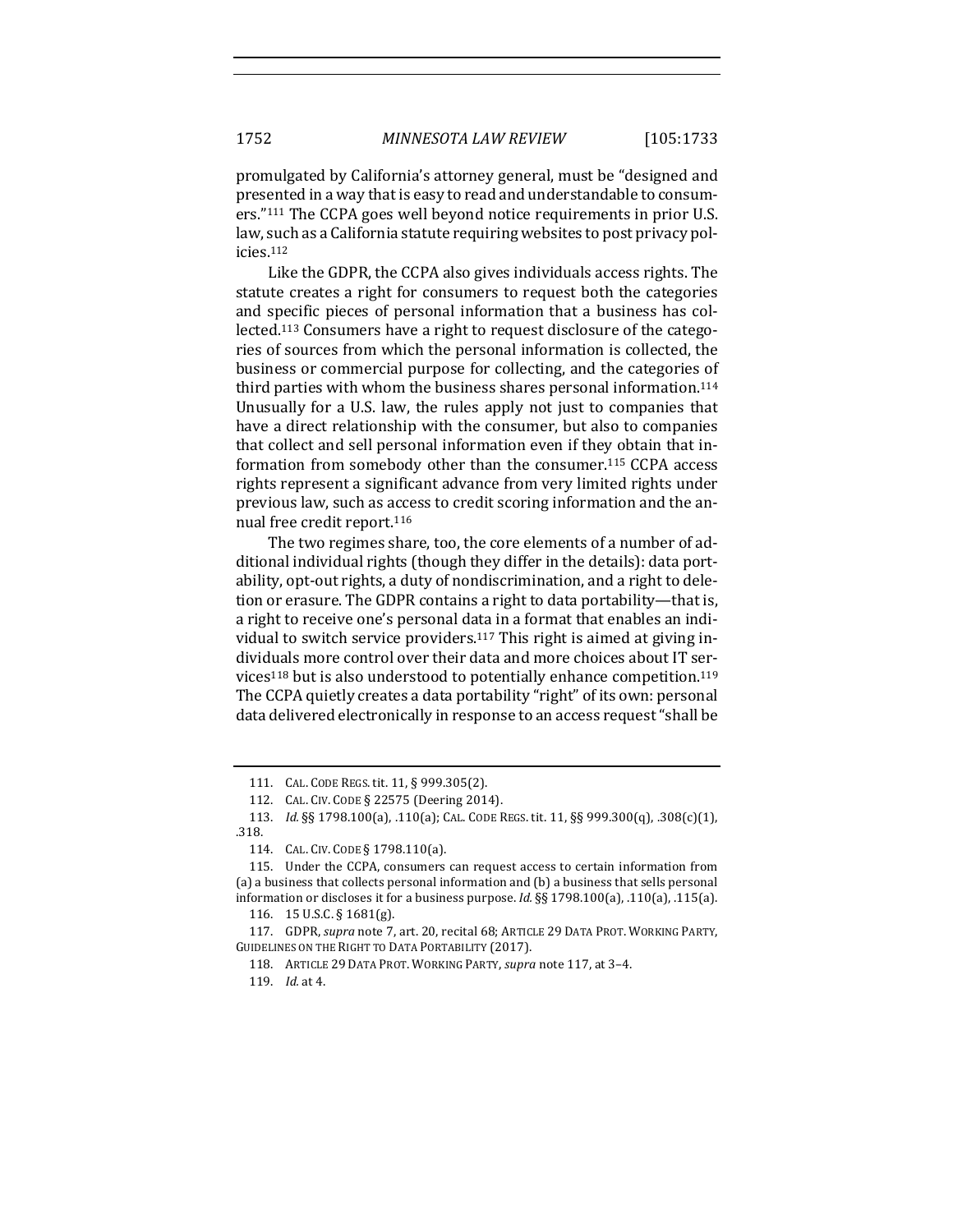promulgated by California's attorney general, must be "designed and presented in a way that is easy to read and understandable to consumers."[111] The CCPA goes well beyond notice requirements in prior U.S. law, such as a California statute requiring websites to post privacy policies.[112]

Like the GDPR, the CCPA also gives individuals access rights. The statute creates a right for consumers to request both the categories and specific pieces of personal information that a business has collected.[113] Consumers have a right to request disclosure of the categories of sources from which the personal information is collected, the business or commercial purpose for collecting, and the categories of third parties with whom the business shares personal information.[114] Unusually for a U.S. law, the rules apply not just to companies that have a direct relationship with the consumer, but also to companies that collect and sell personal information even if they obtain that information from somebody other than the consumer.[115] CCPA access rights represent a significant advance from very limited rights under previous law, such as access to credit scoring information and the annual free credit report.[116]

The two regimes share, too, the core elements of a number of additional individual rights (though they differ in the details): data portability, opt-out rights, a duty of nondiscrimination, and a right to deletion or erasure. The GDPR contains a right to data portability—that is, a right to receive one's personal data in a format that enables an individual to switch service providers.[117] This right is aimed at giving individuals more control over their data and more choices about IT services[118] but is also understood to potentially enhance competition.[119] The CCPA quietly creates a data portability "right" of its own: personal data delivered electronically in response to an access request "shall be

---

111. CAL. CODE REGS. tit. 11, § 999.305(2).

112. CAL. CIV. CODE § 22575 (Deering 2014).

113. *Id.* §§ 1798.100(a), .110(a); CAL. CODE REGS. tit. 11, §§ 999.300(q), .308(c)(1), .318.

114. CAL. CIV. CODE § 1798.110(a).

115. Under the CCPA, consumers can request access to certain information from (a) a business that collects personal information and (b) a business that sells personal information or discloses it for a business purpose. *Id.* §§ 1798.100(a), .110(a), .115(a).

116. 15 U.S.C. § 1681(g).

117. GDPR, *supra* note 7, art. 20, recital 68; ARTICLE 29 DATA PROT. WORKING PARTY, GUIDELINES ON THE RIGHT TO DATA PORTABILITY (2017).

118. ARTICLE 29 DATA PROT. WORKING PARTY, *supra* note 117, at 3–4.

119. *Id.* at 4.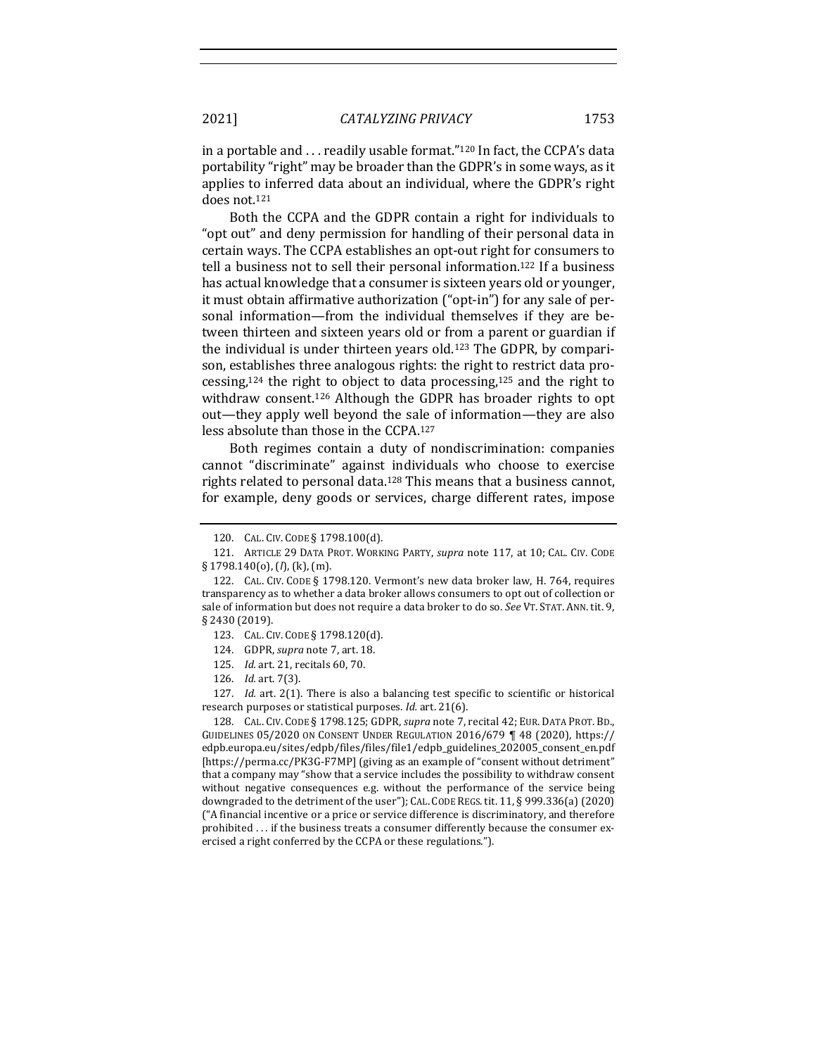in a portable and . . . readily usable format."[120] In fact, the CCPA's data portability "right" may be broader than the GDPR's in some ways, as it applies to inferred data about an individual, where the GDPR's right does not.[121]

Both the CCPA and the GDPR contain a right for individuals to "opt out" and deny permission for handling of their personal data in certain ways. The CCPA establishes an opt-out right for consumers to tell a business not to sell their personal information.[122] If a business has actual knowledge that a consumer is sixteen years old or younger, it must obtain affirmative authorization ("opt-in") for any sale of personal information—from the individual themselves if they are between thirteen and sixteen years old or from a parent or guardian if the individual is under thirteen years old.[123] The GDPR, by comparison, establishes three analogous rights: the right to restrict data processing,[124] the right to object to data processing,[125] and the right to withdraw consent.[126] Although the GDPR has broader rights to opt out—they apply well beyond the sale of information—they are also less absolute than those in the CCPA.[127]

Both regimes contain a duty of nondiscrimination: companies cannot "discriminate" against individuals who choose to exercise rights related to personal data.[128] This means that a business cannot, for example, deny goods or services, charge different rates, impose

---

120. CAL. CIV. CODE § 1798.100(d).

121. ARTICLE 29 DATA PROT. WORKING PARTY, *supra* note 117, at 10; CAL. CIV. CODE § 1798.140(o), (*l*), (k), (m).

122. CAL. CIV. CODE § 1798.120. Vermont's new data broker law, H. 764, requires transparency as to whether a data broker allows consumers to opt out of collection or sale of information but does not require a data broker to do so. *See* VT. STAT. ANN. tit. 9, § 2430 (2019).

123. CAL. CIV. CODE § 1798.120(d).

124. GDPR, *supra* note 7, art. 18.

125. *Id.* art. 21, recitals 60, 70.

126. *Id.* art. 7(3).

127. *Id.* art. 2(1). There is also a balancing test specific to scientific or historical research purposes or statistical purposes. *Id.* art. 21(6).

128. CAL. CIV. CODE § 1798.125; GDPR, *supra* note 7, recital 42; EUR. DATA PROT. BD., GUIDELINES 05/2020 ON CONSENT UNDER REGULATION 2016/679 ¶ 48 (2020), https://edpb.europa.eu/sites/edpb/files/files/file1/edpb_guidelines_202005_consent_en.pdf [https://perma.cc/PK3G-F7MP] (giving as an example of "consent without detriment" that a company may "show that a service includes the possibility to withdraw consent without negative consequences e.g. without the performance of the service being downgraded to the detriment of the user"); CAL. CODE REGS. tit. 11, § 999.336(a) (2020) ("A financial incentive or a price or service difference is discriminatory, and therefore prohibited . . . if the business treats a consumer differently because the consumer exercised a right conferred by the CCPA or these regulations.").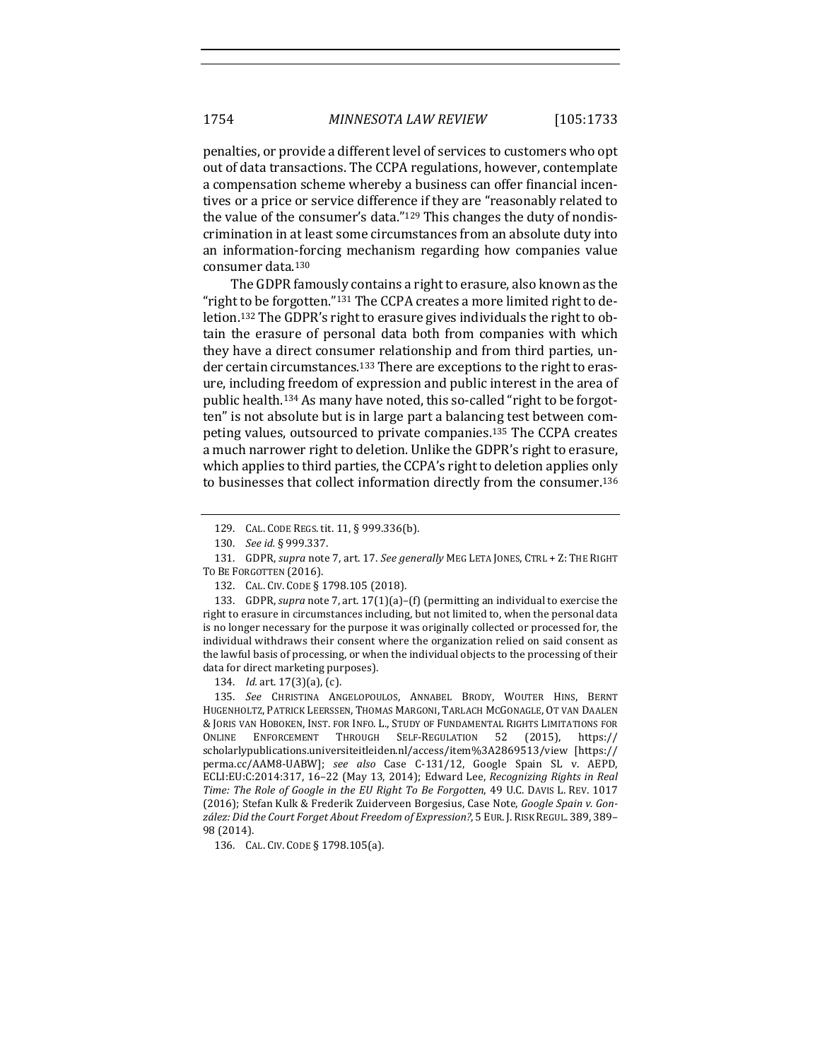penalties, or provide a different level of services to customers who opt out of data transactions. The CCPA regulations, however, contemplate a compensation scheme whereby a business can offer financial incentives or a price or service difference if they are "reasonably related to the value of the consumer's data."[129] This changes the duty of nondiscrimination in at least some circumstances from an absolute duty into an information-forcing mechanism regarding how companies value consumer data.[130]

The GDPR famously contains a right to erasure, also known as the "right to be forgotten."[131] The CCPA creates a more limited right to deletion.[132] The GDPR's right to erasure gives individuals the right to obtain the erasure of personal data both from companies with which they have a direct consumer relationship and from third parties, under certain circumstances.[133] There are exceptions to the right to erasure, including freedom of expression and public interest in the area of public health.[134] As many have noted, this so-called "right to be forgotten" is not absolute but is in large part a balancing test between competing values, outsourced to private companies.[135] The CCPA creates a much narrower right to deletion. Unlike the GDPR's right to erasure, which applies to third parties, the CCPA's right to deletion applies only to businesses that collect information directly from the consumer.[136]

---

129. CAL. CODE REGS. tit. 11, § 999.336(b).

130. *See id.* § 999.337.

131. GDPR, *supra* note 7, art. 17. *See generally* MEG LETA JONES, CTRL + Z: THE RIGHT TO BE FORGOTTEN (2016).

132. CAL. CIV. CODE § 1798.105 (2018).

133. GDPR, *supra* note 7, art. 17(1)(a)–(f) (permitting an individual to exercise the right to erasure in circumstances including, but not limited to, when the personal data is no longer necessary for the purpose it was originally collected or processed for, the individual withdraws their consent where the organization relied on said consent as the lawful basis of processing, or when the individual objects to the processing of their data for direct marketing purposes).

134. *Id.* art. 17(3)(a), (c).

135. *See* CHRISTINA ANGELOPOULOS, ANNABEL BRODY, WOUTER HINS, BERNT HUGENHOLTZ, PATRICK LEERSSEN, THOMAS MARGONI, TARLACH MCGONAGLE, OT VAN DAALEN & JORIS VAN HOBOKEN, INST. FOR INFO. L., STUDY OF FUNDAMENTAL RIGHTS LIMITATIONS FOR ONLINE ENFORCEMENT THROUGH SELF-REGULATION 52 (2015), https://scholarlypublications.universiteitleiden.nl/access/item%3A2869513/view [https://perma.cc/AAM8-UABW]; *see also* Case C-131/12, Google Spain SL v. AEPD, ECLI:EU:C:2014:317, 16–22 (May 13, 2014); Edward Lee, *Recognizing Rights in Real Time: The Role of Google in the EU Right To Be Forgotten*, 49 U.C. DAVIS L. REV. 1017 (2016); Stefan Kulk & Frederik Zuiderveen Borgesius, Case Note, *Google Spain v. González: Did the Court Forget About Freedom of Expression?*, 5 EUR. J. RISK REGUL. 389, 389–98 (2014).

136. CAL. CIV. CODE § 1798.105(a).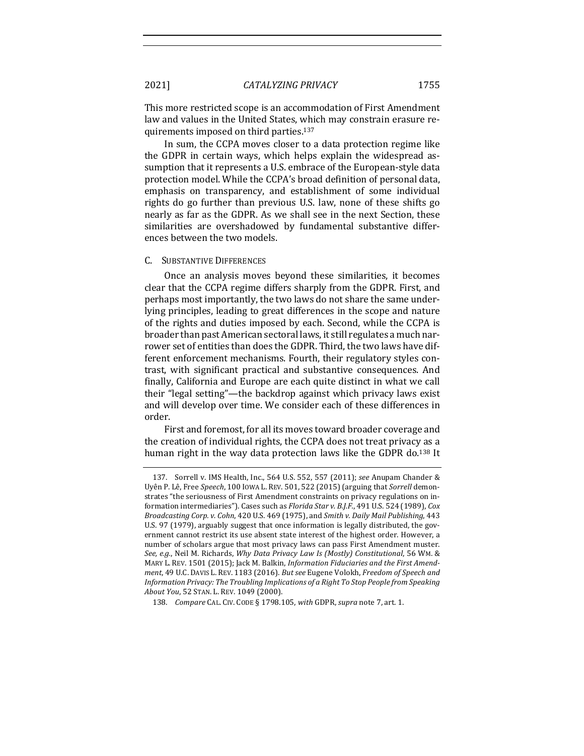This more restricted scope is an accommodation of First Amendment law and values in the United States, which may constrain erasure requirements imposed on third parties.[137]

In sum, the CCPA moves closer to a data protection regime like the GDPR in certain ways, which helps explain the widespread assumption that it represents a U.S. embrace of the European-style data protection model. While the CCPA's broad definition of personal data, emphasis on transparency, and establishment of some individual rights do go further than previous U.S. law, none of these shifts go nearly as far as the GDPR. As we shall see in the next Section, these similarities are overshadowed by fundamental substantive differences between the two models.

### C. Substantive Differences

Once an analysis moves beyond these similarities, it becomes clear that the CCPA regime differs sharply from the GDPR. First, and perhaps most importantly, the two laws do not share the same underlying principles, leading to great differences in the scope and nature of the rights and duties imposed by each. Second, while the CCPA is broader than past American sectoral laws, it still regulates a much narrower set of entities than does the GDPR. Third, the two laws have different enforcement mechanisms. Fourth, their regulatory styles contrast, with significant practical and substantive consequences. And finally, California and Europe are each quite distinct in what we call their "legal setting"—the backdrop against which privacy laws exist and will develop over time. We consider each of these differences in order.

First and foremost, for all its moves toward broader coverage and the creation of individual rights, the CCPA does not treat privacy as a human right in the way data protection laws like the GDPR do.[138] It

---

137. Sorrell v. IMS Health, Inc., 564 U.S. 552, 557 (2011); *see* Anupam Chander & Uyên P. Lê, Free *Speech*, 100 IOWA L. REV. 501, 522 (2015) (arguing that *Sorrell* demonstrates "the seriousness of First Amendment constraints on privacy regulations on information intermediaries"). Cases such as *Florida Star v. B.J.F.*, 491 U.S. 524 (1989), *Cox Broadcasting Corp. v. Cohn*, 420 U.S. 469 (1975), and *Smith v. Daily Mail Publishing*, 443 U.S. 97 (1979), arguably suggest that once information is legally distributed, the government cannot restrict its use absent state interest of the highest order. However, a number of scholars argue that most privacy laws can pass First Amendment muster. *See, e.g.*, Neil M. Richards, *Why Data Privacy Law Is (Mostly) Constitutional*, 56 WM. & MARY L. REV. 1501 (2015); Jack M. Balkin, *Information Fiduciaries and the First Amendment*, 49 U.C. DAVIS L. REV. 1183 (2016). *But see* Eugene Volokh, *Freedom of Speech and Information Privacy: The Troubling Implications of a Right To Stop People from Speaking About You*, 52 STAN. L. REV. 1049 (2000).

138. *Compare* CAL. CIV. CODE § 1798.105, *with* GDPR, *supra* note 7, art. 1.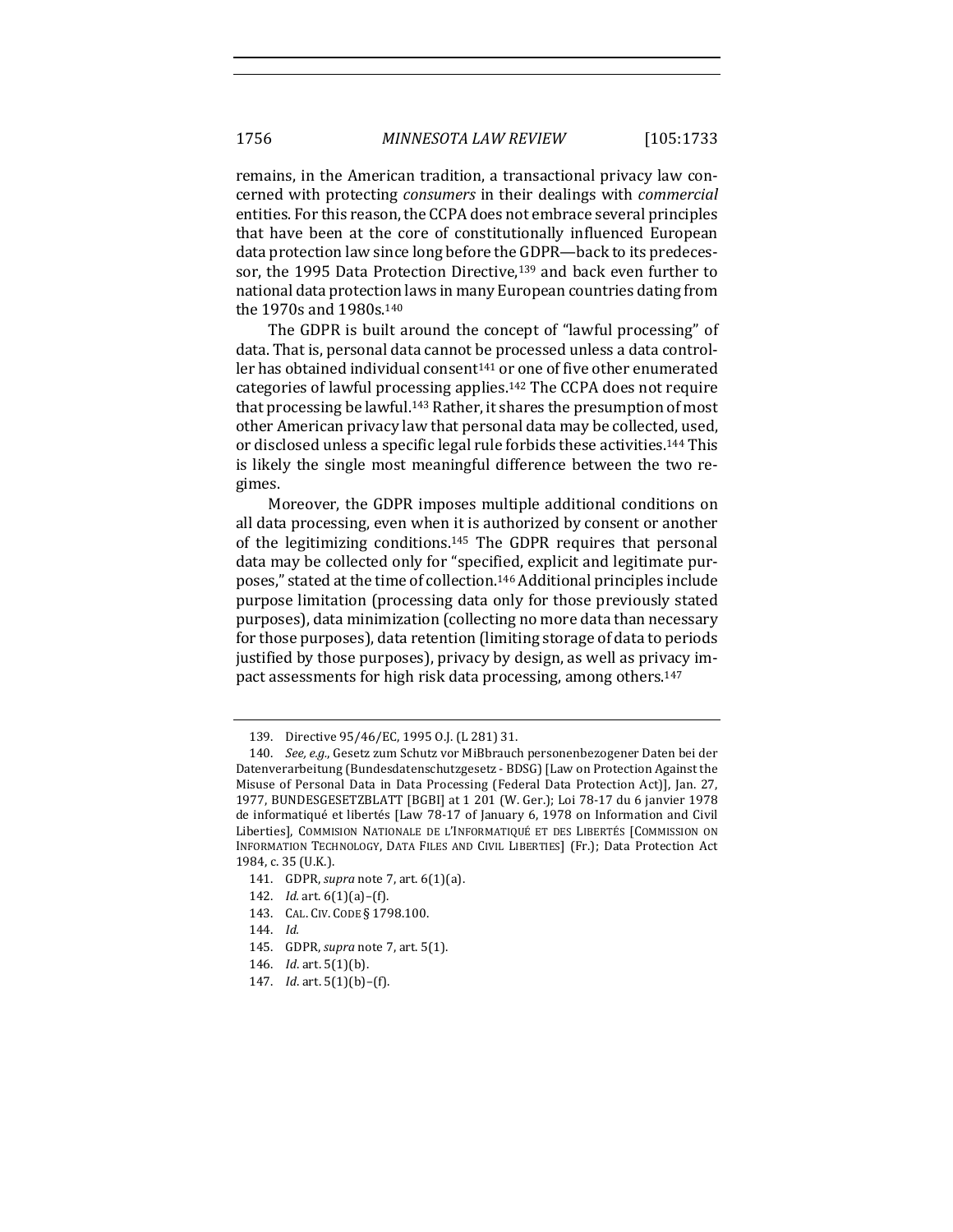remains, in the American tradition, a transactional privacy law concerned with protecting *consumers* in their dealings with *commercial* entities. For this reason, the CCPA does not embrace several principles that have been at the core of constitutionally influenced European data protection law since long before the GDPR—back to its predecessor, the 1995 Data Protection Directive,[139] and back even further to national data protection laws in many European countries dating from the 1970s and 1980s.[140]

The GDPR is built around the concept of "lawful processing" of data. That is, personal data cannot be processed unless a data controller has obtained individual consent[141] or one of five other enumerated categories of lawful processing applies.[142] The CCPA does not require that processing be lawful.[143] Rather, it shares the presumption of most other American privacy law that personal data may be collected, used, or disclosed unless a specific legal rule forbids these activities.[144] This is likely the single most meaningful difference between the two regimes.

Moreover, the GDPR imposes multiple additional conditions on all data processing, even when it is authorized by consent or another of the legitimizing conditions.[145] The GDPR requires that personal data may be collected only for "specified, explicit and legitimate purposes," stated at the time of collection.[146] Additional principles include purpose limitation (processing data only for those previously stated purposes), data minimization (collecting no more data than necessary for those purposes), data retention (limiting storage of data to periods justified by those purposes), privacy by design, as well as privacy impact assessments for high risk data processing, among others.[147]

---

139. Directive 95/46/EC, 1995 O.J. (L 281) 31.

140. *See, e.g.*, Gesetz zum Schutz vor MiBbrauch personenbezogener Daten bei der Datenverarbeitung (Bundesdatenschutzgesetz - BDSG) [Law on Protection Against the Misuse of Personal Data in Data Processing (Federal Data Protection Act)], Jan. 27, 1977, BUNDESGESETZBLATT [BGBI] at 1 201 (W. Ger.); Loi 78-17 du 6 janvier 1978 de informatiqué et libertés [Law 78-17 of January 6, 1978 on Information and Civil Liberties], COMMISION NATIONALE DE L'INFORMATIQUÉ ET DES LIBERTÉS [COMMISSION ON INFORMATION TECHNOLOGY, DATA FILES AND CIVIL LIBERTIES] (Fr.); Data Protection Act 1984, c. 35 (U.K.).

141. GDPR, *supra* note 7, art. 6(1)(a).

142. *Id.* art. 6(1)(a)–(f).

143. CAL. CIV. CODE § 1798.100.

144. *Id.*

145. GDPR, *supra* note 7, art. 5(1).

146. *Id.* art. 5(1)(b).

147. *Id.* art. 5(1)(b)–(f).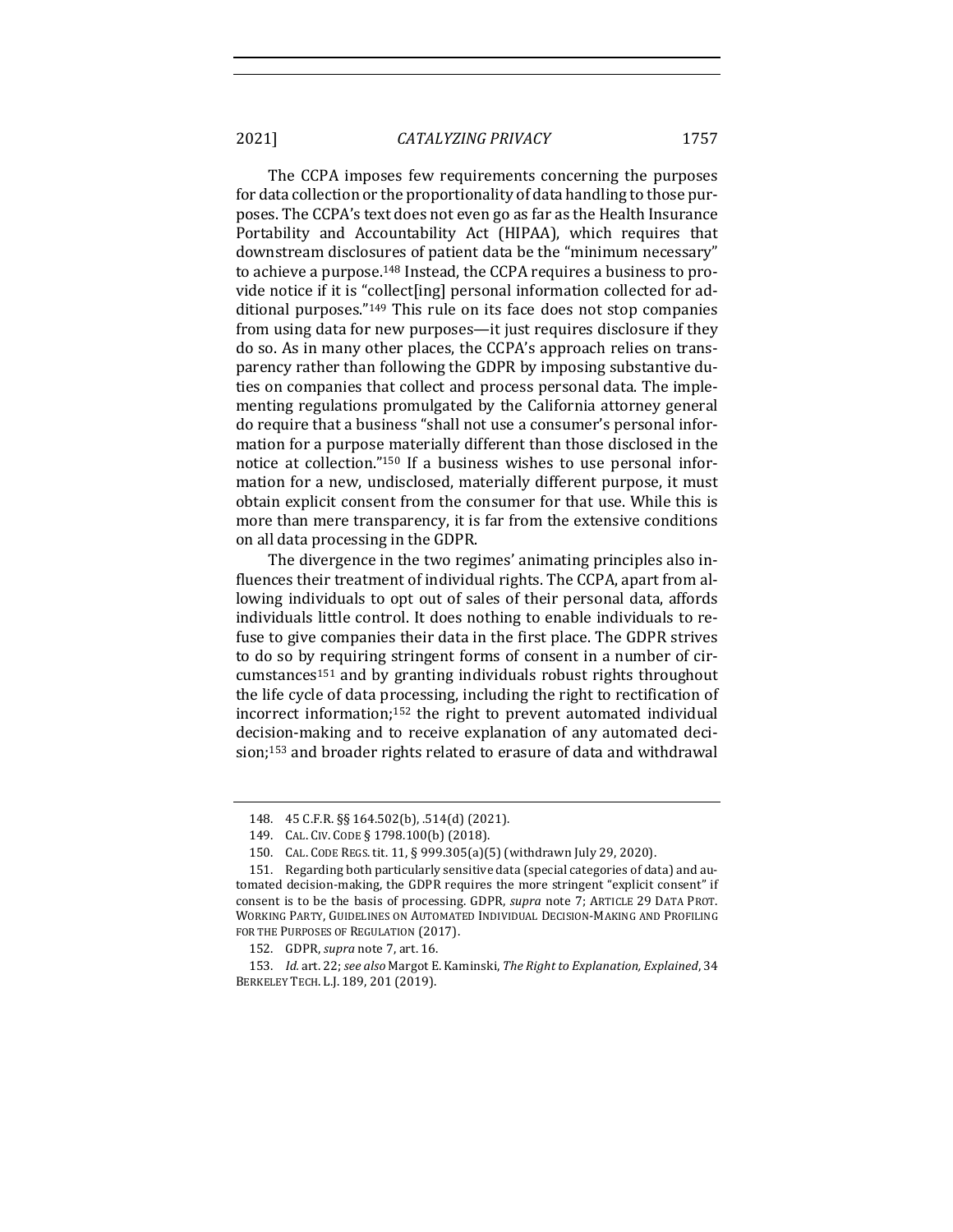The CCPA imposes few requirements concerning the purposes for data collection or the proportionality of data handling to those purposes. The CCPA's text does not even go as far as the Health Insurance Portability and Accountability Act (HIPAA), which requires that downstream disclosures of patient data be the "minimum necessary" to achieve a purpose.[148] Instead, the CCPA requires a business to provide notice if it is "collect[ing] personal information collected for additional purposes."[149] This rule on its face does not stop companies from using data for new purposes—it just requires disclosure if they do so. As in many other places, the CCPA's approach relies on transparency rather than following the GDPR by imposing substantive duties on companies that collect and process personal data. The implementing regulations promulgated by the California attorney general do require that a business "shall not use a consumer's personal information for a purpose materially different than those disclosed in the notice at collection."[150] If a business wishes to use personal information for a new, undisclosed, materially different purpose, it must obtain explicit consent from the consumer for that use. While this is more than mere transparency, it is far from the extensive conditions on all data processing in the GDPR.

The divergence in the two regimes' animating principles also influences their treatment of individual rights. The CCPA, apart from allowing individuals to opt out of sales of their personal data, affords individuals little control. It does nothing to enable individuals to refuse to give companies their data in the first place. The GDPR strives to do so by requiring stringent forms of consent in a number of circumstances[151] and by granting individuals robust rights throughout the life cycle of data processing, including the right to rectification of incorrect information;[152] the right to prevent automated individual decision-making and to receive explanation of any automated decision;[153] and broader rights related to erasure of data and withdrawal

---

148. 45 C.F.R. §§ 164.502(b), .514(d) (2021).

149. CAL. CIV. CODE § 1798.100(b) (2018).

150. CAL. CODE REGS. tit. 11, § 999.305(a)(5) (withdrawn July 29, 2020).

151. Regarding both particularly sensitive data (special categories of data) and automated decision-making, the GDPR requires the more stringent "explicit consent" if consent is to be the basis of processing. GDPR, *supra* note 7; ARTICLE 29 DATA PROT. WORKING PARTY, GUIDELINES ON AUTOMATED INDIVIDUAL DECISION-MAKING AND PROFILING FOR THE PURPOSES OF REGULATION (2017).

152. GDPR, *supra* note 7, art. 16.

153. *Id.* art. 22; *see also* Margot E. Kaminski, *The Right to Explanation, Explained*, 34 BERKELEY TECH. L.J. 189, 201 (2019).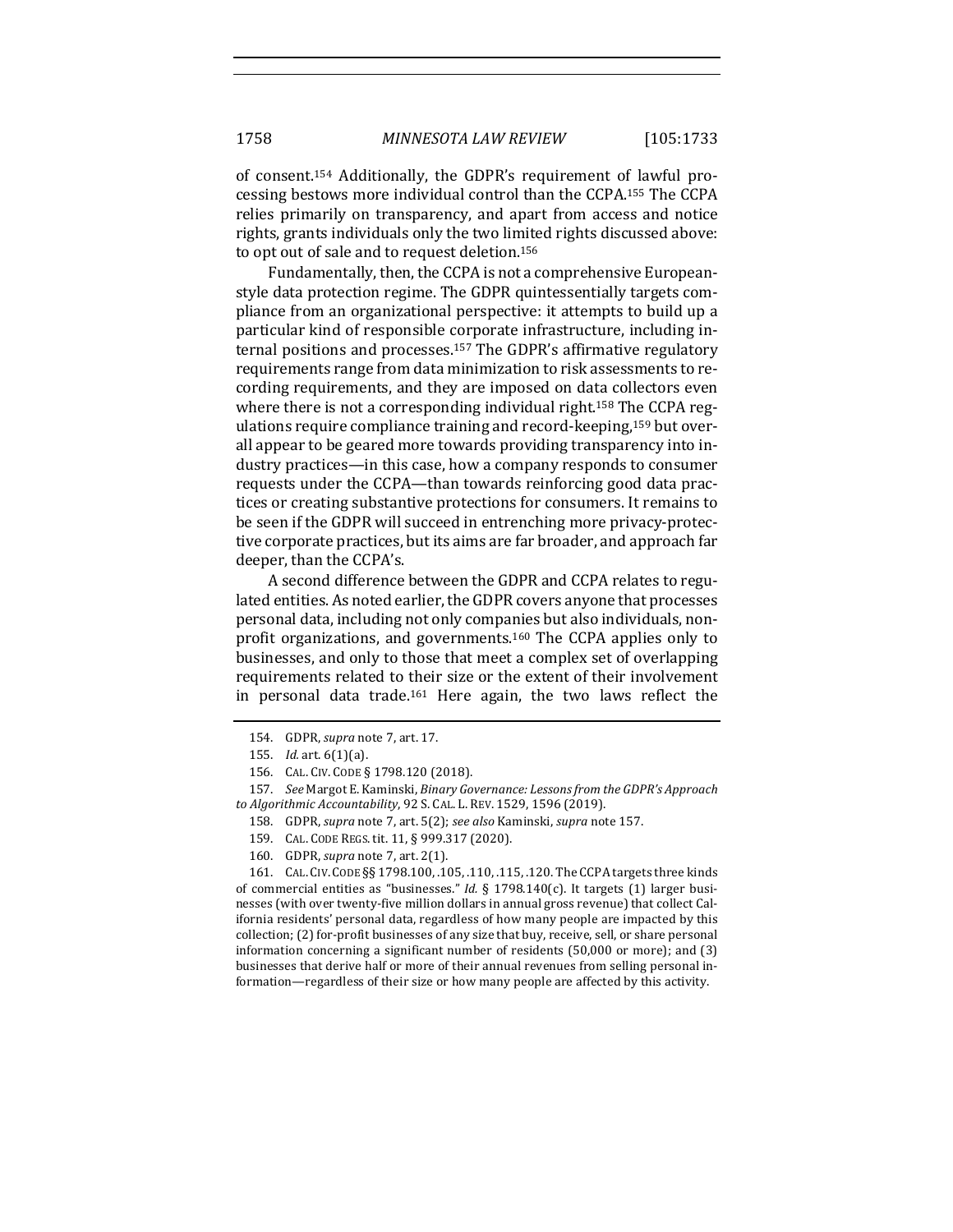of consent.[154] Additionally, the GDPR's requirement of lawful processing bestows more individual control than the CCPA.[155] The CCPA relies primarily on transparency, and apart from access and notice rights, grants individuals only the two limited rights discussed above: to opt out of sale and to request deletion.[156]

Fundamentally, then, the CCPA is not a comprehensive European-style data protection regime. The GDPR quintessentially targets compliance from an organizational perspective: it attempts to build up a particular kind of responsible corporate infrastructure, including internal positions and processes.[157] The GDPR's affirmative regulatory requirements range from data minimization to risk assessments to recording requirements, and they are imposed on data collectors even where there is not a corresponding individual right.[158] The CCPA regulations require compliance training and record-keeping,[159] but overall appear to be geared more towards providing transparency into industry practices—in this case, how a company responds to consumer requests under the CCPA—than towards reinforcing good data practices or creating substantive protections for consumers. It remains to be seen if the GDPR will succeed in entrenching more privacy-protective corporate practices, but its aims are far broader, and approach far deeper, than the CCPA's.

A second difference between the GDPR and CCPA relates to regulated entities. As noted earlier, the GDPR covers anyone that processes personal data, including not only companies but also individuals, nonprofit organizations, and governments.[160] The CCPA applies only to businesses, and only to those that meet a complex set of overlapping requirements related to their size or the extent of their involvement in personal data trade.[161] Here again, the two laws reflect the

---

154. GDPR, *supra* note 7, art. 17.

155. *Id.* art. 6(1)(a).

156. CAL. CIV. CODE § 1798.120 (2018).

157. *See* Margot E. Kaminski, *Binary Governance: Lessons from the GDPR's Approach to Algorithmic Accountability*, 92 S. CAL. L. REV. 1529, 1596 (2019).

158. GDPR, *supra* note 7, art. 5(2); *see also* Kaminski, *supra* note 157.

159. CAL. CODE REGS. tit. 11, § 999.317 (2020).

160. GDPR, *supra* note 7, art. 2(1).

161. CAL. CIV. CODE §§ 1798.100, .105, .110, .115, .120. The CCPA targets three kinds of commercial entities as "businesses." *Id.* § 1798.140(c). It targets (1) larger businesses (with over twenty-five million dollars in annual gross revenue) that collect California residents' personal data, regardless of how many people are impacted by this collection; (2) for-profit businesses of any size that buy, receive, sell, or share personal information concerning a significant number of residents (50,000 or more); and (3) businesses that derive half or more of their annual revenues from selling personal information—regardless of their size or how many people are affected by this activity.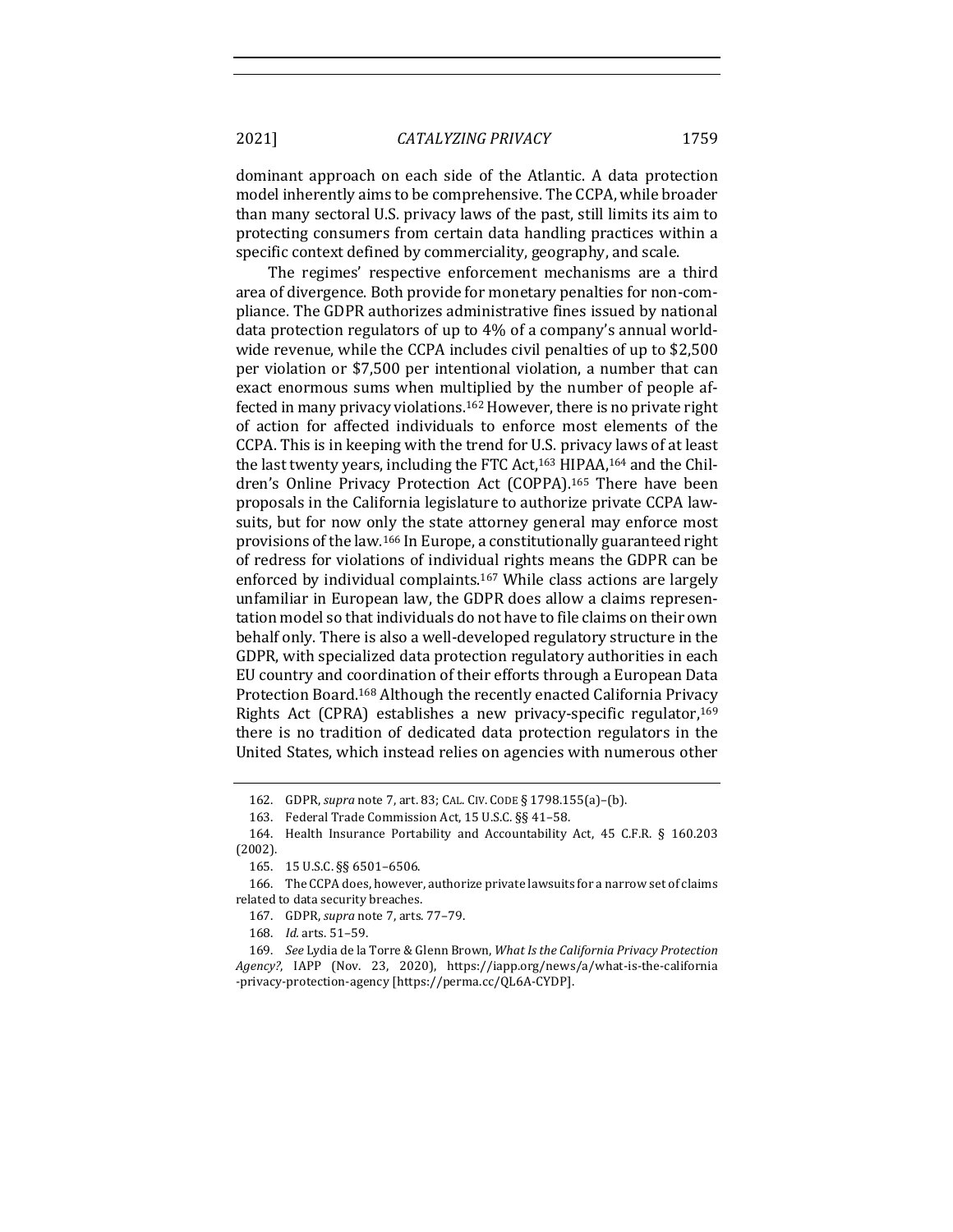dominant approach on each side of the Atlantic. A data protection model inherently aims to be comprehensive. The CCPA, while broader than many sectoral U.S. privacy laws of the past, still limits its aim to protecting consumers from certain data handling practices within a specific context defined by commerciality, geography, and scale.

The regimes' respective enforcement mechanisms are a third area of divergence. Both provide for monetary penalties for non-compliance. The GDPR authorizes administrative fines issued by national data protection regulators of up to 4% of a company's annual worldwide revenue, while the CCPA includes civil penalties of up to $2,500 per violation or $7,500 per intentional violation, a number that can exact enormous sums when multiplied by the number of people affected in many privacy violations.[162] However, there is no private right of action for affected individuals to enforce most elements of the CCPA. This is in keeping with the trend for U.S. privacy laws of at least the last twenty years, including the FTC Act,[163] HIPAA,[164] and the Children's Online Privacy Protection Act (COPPA).[165] There have been proposals in the California legislature to authorize private CCPA lawsuits, but for now only the state attorney general may enforce most provisions of the law.[166] In Europe, a constitutionally guaranteed right of redress for violations of individual rights means the GDPR can be enforced by individual complaints.[167] While class actions are largely unfamiliar in European law, the GDPR does allow a claims representation model so that individuals do not have to file claims on their own behalf only. There is also a well-developed regulatory structure in the GDPR, with specialized data protection regulatory authorities in each EU country and coordination of their efforts through a European Data Protection Board.[168] Although the recently enacted California Privacy Rights Act (CPRA) establishes a new privacy-specific regulator,[169] there is no tradition of dedicated data protection regulators in the United States, which instead relies on agencies with numerous other

---

162. GDPR, *supra* note 7, art. 83; CAL. CIV. CODE § 1798.155(a)–(b).

163. Federal Trade Commission Act, 15 U.S.C. §§ 41–58.

164. Health Insurance Portability and Accountability Act, 45 C.F.R. § 160.203 (2002).

165. 15 U.S.C. §§ 6501–6506.

166. The CCPA does, however, authorize private lawsuits for a narrow set of claims related to data security breaches.

167. GDPR, *supra* note 7, arts. 77–79.

168. *Id.* arts. 51–59.

169. *See* Lydia de la Torre & Glenn Brown, *What Is the California Privacy Protection Agency?*, IAPP (Nov. 23, 2020), https://iapp.org/news/a/what-is-the-california-privacy-protection-agency [https://perma.cc/QL6A-CYDP].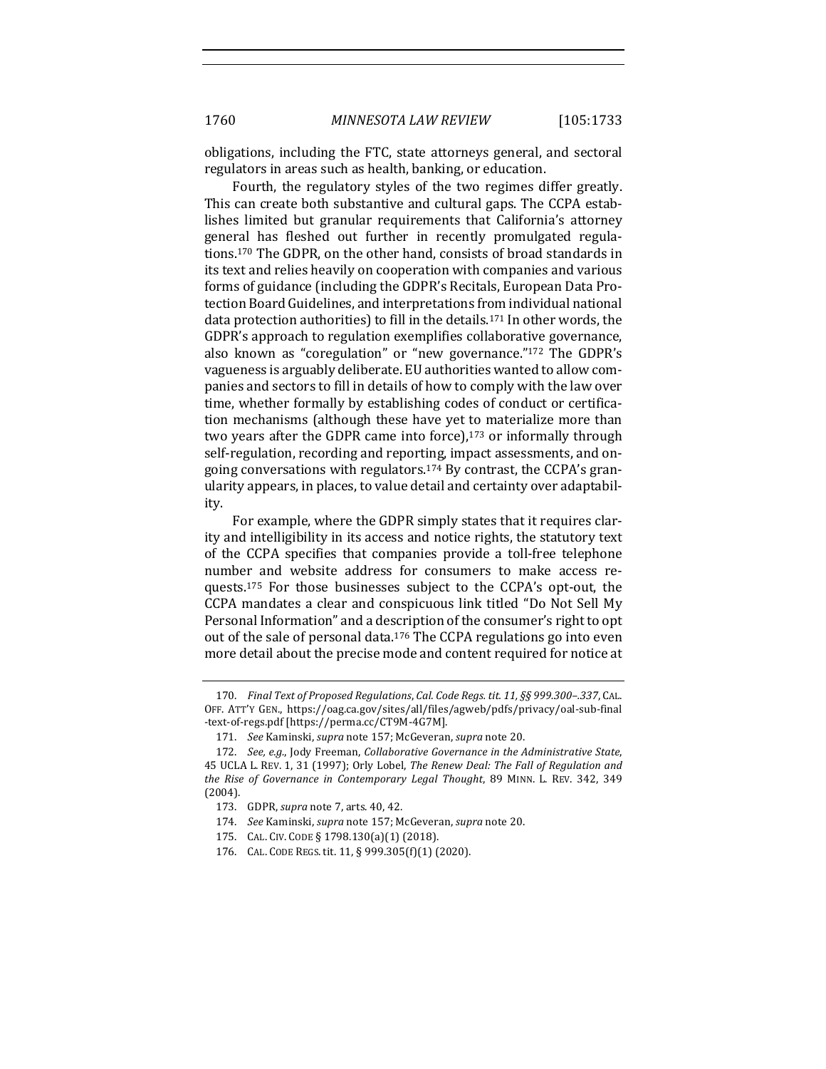obligations, including the FTC, state attorneys general, and sectoral regulators in areas such as health, banking, or education.

Fourth, the regulatory styles of the two regimes differ greatly. This can create both substantive and cultural gaps. The CCPA establishes limited but granular requirements that California's attorney general has fleshed out further in recently promulgated regulations.[170] The GDPR, on the other hand, consists of broad standards in its text and relies heavily on cooperation with companies and various forms of guidance (including the GDPR's Recitals, European Data Protection Board Guidelines, and interpretations from individual national data protection authorities) to fill in the details.[171] In other words, the GDPR's approach to regulation exemplifies collaborative governance, also known as "coregulation" or "new governance."[172] The GDPR's vagueness is arguably deliberate. EU authorities wanted to allow companies and sectors to fill in details of how to comply with the law over time, whether formally by establishing codes of conduct or certification mechanisms (although these have yet to materialize more than two years after the GDPR came into force),[173] or informally through self-regulation, recording and reporting, impact assessments, and ongoing conversations with regulators.[174] By contrast, the CCPA's granularity appears, in places, to value detail and certainty over adaptability.

For example, where the GDPR simply states that it requires clarity and intelligibility in its access and notice rights, the statutory text of the CCPA specifies that companies provide a toll-free telephone number and website address for consumers to make access requests.[175] For those businesses subject to the CCPA's opt-out, the CCPA mandates a clear and conspicuous link titled "Do Not Sell My Personal Information" and a description of the consumer's right to opt out of the sale of personal data.[176] The CCPA regulations go into even more detail about the precise mode and content required for notice at

---

170. *Final Text of Proposed Regulations, Cal. Code Regs. tit. 11, §§ 999.300–.337*, CAL. OFF. ATT'Y GEN., https://oag.ca.gov/sites/all/files/agweb/pdfs/privacy/oal-sub-final-text-of-regs.pdf [https://perma.cc/CT9M-4G7M].

171. *See* Kaminski, *supra* note 157; McGeveran, *supra* note 20.

172. *See, e.g.*, Jody Freeman, *Collaborative Governance in the Administrative State*, 45 UCLA L. REV. 1, 31 (1997); Orly Lobel, *The Renew Deal: The Fall of Regulation and the Rise of Governance in Contemporary Legal Thought*, 89 MINN. L. REV. 342, 349 (2004).

173. GDPR, *supra* note 7, arts. 40, 42.

174. *See* Kaminski, *supra* note 157; McGeveran, *supra* note 20.

175. CAL. CIV. CODE § 1798.130(a)(1) (2018).

176. CAL. CODE REGS. tit. 11, § 999.305(f)(1) (2020).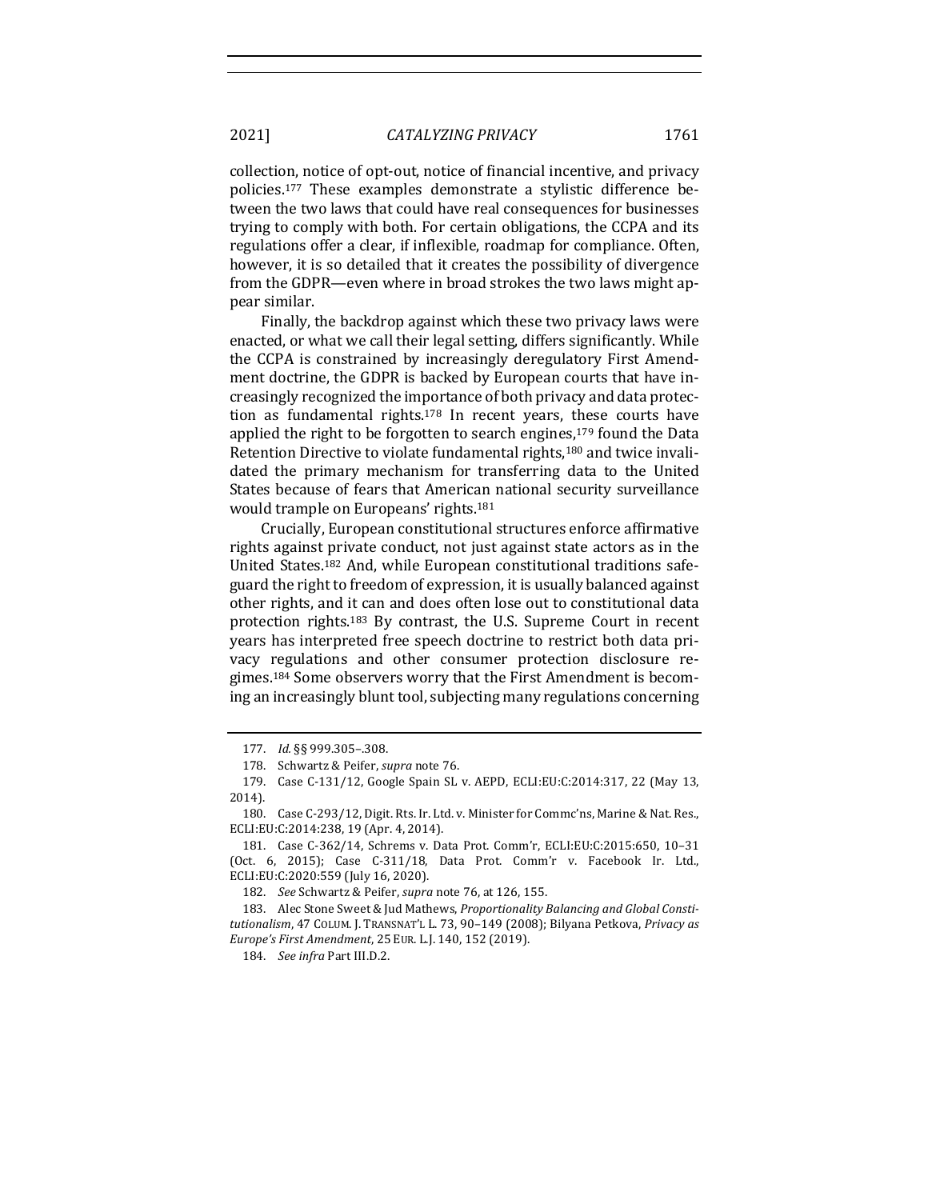collection, notice of opt-out, notice of financial incentive, and privacy policies.[177] These examples demonstrate a stylistic difference between the two laws that could have real consequences for businesses trying to comply with both. For certain obligations, the CCPA and its regulations offer a clear, if inflexible, roadmap for compliance. Often, however, it is so detailed that it creates the possibility of divergence from the GDPR—even where in broad strokes the two laws might appear similar.

Finally, the backdrop against which these two privacy laws were enacted, or what we call their legal setting, differs significantly. While the CCPA is constrained by increasingly deregulatory First Amendment doctrine, the GDPR is backed by European courts that have increasingly recognized the importance of both privacy and data protection as fundamental rights.[178] In recent years, these courts have applied the right to be forgotten to search engines,[179] found the Data Retention Directive to violate fundamental rights,[180] and twice invalidated the primary mechanism for transferring data to the United States because of fears that American national security surveillance would trample on Europeans' rights.[181]

Crucially, European constitutional structures enforce affirmative rights against private conduct, not just against state actors as in the United States.[182] And, while European constitutional traditions safeguard the right to freedom of expression, it is usually balanced against other rights, and it can and does often lose out to constitutional data protection rights.[183] By contrast, the U.S. Supreme Court in recent years has interpreted free speech doctrine to restrict both data privacy regulations and other consumer protection disclosure regimes.[184] Some observers worry that the First Amendment is becoming an increasingly blunt tool, subjecting many regulations concerning

---

177. *Id.* §§ 999.305–.308.

178. Schwartz & Peifer, *supra* note 76.

179. Case C-131/12, Google Spain SL v. AEPD, ECLI:EU:C:2014:317, 22 (May 13, 2014).

180. Case C-293/12, Digit. Rts. Ir. Ltd. v. Minister for Commc'ns, Marine & Nat. Res., ECLI:EU:C:2014:238, 19 (Apr. 4, 2014).

181. Case C-362/14, Schrems v. Data Prot. Comm'r, ECLI:EU:C:2015:650, 10–31 (Oct. 6, 2015); Case C-311/18, Data Prot. Comm'r v. Facebook Ir. Ltd., ECLI:EU:C:2020:559 (July 16, 2020).

182. *See* Schwartz & Peifer, *supra* note 76, at 126, 155.

183. Alec Stone Sweet & Jud Mathews, *Proportionality Balancing and Global Constitutionalism*, 47 COLUM. J. TRANSNAT'L L. 73, 90–149 (2008); Bilyana Petkova, *Privacy as Europe's First Amendment*, 25 EUR. L.J. 140, 152 (2019).

184. *See infra* Part III.D.2.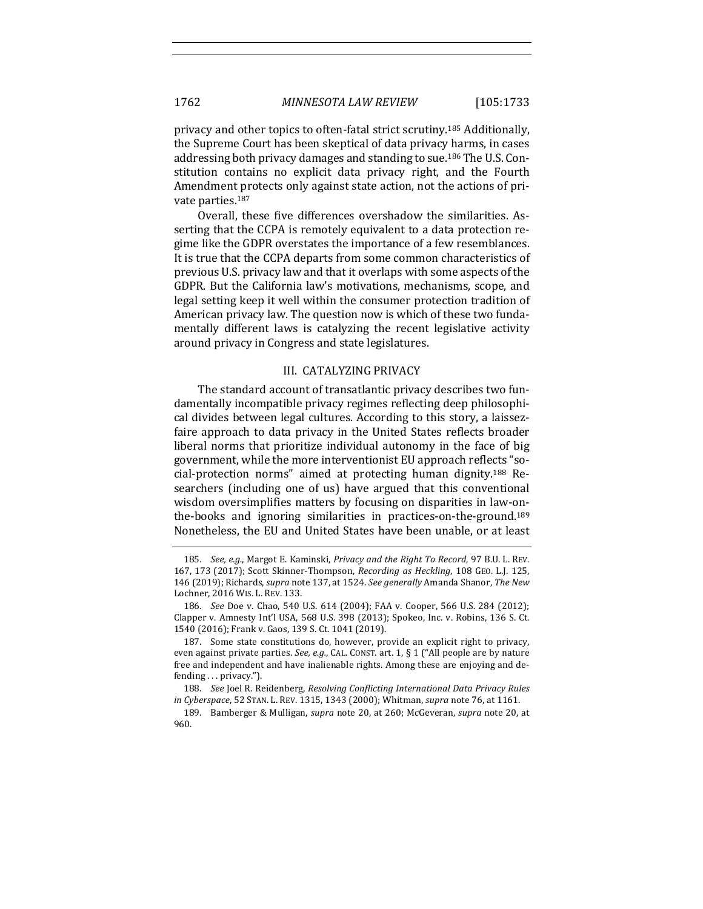privacy and other topics to often-fatal strict scrutiny.[185] Additionally, the Supreme Court has been skeptical of data privacy harms, in cases addressing both privacy damages and standing to sue.[186] The U.S. Constitution contains no explicit data privacy right, and the Fourth Amendment protects only against state action, not the actions of private parties.[187]

Overall, these five differences overshadow the similarities. Asserting that the CCPA is remotely equivalent to a data protection regime like the GDPR overstates the importance of a few resemblances. It is true that the CCPA departs from some common characteristics of previous U.S. privacy law and that it overlaps with some aspects of the GDPR. But the California law's motivations, mechanisms, scope, and legal setting keep it well within the consumer protection tradition of American privacy law. The question now is which of these two fundamentally different laws is catalyzing the recent legislative activity around privacy in Congress and state legislatures.

## III. CATALYZING PRIVACY

The standard account of transatlantic privacy describes two fundamentally incompatible privacy regimes reflecting deep philosophical divides between legal cultures. According to this story, a laissez-faire approach to data privacy in the United States reflects broader liberal norms that prioritize individual autonomy in the face of big government, while the more interventionist EU approach reflects "social-protection norms" aimed at protecting human dignity.[188] Researchers (including one of us) have argued that this conventional wisdom oversimplifies matters by focusing on disparities in law-on-the-books and ignoring similarities in practices-on-the-ground.[189] Nonetheless, the EU and United States have been unable, or at least

---

185. *See, e.g.*, Margot E. Kaminski, *Privacy and the Right To Record*, 97 B.U. L. REV. 167, 173 (2017); Scott Skinner-Thompson, *Recording as Heckling*, 108 GEO. L.J. 125, 146 (2019); Richards, *supra* note 137, at 1524. *See generally* Amanda Shanor, *The New* Lochner, 2016 WIS. L. REV. 133.

186. *See* Doe v. Chao, 540 U.S. 614 (2004); FAA v. Cooper, 566 U.S. 284 (2012); Clapper v. Amnesty Int'l USA, 568 U.S. 398 (2013); Spokeo, Inc. v. Robins, 136 S. Ct. 1540 (2016); Frank v. Gaos, 139 S. Ct. 1041 (2019).

187. Some state constitutions do, however, provide an explicit right to privacy, even against private parties. *See, e.g.*, CAL. CONST. art. 1, § 1 ("All people are by nature free and independent and have inalienable rights. Among these are enjoying and defending . . . privacy.").

188. *See* Joel R. Reidenberg, *Resolving Conflicting International Data Privacy Rules in Cyberspace*, 52 STAN. L. REV. 1315, 1343 (2000); Whitman, *supra* note 76, at 1161.

189. Bamberger & Mulligan, *supra* note 20, at 260; McGeveran, *supra* note 20, at 960.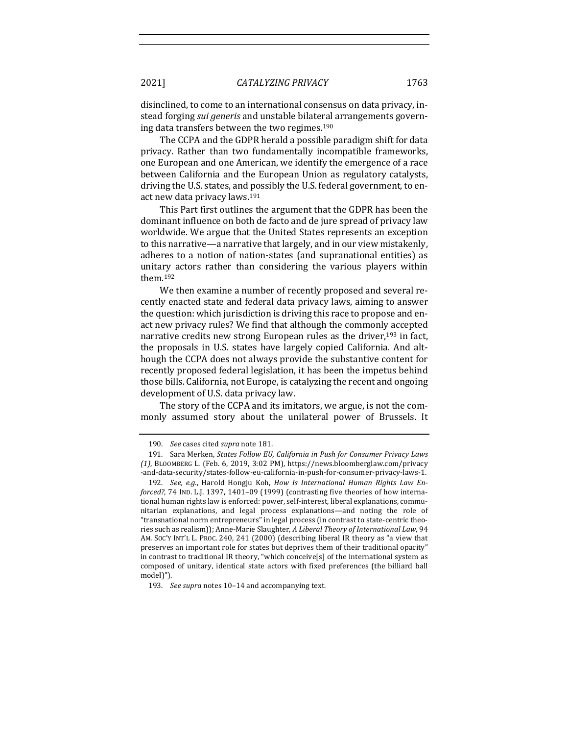disinclined, to come to an international consensus on data privacy, instead forging *sui generis* and unstable bilateral arrangements governing data transfers between the two regimes.[190]

The CCPA and the GDPR herald a possible paradigm shift for data privacy. Rather than two fundamentally incompatible frameworks, one European and one American, we identify the emergence of a race between California and the European Union as regulatory catalysts, driving the U.S. states, and possibly the U.S. federal government, to enact new data privacy laws.[191]

This Part first outlines the argument that the GDPR has been the dominant influence on both de facto and de jure spread of privacy law worldwide. We argue that the United States represents an exception to this narrative—a narrative that largely, and in our view mistakenly, adheres to a notion of nation-states (and supranational entities) as unitary actors rather than considering the various players within them.[192]

We then examine a number of recently proposed and several recently enacted state and federal data privacy laws, aiming to answer the question: which jurisdiction is driving this race to propose and enact new privacy rules? We find that although the commonly accepted narrative credits new strong European rules as the driver,[193] in fact, the proposals in U.S. states have largely copied California. And although the CCPA does not always provide the substantive content for recently proposed federal legislation, it has been the impetus behind those bills. California, not Europe, is catalyzing the recent and ongoing development of U.S. data privacy law.

The story of the CCPA and its imitators, we argue, is not the commonly assumed story about the unilateral power of Brussels. It

---

190. *See* cases cited *supra* note 181.

191. Sara Merken, *States Follow EU, California in Push for Consumer Privacy Laws (1)*, BLOOMBERG L. (Feb. 6, 2019, 3:02 PM), https://news.bloomberglaw.com/privacy-and-data-security/states-follow-eu-california-in-push-for-consumer-privacy-laws-1.

192. *See, e.g.*, Harold Hongju Koh, *How Is International Human Rights Law Enforced?*, 74 IND. L.J. 1397, 1401–09 (1999) (contrasting five theories of how international human rights law is enforced: power, self-interest, liberal explanations, communitarian explanations, and legal process explanations—and noting the role of "transnational norm entrepreneurs" in legal process (in contrast to state-centric theories such as realism)); Anne-Marie Slaughter, *A Liberal Theory of International Law*, 94 AM. SOC'Y INT'L L. PROC. 240, 241 (2000) (describing liberal IR theory as "a view that preserves an important role for states but deprives them of their traditional opacity" in contrast to traditional IR theory, "which conceive[s] of the international system as composed of unitary, identical state actors with fixed preferences (the billiard ball model)").

193. *See supra* notes 10–14 and accompanying text.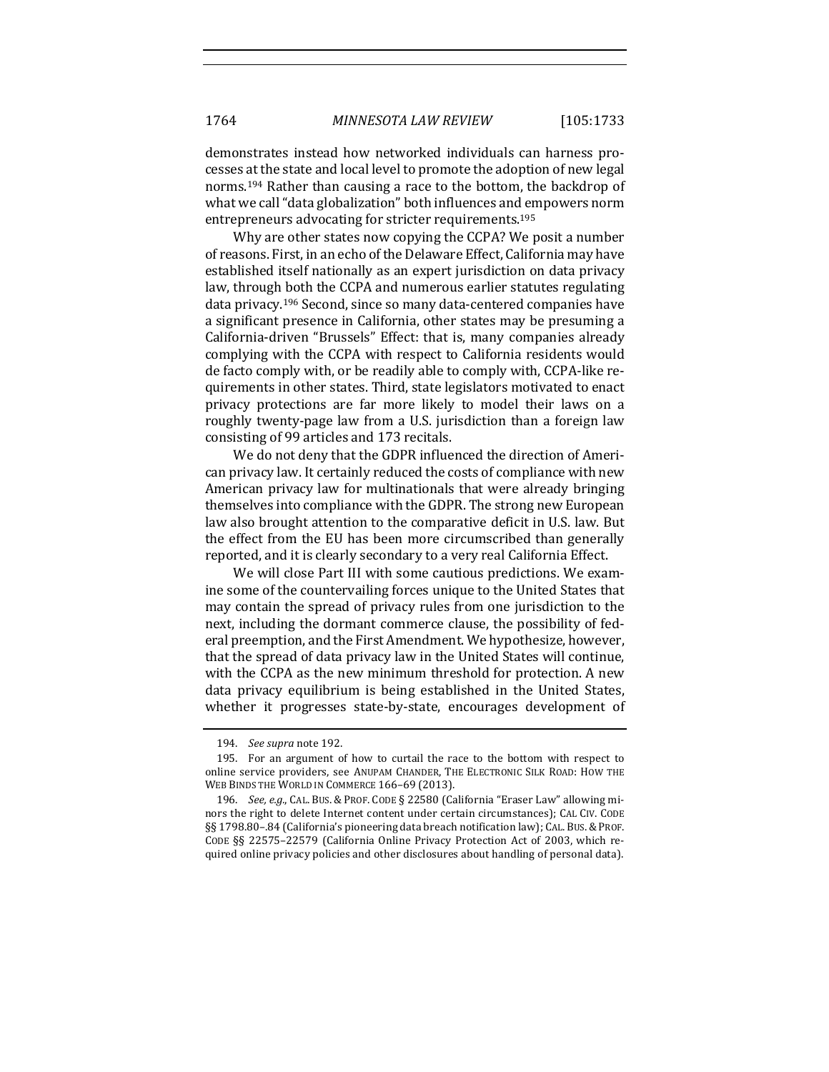demonstrates instead how networked individuals can harness processes at the state and local level to promote the adoption of new legal norms.[194] Rather than causing a race to the bottom, the backdrop of what we call "data globalization" both influences and empowers norm entrepreneurs advocating for stricter requirements.[195]

Why are other states now copying the CCPA? We posit a number of reasons. First, in an echo of the Delaware Effect, California may have established itself nationally as an expert jurisdiction on data privacy law, through both the CCPA and numerous earlier statutes regulating data privacy.[196] Second, since so many data-centered companies have a significant presence in California, other states may be presuming a California-driven "Brussels" Effect: that is, many companies already complying with the CCPA with respect to California residents would de facto comply with, or be readily able to comply with, CCPA-like requirements in other states. Third, state legislators motivated to enact privacy protections are far more likely to model their laws on a roughly twenty-page law from a U.S. jurisdiction than a foreign law consisting of 99 articles and 173 recitals.

We do not deny that the GDPR influenced the direction of American privacy law. It certainly reduced the costs of compliance with new American privacy law for multinationals that were already bringing themselves into compliance with the GDPR. The strong new European law also brought attention to the comparative deficit in U.S. law. But the effect from the EU has been more circumscribed than generally reported, and it is clearly secondary to a very real California Effect.

We will close Part III with some cautious predictions. We examine some of the countervailing forces unique to the United States that may contain the spread of privacy rules from one jurisdiction to the next, including the dormant commerce clause, the possibility of federal preemption, and the First Amendment. We hypothesize, however, that the spread of data privacy law in the United States will continue, with the CCPA as the new minimum threshold for protection. A new data privacy equilibrium is being established in the United States, whether it progresses state-by-state, encourages development of

---

194. *See supra* note 192.

195. For an argument of how to curtail the race to the bottom with respect to online service providers, see ANUPAM CHANDER, THE ELECTRONIC SILK ROAD: HOW THE WEB BINDS THE WORLD IN COMMERCE 166–69 (2013).

196. *See, e.g.*, CAL. BUS. & PROF. CODE § 22580 (California "Eraser Law" allowing minors the right to delete Internet content under certain circumstances); CAL CIV. CODE §§ 1798.80–.84 (California's pioneering data breach notification law); CAL. BUS. & PROF. CODE §§ 22575–22579 (California Online Privacy Protection Act of 2003, which required online privacy policies and other disclosures about handling of personal data).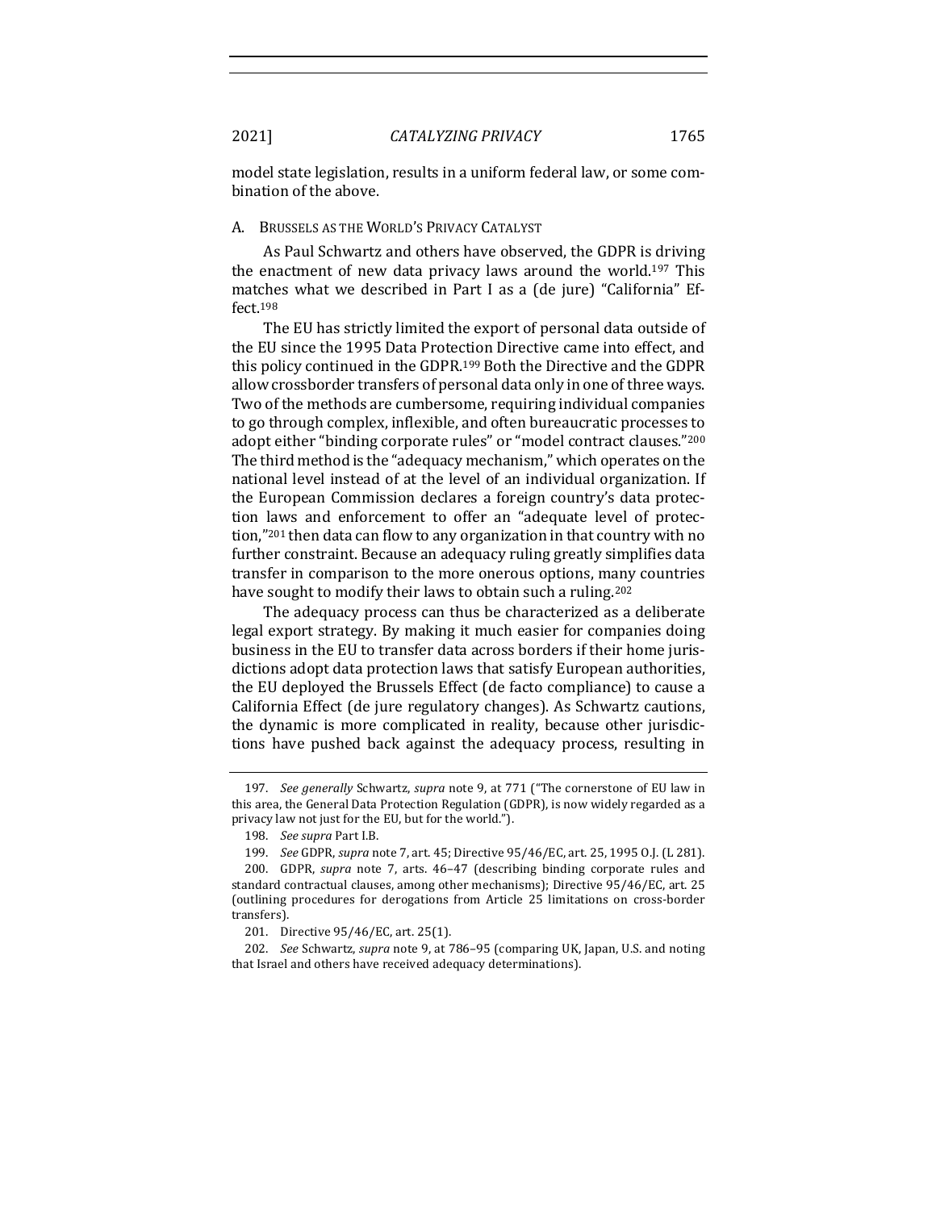model state legislation, results in a uniform federal law, or some combination of the above.

### A. Brussels as the World's Privacy Catalyst

As Paul Schwartz and others have observed, the GDPR is driving the enactment of new data privacy laws around the world.[197] This matches what we described in Part I as a (de jure) "California" Effect.[198]

The EU has strictly limited the export of personal data outside of the EU since the 1995 Data Protection Directive came into effect, and this policy continued in the GDPR.[199] Both the Directive and the GDPR allow crossborder transfers of personal data only in one of three ways. Two of the methods are cumbersome, requiring individual companies to go through complex, inflexible, and often bureaucratic processes to adopt either "binding corporate rules" or "model contract clauses."[200] The third method is the "adequacy mechanism," which operates on the national level instead of at the level of an individual organization. If the European Commission declares a foreign country's data protection laws and enforcement to offer an "adequate level of protection,"[201] then data can flow to any organization in that country with no further constraint. Because an adequacy ruling greatly simplifies data transfer in comparison to the more onerous options, many countries have sought to modify their laws to obtain such a ruling.[202]

The adequacy process can thus be characterized as a deliberate legal export strategy. By making it much easier for companies doing business in the EU to transfer data across borders if their home jurisdictions adopt data protection laws that satisfy European authorities, the EU deployed the Brussels Effect (de facto compliance) to cause a California Effect (de jure regulatory changes). As Schwartz cautions, the dynamic is more complicated in reality, because other jurisdictions have pushed back against the adequacy process, resulting in

---

197. *See generally* Schwartz, *supra* note 9, at 771 ("The cornerstone of EU law in this area, the General Data Protection Regulation (GDPR), is now widely regarded as a privacy law not just for the EU, but for the world.").

198. *See supra* Part I.B.

199. *See* GDPR, *supra* note 7, art. 45; Directive 95/46/EC, art. 25, 1995 O.J. (L 281).

200. GDPR, *supra* note 7, arts. 46–47 (describing binding corporate rules and standard contractual clauses, among other mechanisms); Directive 95/46/EC, art. 25 (outlining procedures for derogations from Article 25 limitations on cross-border transfers).

201. Directive 95/46/EC, art. 25(1).

202. *See* Schwartz, *supra* note 9, at 786–95 (comparing UK, Japan, U.S. and noting that Israel and others have received adequacy determinations).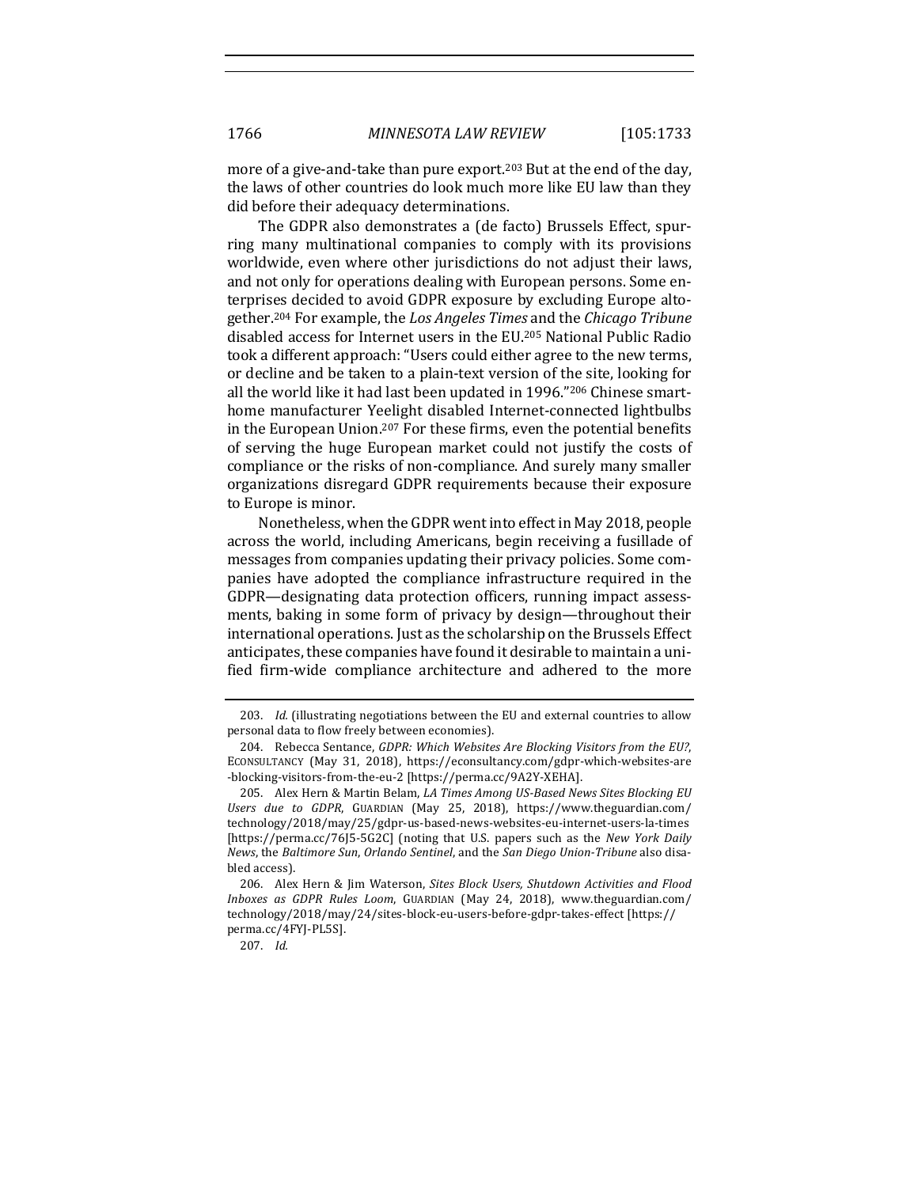more of a give-and-take than pure export.[203] But at the end of the day, the laws of other countries do look much more like EU law than they did before their adequacy determinations.

The GDPR also demonstrates a (de facto) Brussels Effect, spurring many multinational companies to comply with its provisions worldwide, even where other jurisdictions do not adjust their laws, and not only for operations dealing with European persons. Some enterprises decided to avoid GDPR exposure by excluding Europe altogether.[204] For example, the *Los Angeles Times* and the *Chicago Tribune* disabled access for Internet users in the EU.[205] National Public Radio took a different approach: "Users could either agree to the new terms, or decline and be taken to a plain-text version of the site, looking for all the world like it had last been updated in 1996."[206] Chinese smart-home manufacturer Yeelight disabled Internet-connected lightbulbs in the European Union.[207] For these firms, even the potential benefits of serving the huge European market could not justify the costs of compliance or the risks of non-compliance. And surely many smaller organizations disregard GDPR requirements because their exposure to Europe is minor.

Nonetheless, when the GDPR went into effect in May 2018, people across the world, including Americans, begin receiving a fusillade of messages from companies updating their privacy policies. Some companies have adopted the compliance infrastructure required in the GDPR—designating data protection officers, running impact assessments, baking in some form of privacy by design—throughout their international operations. Just as the scholarship on the Brussels Effect anticipates, these companies have found it desirable to maintain a unified firm-wide compliance architecture and adhered to the more

---

203. *Id.* (illustrating negotiations between the EU and external countries to allow personal data to flow freely between economies).

204. Rebecca Sentance, *GDPR: Which Websites Are Blocking Visitors from the EU?*, ECONSULTANCY (May 31, 2018), https://econsultancy.com/gdpr-which-websites-are-blocking-visitors-from-the-eu-2 [https://perma.cc/9A2Y-XEHA].

205. Alex Hern & Martin Belam, *LA Times Among US-Based News Sites Blocking EU Users due to GDPR*, GUARDIAN (May 25, 2018), https://www.theguardian.com/technology/2018/may/25/gdpr-us-based-news-websites-eu-internet-users-la-times [https://perma.cc/76J5-5G2C] (noting that U.S. papers such as the *New York Daily News*, the *Baltimore Sun*, *Orlando Sentinel*, and the *San Diego Union-Tribune* also disabled access).

206. Alex Hern & Jim Waterson, *Sites Block Users, Shutdown Activities and Flood Inboxes as GDPR Rules Loom*, GUARDIAN (May 24, 2018), www.theguardian.com/technology/2018/may/24/sites-block-eu-users-before-gdpr-takes-effect [https://perma.cc/4FYJ-PL5S].

207. *Id.*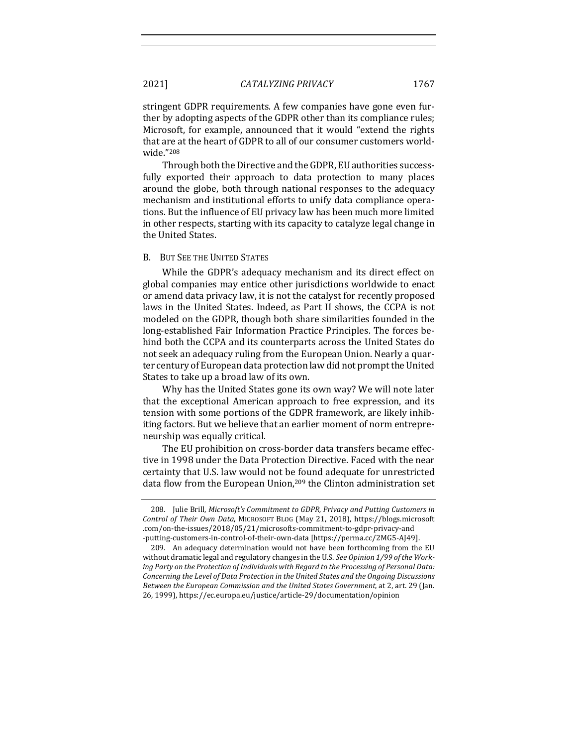stringent GDPR requirements. A few companies have gone even further by adopting aspects of the GDPR other than its compliance rules; Microsoft, for example, announced that it would "extend the rights that are at the heart of GDPR to all of our consumer customers worldwide."[208]

Through both the Directive and the GDPR, EU authorities successfully exported their approach to data protection to many places around the globe, both through national responses to the adequacy mechanism and institutional efforts to unify data compliance operations. But the influence of EU privacy law has been much more limited in other respects, starting with its capacity to catalyze legal change in the United States.

### B. But See the United States

While the GDPR's adequacy mechanism and its direct effect on global companies may entice other jurisdictions worldwide to enact or amend data privacy law, it is not the catalyst for recently proposed laws in the United States. Indeed, as Part II shows, the CCPA is not modeled on the GDPR, though both share similarities founded in the long-established Fair Information Practice Principles. The forces behind both the CCPA and its counterparts across the United States do not seek an adequacy ruling from the European Union. Nearly a quarter century of European data protection law did not prompt the United States to take up a broad law of its own.

Why has the United States gone its own way? We will note later that the exceptional American approach to free expression, and its tension with some portions of the GDPR framework, are likely inhibiting factors. But we believe that an earlier moment of norm entrepreneurship was equally critical.

The EU prohibition on cross-border data transfers became effective in 1998 under the Data Protection Directive. Faced with the near certainty that U.S. law would not be found adequate for unrestricted data flow from the European Union,[209] the Clinton administration set

---

208. Julie Brill, *Microsoft's Commitment to GDPR, Privacy and Putting Customers in Control of Their Own Data*, MICROSOFT BLOG (May 21, 2018), https://blogs.microsoft.com/on-the-issues/2018/05/21/microsofts-commitment-to-gdpr-privacy-and-putting-customers-in-control-of-their-own-data [https://perma.cc/2MG5-AJ49].

209. An adequacy determination would not have been forthcoming from the EU without dramatic legal and regulatory changes in the U.S. *See Opinion 1/99 of the Working Party on the Protection of Individuals with Regard to the Processing of Personal Data: Concerning the Level of Data Protection in the United States and the Ongoing Discussions Between the European Commission and the United States Government*, at 2, art. 29 (Jan. 26, 1999), https://ec.europa.eu/justice/article-29/documentation/opinion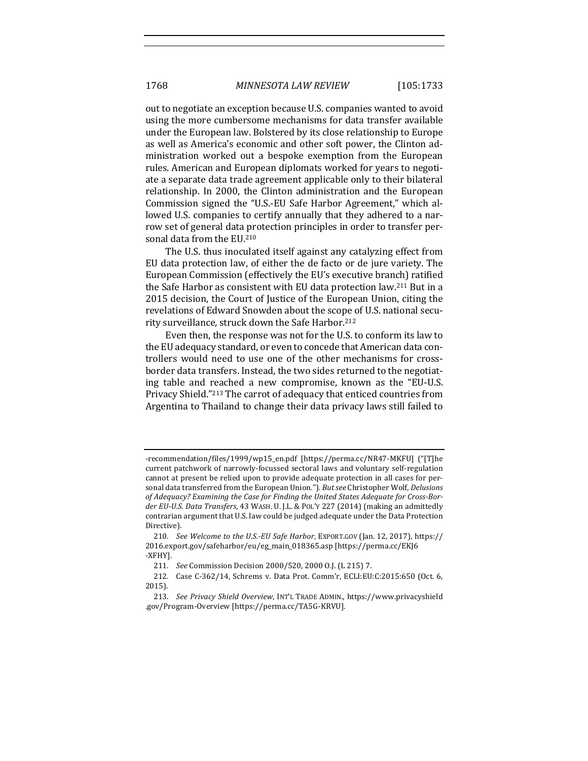out to negotiate an exception because U.S. companies wanted to avoid using the more cumbersome mechanisms for data transfer available under the European law. Bolstered by its close relationship to Europe as well as America's economic and other soft power, the Clinton administration worked out a bespoke exemption from the European rules. American and European diplomats worked for years to negotiate a separate data trade agreement applicable only to their bilateral relationship. In 2000, the Clinton administration and the European Commission signed the "U.S.-EU Safe Harbor Agreement," which allowed U.S. companies to certify annually that they adhered to a narrow set of general data protection principles in order to transfer personal data from the EU.[210]

The U.S. thus inoculated itself against any catalyzing effect from EU data protection law, of either the de facto or de jure variety. The European Commission (effectively the EU's executive branch) ratified the Safe Harbor as consistent with EU data protection law.[211] But in a 2015 decision, the Court of Justice of the European Union, citing the revelations of Edward Snowden about the scope of U.S. national security surveillance, struck down the Safe Harbor.[212]

Even then, the response was not for the U.S. to conform its law to the EU adequacy standard, or even to concede that American data controllers would need to use one of the other mechanisms for cross-border data transfers. Instead, the two sides returned to the negotiating table and reached a new compromise, known as the "EU-U.S. Privacy Shield."[213] The carrot of adequacy that enticed countries from Argentina to Thailand to change their data privacy laws still failed to

-recommendation/files/1999/wp15_en.pdf [https://perma.cc/NR47-MKFU] ("[T]he current patchwork of narrowly-focussed sectoral laws and voluntary self-regulation cannot at present be relied upon to provide adequate protection in all cases for personal data transferred from the European Union."). *But see* Christopher Wolf, *Delusions of Adequacy? Examining the Case for Finding the United States Adequate for Cross-Border EU-U.S. Data Transfers*, 43 WASH. U. J.L. & POL'Y 227 (2014) (making an admittedly contrarian argument that U.S. law could be judged adequate under the Data Protection Directive).

210. *See Welcome to the U.S.-EU Safe Harbor*, EXPORT.GOV (Jan. 12, 2017), https://2016.export.gov/safeharbor/eu/eg_main_018365.asp [https://perma.cc/EKJ6-XFHY].

211. *See* Commission Decision 2000/520, 2000 O.J. (L 215) 7.

212. Case C-362/14, Schrems v. Data Prot. Comm'r, ECLI:EU:C:2015:650 (Oct. 6, 2015).

213. *See Privacy Shield Overview*, INT'L TRADE ADMIN., https://www.privacyshield.gov/Program-Overview [https://perma.cc/TA5G-KRVU].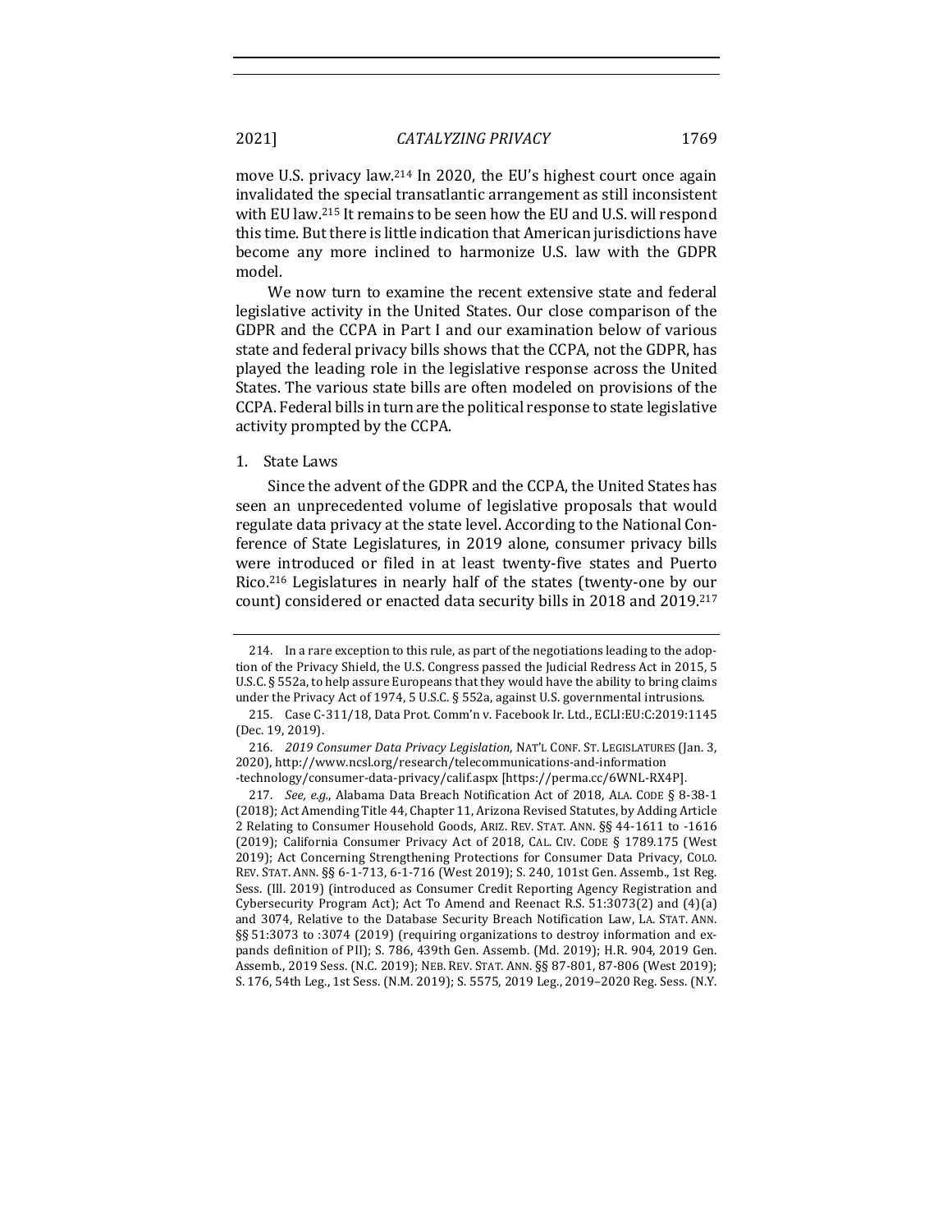move U.S. privacy law.[214] In 2020, the EU's highest court once again invalidated the special transatlantic arrangement as still inconsistent with EU law.[215] It remains to be seen how the EU and U.S. will respond this time. But there is little indication that American jurisdictions have become any more inclined to harmonize U.S. law with the GDPR model.

We now turn to examine the recent extensive state and federal legislative activity in the United States. Our close comparison of the GDPR and the CCPA in Part I and our examination below of various state and federal privacy bills shows that the CCPA, not the GDPR, has played the leading role in the legislative response across the United States. The various state bills are often modeled on provisions of the CCPA. Federal bills in turn are the political response to state legislative activity prompted by the CCPA.

1. State Laws

Since the advent of the GDPR and the CCPA, the United States has seen an unprecedented volume of legislative proposals that would regulate data privacy at the state level. According to the National Conference of State Legislatures, in 2019 alone, consumer privacy bills were introduced or filed in at least twenty-five states and Puerto Rico.[216] Legislatures in nearly half of the states (twenty-one by our count) considered or enacted data security bills in 2018 and 2019.[217]

---

214. In a rare exception to this rule, as part of the negotiations leading to the adoption of the Privacy Shield, the U.S. Congress passed the Judicial Redress Act in 2015, 5 U.S.C. § 552a, to help assure Europeans that they would have the ability to bring claims under the Privacy Act of 1974, 5 U.S.C. § 552a, against U.S. governmental intrusions.

215. Case C-311/18, Data Prot. Comm'n v. Facebook Ir. Ltd., ECLI:EU:C:2019:1145 (Dec. 19, 2019).

216. *2019 Consumer Data Privacy Legislation*, NAT'L CONF. ST. LEGISLATURES (Jan. 3, 2020), http://www.ncsl.org/research/telecommunications-and-information-technology/consumer-data-privacy/calif.aspx [https://perma.cc/6WNL-RX4P].

217. *See, e.g.*, Alabama Data Breach Notification Act of 2018, ALA. CODE § 8-38-1 (2018); Act Amending Title 44, Chapter 11, Arizona Revised Statutes, by Adding Article 2 Relating to Consumer Household Goods, ARIZ. REV. STAT. ANN. §§ 44-1611 to -1616 (2019); California Consumer Privacy Act of 2018, CAL. CIV. CODE § 1789.175 (West 2019); Act Concerning Strengthening Protections for Consumer Data Privacy, COLO. REV. STAT. ANN. §§ 6-1-713, 6-1-716 (West 2019); S. 240, 101st Gen. Assemb., 1st Reg. Sess. (Ill. 2019) (introduced as Consumer Credit Reporting Agency Registration and Cybersecurity Program Act); Act To Amend and Reenact R.S. 51:3073(2) and (4)(a) and 3074, Relative to the Database Security Breach Notification Law, LA. STAT. ANN. §§ 51:3073 to :3074 (2019) (requiring organizations to destroy information and expands definition of PII); S. 786, 439th Gen. Assemb. (Md. 2019); H.R. 904, 2019 Gen. Assemb., 2019 Sess. (N.C. 2019); NEB. REV. STAT. ANN. §§ 87-801, 87-806 (West 2019); S. 176, 54th Leg., 1st Sess. (N.M. 2019); S. 5575, 2019 Leg., 2019–2020 Reg. Sess. (N.Y.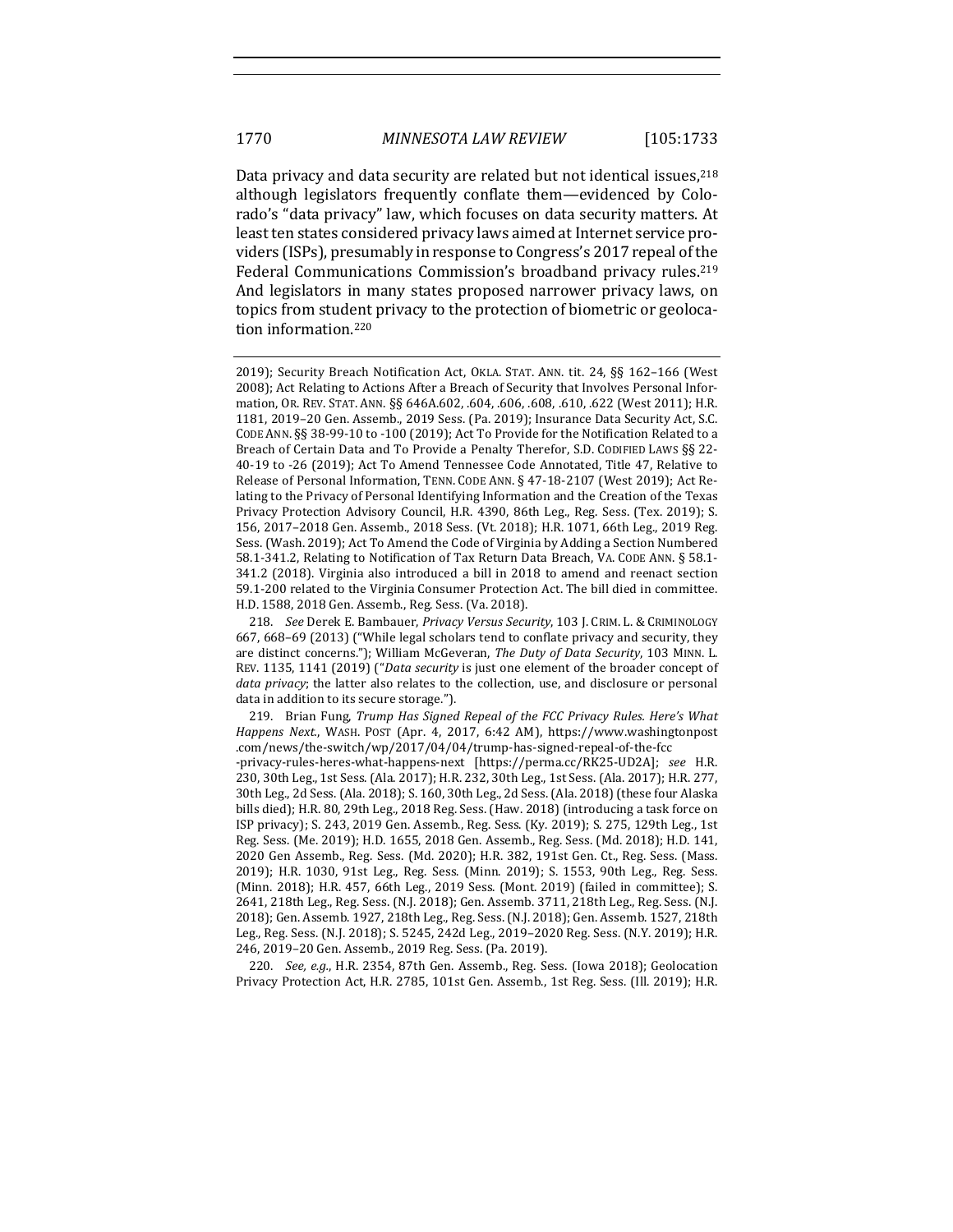Data privacy and data security are related but not identical issues,[218] although legislators frequently conflate them—evidenced by Colorado's "data privacy" law, which focuses on data security matters. At least ten states considered privacy laws aimed at Internet service providers (ISPs), presumably in response to Congress's 2017 repeal of the Federal Communications Commission's broadband privacy rules.[219] And legislators in many states proposed narrower privacy laws, on topics from student privacy to the protection of biometric or geolocation information.[220]

---

2019); Security Breach Notification Act, OKLA. STAT. ANN. tit. 24, §§ 162–166 (West 2008); Act Relating to Actions After a Breach of Security that Involves Personal Information, OR. REV. STAT. ANN. §§ 646A.602, .604, .606, .608, .610, .622 (West 2011); H.R. 1181, 2019–20 Gen. Assemb., 2019 Sess. (Pa. 2019); Insurance Data Security Act, S.C. CODE ANN. §§ 38-99-10 to -100 (2019); Act To Provide for the Notification Related to a Breach of Certain Data and To Provide a Penalty Therefor, S.D. CODIFIED LAWS §§ 22-40-19 to -26 (2019); Act To Amend Tennessee Code Annotated, Title 47, Relative to Release of Personal Information, TENN. CODE ANN. § 47-18-2107 (West 2019); Act Relating to the Privacy of Personal Identifying Information and the Creation of the Texas Privacy Protection Advisory Council, H.R. 4390, 86th Leg., Reg. Sess. (Tex. 2019); S. 156, 2017–2018 Gen. Assemb., 2018 Sess. (Vt. 2018); H.R. 1071, 66th Leg., 2019 Reg. Sess. (Wash. 2019); Act To Amend the Code of Virginia by Adding a Section Numbered 58.1-341.2, Relating to Notification of Tax Return Data Breach, VA. CODE ANN. § 58.1-341.2 (2018). Virginia also introduced a bill in 2018 to amend and reenact section 59.1-200 related to the Virginia Consumer Protection Act. The bill died in committee. H.D. 1588, 2018 Gen. Assemb., Reg. Sess. (Va. 2018).

218. *See* Derek E. Bambauer, *Privacy Versus Security*, 103 J. CRIM. L. & CRIMINOLOGY 667, 668–69 (2013) ("While legal scholars tend to conflate privacy and security, they are distinct concerns."); William McGeveran, *The Duty of Data Security*, 103 MINN. L. REV. 1135, 1141 (2019) ("*Data security* is just one element of the broader concept of *data privacy*; the latter also relates to the collection, use, and disclosure or personal data in addition to its secure storage.").

219. Brian Fung, *Trump Has Signed Repeal of the FCC Privacy Rules. Here's What Happens Next.*, WASH. POST (Apr. 4, 2017, 6:42 AM), https://www.washingtonpost.com/news/the-switch/wp/2017/04/04/trump-has-signed-repeal-of-the-fcc-privacy-rules-heres-what-happens-next [https://perma.cc/RK25-UD2A]; *see* H.R. 230, 30th Leg., 1st Sess. (Ala. 2017); H.R. 232, 30th Leg., 1st Sess. (Ala. 2017); H.R. 277, 30th Leg., 2d Sess. (Ala. 2018); S. 160, 30th Leg., 2d Sess. (Ala. 2018) (these four Alaska bills died); H.R. 80, 29th Leg., 2018 Reg. Sess. (Haw. 2018) (introducing a task force on ISP privacy); S. 243, 2019 Gen. Assemb., Reg. Sess. (Ky. 2019); S. 275, 129th Leg., 1st Reg. Sess. (Me. 2019); H.D. 1655, 2018 Gen. Assemb., Reg. Sess. (Md. 2018); H.D. 141, 2020 Gen Assemb., Reg. Sess. (Md. 2020); H.R. 382, 191st Gen. Ct., Reg. Sess. (Mass. 2019); H.R. 1030, 91st Leg., Reg. Sess. (Minn. 2019); S. 1553, 90th Leg., Reg. Sess. (Minn. 2018); H.R. 457, 66th Leg., 2019 Sess. (Mont. 2019) (failed in committee); S. 2641, 218th Leg., Reg. Sess. (N.J. 2018); Gen. Assemb. 3711, 218th Leg., Reg. Sess. (N.J. 2018); Gen. Assemb. 1927, 218th Leg., Reg. Sess. (N.J. 2018); Gen. Assemb. 1527, 218th Leg., Reg. Sess. (N.J. 2018); S. 5245, 242d Leg., 2019–2020 Reg. Sess. (N.Y. 2019); H.R. 246, 2019–20 Gen. Assemb., 2019 Reg. Sess. (Pa. 2019).

220. *See, e.g.*, H.R. 2354, 87th Gen. Assemb., Reg. Sess. (Iowa 2018); Geolocation Privacy Protection Act, H.R. 2785, 101st Gen. Assemb., 1st Reg. Sess. (Ill. 2019); H.R.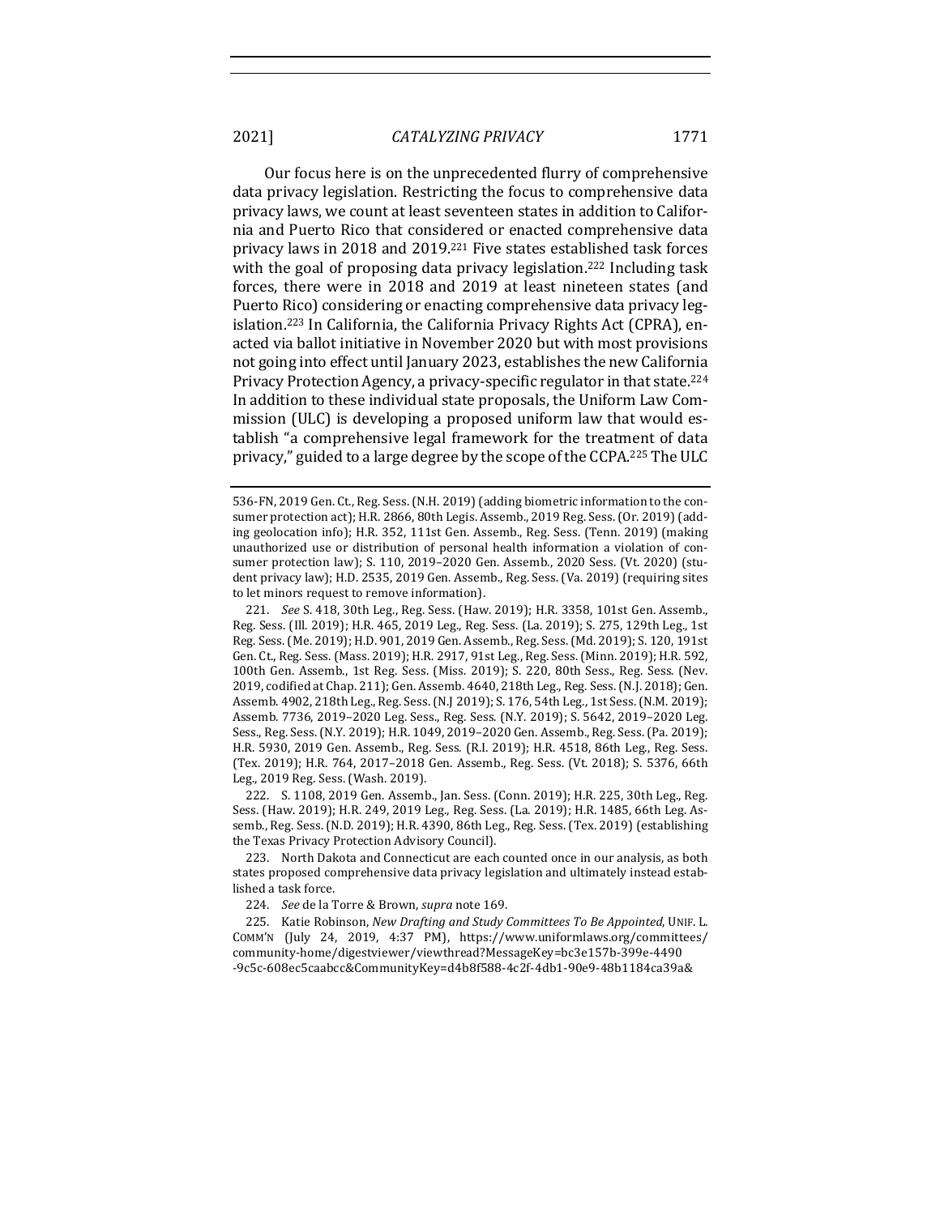Our focus here is on the unprecedented flurry of comprehensive data privacy legislation. Restricting the focus to comprehensive data privacy laws, we count at least seventeen states in addition to California and Puerto Rico that considered or enacted comprehensive data privacy laws in 2018 and 2019.[221] Five states established task forces with the goal of proposing data privacy legislation.[222] Including task forces, there were in 2018 and 2019 at least nineteen states (and Puerto Rico) considering or enacting comprehensive data privacy legislation.[223] In California, the California Privacy Rights Act (CPRA), enacted via ballot initiative in November 2020 but with most provisions not going into effect until January 2023, establishes the new California Privacy Protection Agency, a privacy-specific regulator in that state.[224] In addition to these individual state proposals, the Uniform Law Commission (ULC) is developing a proposed uniform law that would establish "a comprehensive legal framework for the treatment of data privacy," guided to a large degree by the scope of the CCPA.[225] The ULC

---

536-FN, 2019 Gen. Ct., Reg. Sess. (N.H. 2019) (adding biometric information to the consumer protection act); H.R. 2866, 80th Legis. Assemb., 2019 Reg. Sess. (Or. 2019) (adding geolocation info); H.R. 352, 111st Gen. Assemb., Reg. Sess. (Tenn. 2019) (making unauthorized use or distribution of personal health information a violation of consumer protection law); S. 110, 2019–2020 Gen. Assemb., 2020 Sess. (Vt. 2020) (student privacy law); H.D. 2535, 2019 Gen. Assemb., Reg. Sess. (Va. 2019) (requiring sites to let minors request to remove information).

221. *See* S. 418, 30th Leg., Reg. Sess. (Haw. 2019); H.R. 3358, 101st Gen. Assemb., Reg. Sess. (Ill. 2019); H.R. 465, 2019 Leg., Reg. Sess. (La. 2019); S. 275, 129th Leg., 1st Reg. Sess. (Me. 2019); H.D. 901, 2019 Gen. Assemb., Reg. Sess. (Md. 2019); S. 120, 191st Gen. Ct., Reg. Sess. (Mass. 2019); H.R. 2917, 91st Leg., Reg. Sess. (Minn. 2019); H.R. 592, 100th Gen. Assemb., 1st Reg. Sess. (Miss. 2019); S. 220, 80th Sess., Reg. Sess. (Nev. 2019, codified at Chap. 211); Gen. Assemb. 4640, 218th Leg., Reg. Sess. (N.J. 2018); Gen. Assemb. 4902, 218th Leg., Reg. Sess. (N.J 2019); S. 176, 54th Leg., 1st Sess. (N.M. 2019); Assemb. 7736, 2019–2020 Leg. Sess., Reg. Sess. (N.Y. 2019); S. 5642, 2019–2020 Leg. Sess., Reg. Sess. (N.Y. 2019); H.R. 1049, 2019–2020 Gen. Assemb., Reg. Sess. (Pa. 2019); H.R. 5930, 2019 Gen. Assemb., Reg. Sess. (R.I. 2019); H.R. 4518, 86th Leg., Reg. Sess. (Tex. 2019); H.R. 764, 2017–2018 Gen. Assemb., Reg. Sess. (Vt. 2018); S. 5376, 66th Leg., 2019 Reg. Sess. (Wash. 2019).

222. S. 1108, 2019 Gen. Assemb., Jan. Sess. (Conn. 2019); H.R. 225, 30th Leg., Reg. Sess. (Haw. 2019); H.R. 249, 2019 Leg., Reg. Sess. (La. 2019); H.R. 1485, 66th Leg. Assemb., Reg. Sess. (N.D. 2019); H.R. 4390, 86th Leg., Reg. Sess. (Tex. 2019) (establishing the Texas Privacy Protection Advisory Council).

223. North Dakota and Connecticut are each counted once in our analysis, as both states proposed comprehensive data privacy legislation and ultimately instead established a task force.

224. *See* de la Torre & Brown, *supra* note 169.

225. Katie Robinson, *New Drafting and Study Committees To Be Appointed*, UNIF. L. COMM'N (July 24, 2019, 4:37 PM), https://www.uniformlaws.org/committees/community-home/digestviewer/viewthread?MessageKey=bc3e157b-399e-4490-9c5c-608ec5caabcc&CommunityKey=d4b8f588-4c2f-4db1-90e9-48b1184ca39a&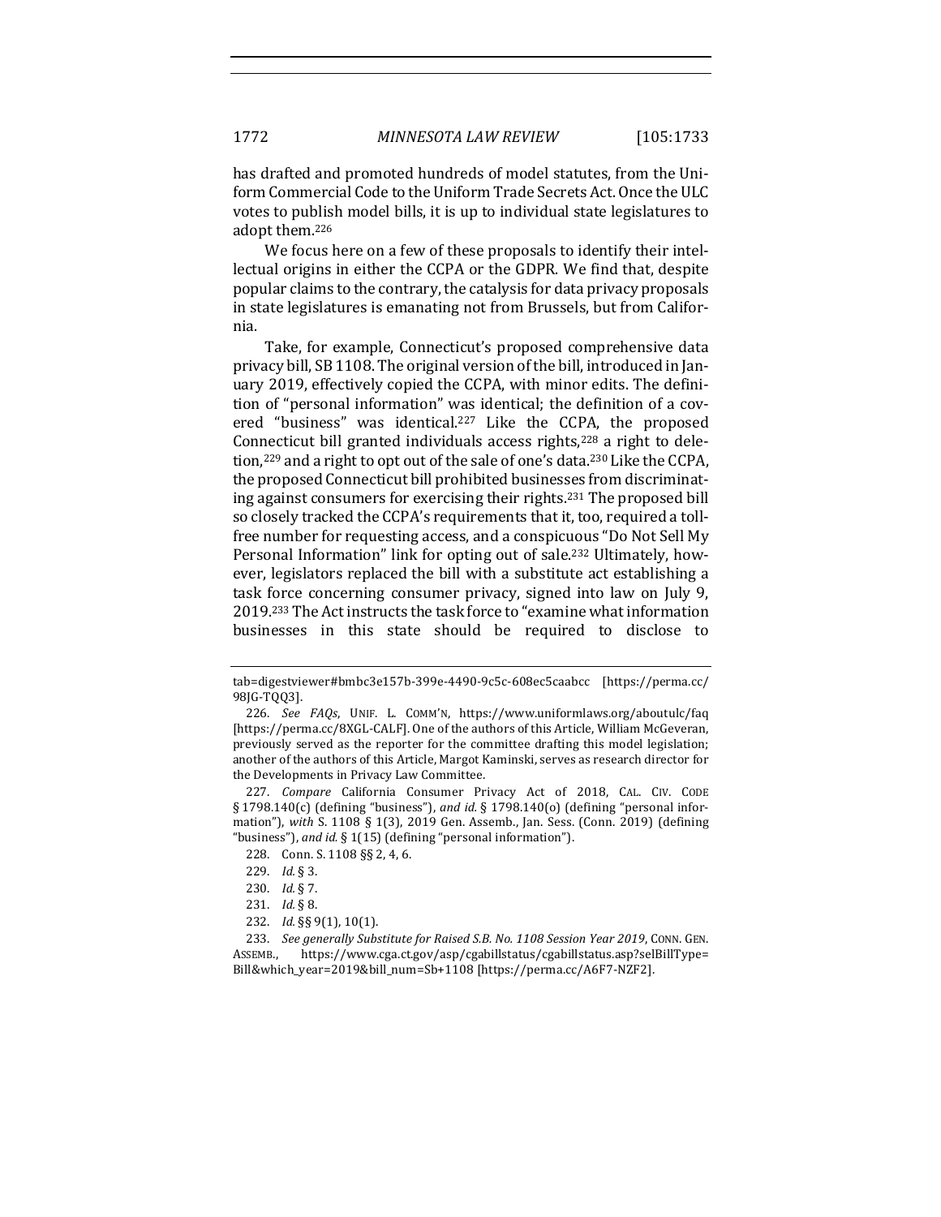has drafted and promoted hundreds of model statutes, from the Uniform Commercial Code to the Uniform Trade Secrets Act. Once the ULC votes to publish model bills, it is up to individual state legislatures to adopt them.[226]

We focus here on a few of these proposals to identify their intellectual origins in either the CCPA or the GDPR. We find that, despite popular claims to the contrary, the catalysis for data privacy proposals in state legislatures is emanating not from Brussels, but from California.

Take, for example, Connecticut's proposed comprehensive data privacy bill, SB 1108. The original version of the bill, introduced in January 2019, effectively copied the CCPA, with minor edits. The definition of "personal information" was identical; the definition of a covered "business" was identical.[227] Like the CCPA, the proposed Connecticut bill granted individuals access rights,[228] a right to deletion,[229] and a right to opt out of the sale of one's data.[230] Like the CCPA, the proposed Connecticut bill prohibited businesses from discriminating against consumers for exercising their rights.[231] The proposed bill so closely tracked the CCPA's requirements that it, too, required a toll-free number for requesting access, and a conspicuous "Do Not Sell My Personal Information" link for opting out of sale.[232] Ultimately, however, legislators replaced the bill with a substitute act establishing a task force concerning consumer privacy, signed into law on July 9, 2019.[233] The Act instructs the task force to "examine what information businesses in this state should be required to disclose to

---

tab=digestviewer#bmbc3e157b-399e-4490-9c5c-608ec5caabcc [https://perma.cc/98JG-TQQ3].

226. *See FAQs*, UNIF. L. COMM'N, https://www.uniformlaws.org/aboutulc/faq [https://perma.cc/8XGL-CALF]. One of the authors of this Article, William McGeveran, previously served as the reporter for the committee drafting this model legislation; another of the authors of this Article, Margot Kaminski, serves as research director for the Developments in Privacy Law Committee.

227. *Compare* California Consumer Privacy Act of 2018, CAL. CIV. CODE § 1798.140(c) (defining "business"), *and id.* § 1798.140(o) (defining "personal information"), *with* S. 1108 § 1(3), 2019 Gen. Assemb., Jan. Sess. (Conn. 2019) (defining "business"), *and id.* § 1(15) (defining "personal information").

228. Conn. S. 1108 §§ 2, 4, 6.

229. *Id.* § 3.

230. *Id.* § 7.

231. *Id.* § 8.

232. *Id.* §§ 9(1), 10(1).

233. *See generally Substitute for Raised S.B. No. 1108 Session Year 2019*, CONN. GEN. ASSEMB., https://www.cga.ct.gov/asp/cgabillstatus/cgabillstatus.asp?selBillType=Bill&which_year=2019&bill_num=Sb+1108 [https://perma.cc/A6F7-NZF2].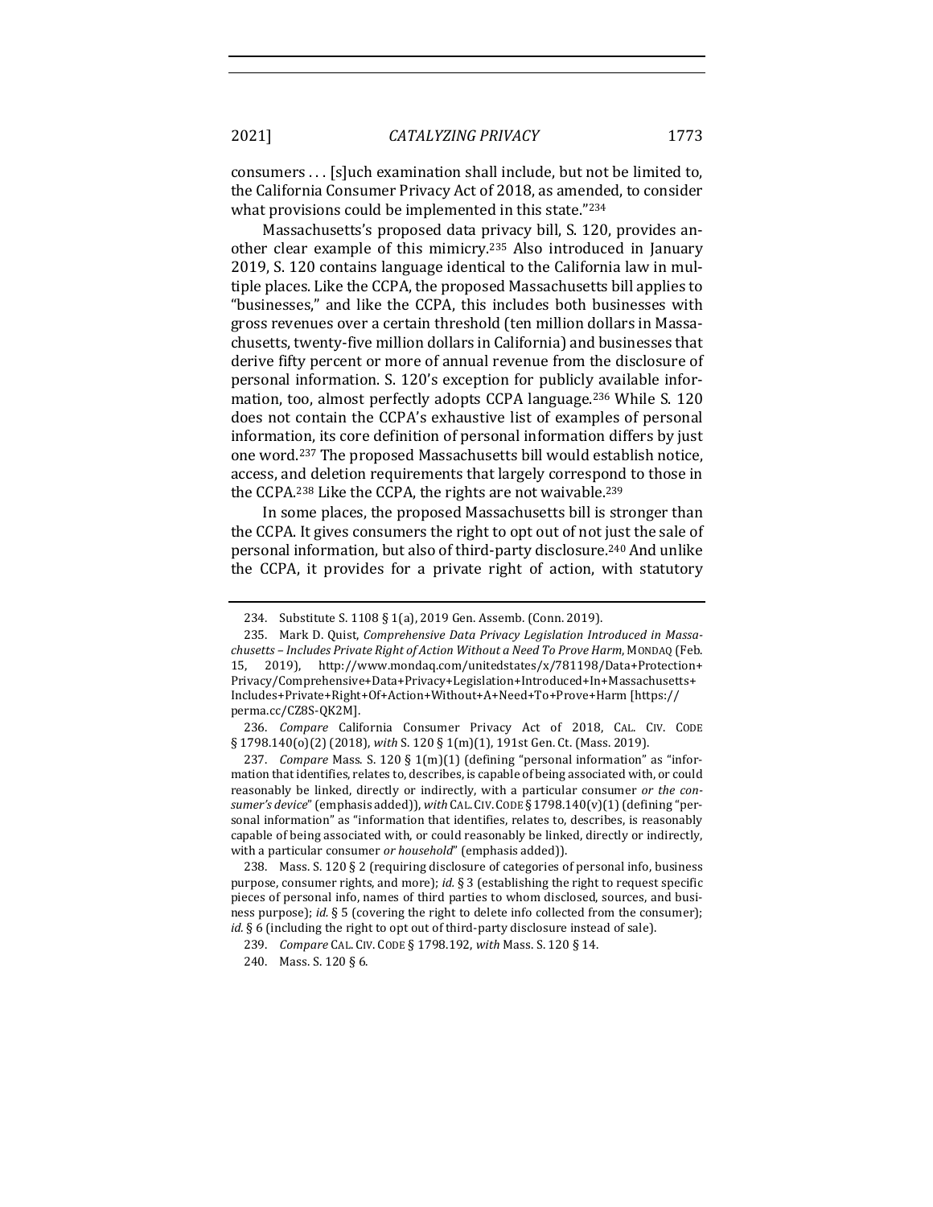consumers . . . [s]uch examination shall include, but not be limited to, the California Consumer Privacy Act of 2018, as amended, to consider what provisions could be implemented in this state."[234]

Massachusetts's proposed data privacy bill, S. 120, provides another clear example of this mimicry.[235] Also introduced in January 2019, S. 120 contains language identical to the California law in multiple places. Like the CCPA, the proposed Massachusetts bill applies to "businesses," and like the CCPA, this includes both businesses with gross revenues over a certain threshold (ten million dollars in Massachusetts, twenty-five million dollars in California) and businesses that derive fifty percent or more of annual revenue from the disclosure of personal information. S. 120's exception for publicly available information, too, almost perfectly adopts CCPA language.[236] While S. 120 does not contain the CCPA's exhaustive list of examples of personal information, its core definition of personal information differs by just one word.[237] The proposed Massachusetts bill would establish notice, access, and deletion requirements that largely correspond to those in the CCPA.[238] Like the CCPA, the rights are not waivable.[239]

In some places, the proposed Massachusetts bill is stronger than the CCPA. It gives consumers the right to opt out of not just the sale of personal information, but also of third-party disclosure.[240] And unlike the CCPA, it provides for a private right of action, with statutory

---

234. Substitute S. 1108 § 1(a), 2019 Gen. Assemb. (Conn. 2019).

235. Mark D. Quist, *Comprehensive Data Privacy Legislation Introduced in Massachusetts – Includes Private Right of Action Without a Need To Prove Harm*, MONDAQ (Feb. 15, 2019), http://www.mondaq.com/unitedstates/x/781198/Data+Protection+Privacy/Comprehensive+Data+Privacy+Legislation+Introduced+In+Massachusetts+Includes+Private+Right+Of+Action+Without+A+Need+To+Prove+Harm [https://perma.cc/CZ8S-QK2M].

236. *Compare* California Consumer Privacy Act of 2018, CAL. CIV. CODE § 1798.140(o)(2) (2018), *with* S. 120 § 1(m)(1), 191st Gen. Ct. (Mass. 2019).

237. *Compare* Mass. S. 120 § 1(m)(1) (defining "personal information" as "information that identifies, relates to, describes, is capable of being associated with, or could reasonably be linked, directly or indirectly, with a particular consumer *or the consumer's device*" (emphasis added)), *with* CAL. CIV. CODE § 1798.140(v)(1) (defining "personal information" as "information that identifies, relates to, describes, is reasonably capable of being associated with, or could reasonably be linked, directly or indirectly, with a particular consumer *or household*" (emphasis added)).

238. Mass. S. 120 § 2 (requiring disclosure of categories of personal info, business purpose, consumer rights, and more); *id.* § 3 (establishing the right to request specific pieces of personal info, names of third parties to whom disclosed, sources, and business purpose); *id.* § 5 (covering the right to delete info collected from the consumer); *id.* § 6 (including the right to opt out of third-party disclosure instead of sale).

239. *Compare* CAL. CIV. CODE § 1798.192, *with* Mass. S. 120 § 14.

240. Mass. S. 120 § 6.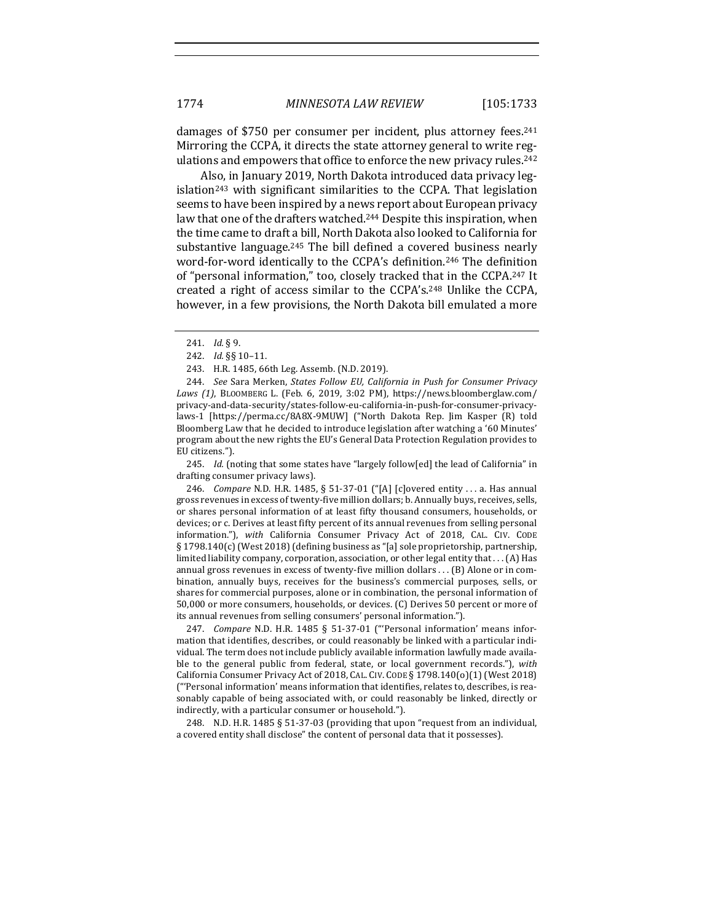damages of $750 per consumer per incident, plus attorney fees.[241] Mirroring the CCPA, it directs the state attorney general to write regulations and empowers that office to enforce the new privacy rules.[242]

Also, in January 2019, North Dakota introduced data privacy legislation[243] with significant similarities to the CCPA. That legislation seems to have been inspired by a news report about European privacy law that one of the drafters watched.[244] Despite this inspiration, when the time came to draft a bill, North Dakota also looked to California for substantive language.[245] The bill defined a covered business nearly word-for-word identically to the CCPA's definition.[246] The definition of "personal information," too, closely tracked that in the CCPA.[247] It created a right of access similar to the CCPA's.[248] Unlike the CCPA, however, in a few provisions, the North Dakota bill emulated a more

---

241. *Id.* § 9.

242. *Id.* §§ 10–11.

243. H.R. 1485, 66th Leg. Assemb. (N.D. 2019).

244. *See* Sara Merken, *States Follow EU, California in Push for Consumer Privacy Laws (1)*, BLOOMBERG L. (Feb. 6, 2019, 3:02 PM), https://news.bloomberglaw.com/privacy-and-data-security/states-follow-eu-california-in-push-for-consumer-privacy-laws-1 [https://perma.cc/8A8X-9MUW] ("North Dakota Rep. Jim Kasper (R) told Bloomberg Law that he decided to introduce legislation after watching a '60 Minutes' program about the new rights the EU's General Data Protection Regulation provides to EU citizens.").

245. *Id.* (noting that some states have "largely follow[ed] the lead of California" in drafting consumer privacy laws).

246. *Compare* N.D. H.R. 1485, § 51-37-01 ("[A] [c]overed entity . . . a. Has annual gross revenues in excess of twenty-five million dollars; b. Annually buys, receives, sells, or shares personal information of at least fifty thousand consumers, households, or devices; or c. Derives at least fifty percent of its annual revenues from selling personal information."), *with* California Consumer Privacy Act of 2018, CAL. CIV. CODE § 1798.140(c) (West 2018) (defining business as "[a] sole proprietorship, partnership, limited liability company, corporation, association, or other legal entity that . . . (A) Has annual gross revenues in excess of twenty-five million dollars . . . (B) Alone or in combination, annually buys, receives for the business's commercial purposes, sells, or shares for commercial purposes, alone or in combination, the personal information of 50,000 or more consumers, households, or devices. (C) Derives 50 percent or more of its annual revenues from selling consumers' personal information.").

247. *Compare* N.D. H.R. 1485 § 51-37-01 ("'Personal information' means information that identifies, describes, or could reasonably be linked with a particular individual. The term does not include publicly available information lawfully made available to the general public from federal, state, or local government records."), *with* California Consumer Privacy Act of 2018, CAL. CIV. CODE § 1798.140(o)(1) (West 2018) ("'Personal information' means information that identifies, relates to, describes, is reasonably capable of being associated with, or could reasonably be linked, directly or indirectly, with a particular consumer or household.").

248. N.D. H.R. 1485 § 51-37-03 (providing that upon "request from an individual, a covered entity shall disclose" the content of personal data that it possesses).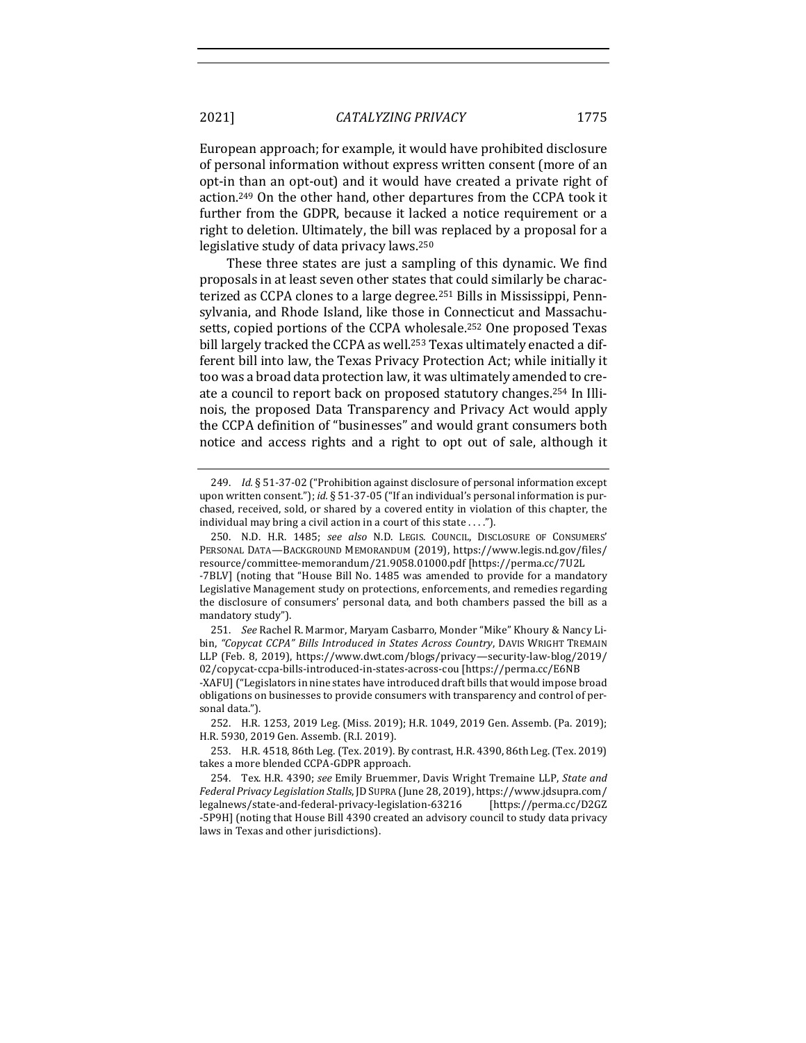European approach; for example, it would have prohibited disclosure of personal information without express written consent (more of an opt-in than an opt-out) and it would have created a private right of action.[249] On the other hand, other departures from the CCPA took it further from the GDPR, because it lacked a notice requirement or a right to deletion. Ultimately, the bill was replaced by a proposal for a legislative study of data privacy laws.[250]

These three states are just a sampling of this dynamic. We find proposals in at least seven other states that could similarly be characterized as CCPA clones to a large degree.[251] Bills in Mississippi, Pennsylvania, and Rhode Island, like those in Connecticut and Massachusetts, copied portions of the CCPA wholesale.[252] One proposed Texas bill largely tracked the CCPA as well.[253] Texas ultimately enacted a different bill into law, the Texas Privacy Protection Act; while initially it too was a broad data protection law, it was ultimately amended to create a council to report back on proposed statutory changes.[254] In Illinois, the proposed Data Transparency and Privacy Act would apply the CCPA definition of "businesses" and would grant consumers both notice and access rights and a right to opt out of sale, although it

---

249. *Id.* § 51-37-02 ("Prohibition against disclosure of personal information except upon written consent."); *id.* § 51-37-05 ("If an individual's personal information is purchased, received, sold, or shared by a covered entity in violation of this chapter, the individual may bring a civil action in a court of this state . . . .").

250. N.D. H.R. 1485; *see also* N.D. LEGIS. COUNCIL, DISCLOSURE OF CONSUMERS' PERSONAL DATA—BACKGROUND MEMORANDUM (2019), https://www.legis.nd.gov/files/resource/committee-memorandum/21.9058.01000.pdf [https://perma.cc/7U2L-7BLV] (noting that "House Bill No. 1485 was amended to provide for a mandatory Legislative Management study on protections, enforcements, and remedies regarding the disclosure of consumers' personal data, and both chambers passed the bill as a mandatory study").

251. *See* Rachel R. Marmor, Maryam Casbarro, Monder "Mike" Khoury & Nancy Libin, *"Copycat CCPA" Bills Introduced in States Across Country*, DAVIS WRIGHT TREMAIN LLP (Feb. 8, 2019), https://www.dwt.com/blogs/privacy—security-law-blog/2019/02/copycat-ccpa-bills-introduced-in-states-across-cou [https://perma.cc/E6NB-XAFU] ("Legislators in nine states have introduced draft bills that would impose broad obligations on businesses to provide consumers with transparency and control of personal data.").

252. H.R. 1253, 2019 Leg. (Miss. 2019); H.R. 1049, 2019 Gen. Assemb. (Pa. 2019); H.R. 5930, 2019 Gen. Assemb. (R.I. 2019).

253. H.R. 4518, 86th Leg. (Tex. 2019). By contrast, H.R. 4390, 86th Leg. (Tex. 2019) takes a more blended CCPA-GDPR approach.

254. Tex. H.R. 4390; *see* Emily Bruemmer, Davis Wright Tremaine LLP, *State and Federal Privacy Legislation Stalls*, JD SUPRA (June 28, 2019), https://www.jdsupra.com/legalnews/state-and-federal-privacy-legislation-63216 [https://perma.cc/D2GZ-5P9H] (noting that House Bill 4390 created an advisory council to study data privacy laws in Texas and other jurisdictions).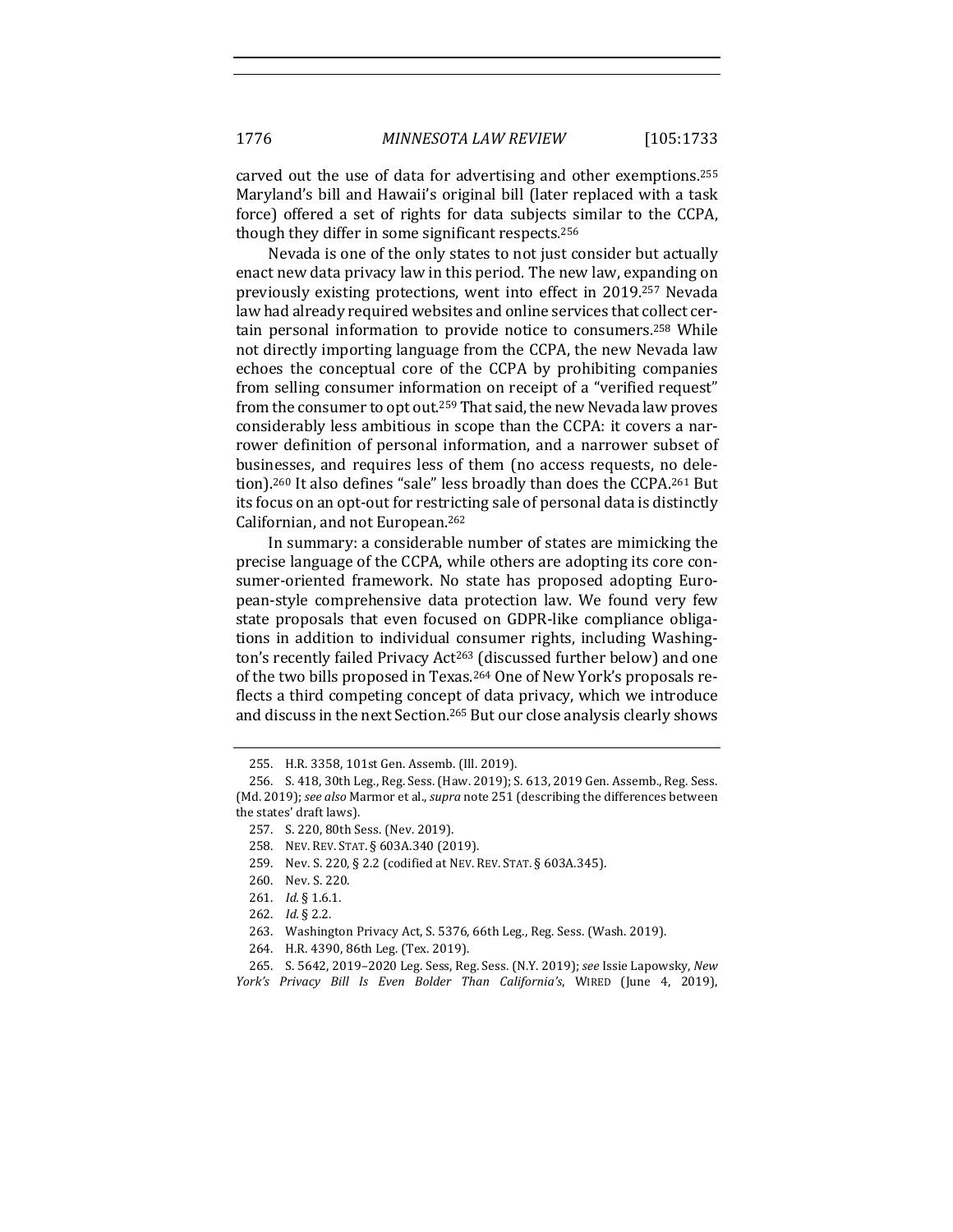carved out the use of data for advertising and other exemptions.[255] Maryland's bill and Hawaii's original bill (later replaced with a task force) offered a set of rights for data subjects similar to the CCPA, though they differ in some significant respects.[256]

Nevada is one of the only states to not just consider but actually enact new data privacy law in this period. The new law, expanding on previously existing protections, went into effect in 2019.[257] Nevada law had already required websites and online services that collect certain personal information to provide notice to consumers.[258] While not directly importing language from the CCPA, the new Nevada law echoes the conceptual core of the CCPA by prohibiting companies from selling consumer information on receipt of a "verified request" from the consumer to opt out.[259] That said, the new Nevada law proves considerably less ambitious in scope than the CCPA: it covers a narrower definition of personal information, and a narrower subset of businesses, and requires less of them (no access requests, no deletion).[260] It also defines "sale" less broadly than does the CCPA.[261] But its focus on an opt-out for restricting sale of personal data is distinctly Californian, and not European.[262]

In summary: a considerable number of states are mimicking the precise language of the CCPA, while others are adopting its core consumer-oriented framework. No state has proposed adopting European-style comprehensive data protection law. We found very few state proposals that even focused on GDPR-like compliance obligations in addition to individual consumer rights, including Washington's recently failed Privacy Act[263] (discussed further below) and one of the two bills proposed in Texas.[264] One of New York's proposals reflects a third competing concept of data privacy, which we introduce and discuss in the next Section.[265] But our close analysis clearly shows

---

255. H.R. 3358, 101st Gen. Assemb. (Ill. 2019).

256. S. 418, 30th Leg., Reg. Sess. (Haw. 2019); S. 613, 2019 Gen. Assemb., Reg. Sess. (Md. 2019); *see also* Marmor et al., *supra* note 251 (describing the differences between the states' draft laws).

257. S. 220, 80th Sess. (Nev. 2019).

258. NEV. REV. STAT. § 603A.340 (2019).

259. Nev. S. 220, § 2.2 (codified at NEV. REV. STAT. § 603A.345).

260. Nev. S. 220.

261. *Id.* § 1.6.1.

262. *Id.* § 2.2.

263. Washington Privacy Act, S. 5376, 66th Leg., Reg. Sess. (Wash. 2019).

264. H.R. 4390, 86th Leg. (Tex. 2019).

265. S. 5642, 2019–2020 Leg. Sess, Reg. Sess. (N.Y. 2019); *see* Issie Lapowsky, *New York's Privacy Bill Is Even Bolder Than California's*, WIRED (June 4, 2019),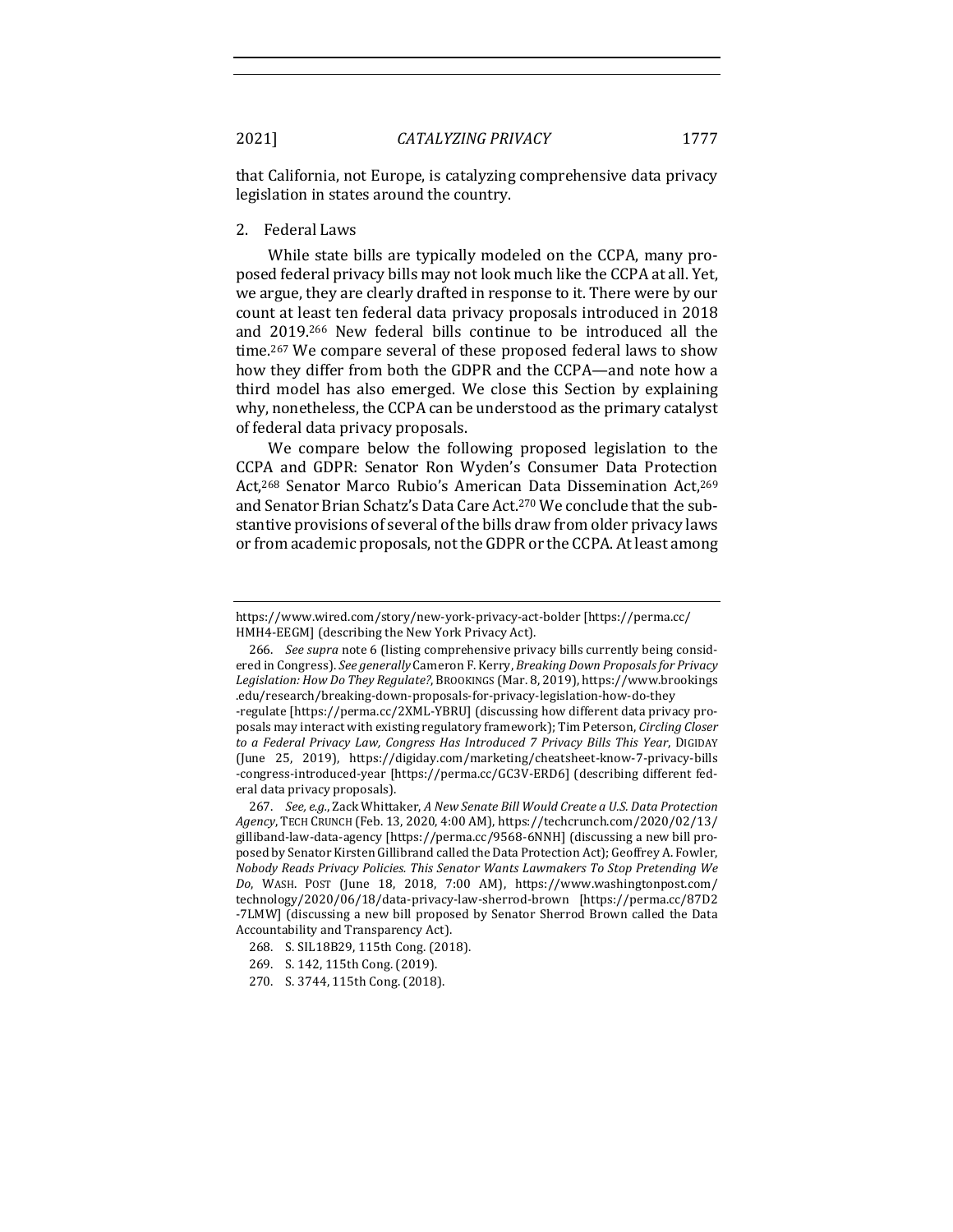that California, not Europe, is catalyzing comprehensive data privacy legislation in states around the country.

2. Federal Laws

While state bills are typically modeled on the CCPA, many proposed federal privacy bills may not look much like the CCPA at all. Yet, we argue, they are clearly drafted in response to it. There were by our count at least ten federal data privacy proposals introduced in 2018 and 2019.[266] New federal bills continue to be introduced all the time.[267] We compare several of these proposed federal laws to show how they differ from both the GDPR and the CCPA—and note how a third model has also emerged. We close this Section by explaining why, nonetheless, the CCPA can be understood as the primary catalyst of federal data privacy proposals.

We compare below the following proposed legislation to the CCPA and GDPR: Senator Ron Wyden's Consumer Data Protection Act,[268] Senator Marco Rubio's American Data Dissemination Act,[269] and Senator Brian Schatz's Data Care Act.[270] We conclude that the substantive provisions of several of the bills draw from older privacy laws or from academic proposals, not the GDPR or the CCPA. At least among

---

https://www.wired.com/story/new-york-privacy-act-bolder [https://perma.cc/HMH4-EEGM] (describing the New York Privacy Act).

266. *See supra* note 6 (listing comprehensive privacy bills currently being considered in Congress). *See generally* Cameron F. Kerry, *Breaking Down Proposals for Privacy Legislation: How Do They Regulate?*, BROOKINGS (Mar. 8, 2019), https://www.brookings.edu/research/breaking-down-proposals-for-privacy-legislation-how-do-they-regulate [https://perma.cc/2XML-YBRU] (discussing how different data privacy proposals may interact with existing regulatory framework); Tim Peterson, *Circling Closer to a Federal Privacy Law, Congress Has Introduced 7 Privacy Bills This Year*, DIGIDAY (June 25, 2019), https://digiday.com/marketing/cheatsheet-know-7-privacy-bills-congress-introduced-year [https://perma.cc/GC3V-ERD6] (describing different federal data privacy proposals).

267. *See, e.g.*, Zack Whittaker, *A New Senate Bill Would Create a U.S. Data Protection Agency*, TECH CRUNCH (Feb. 13, 2020, 4:00 AM), https://techcrunch.com/2020/02/13/gilliband-law-data-agency [https://perma.cc/9568-6NNH] (discussing a new bill proposed by Senator Kirsten Gillibrand called the Data Protection Act); Geoffrey A. Fowler, *Nobody Reads Privacy Policies. This Senator Wants Lawmakers To Stop Pretending We Do*, WASH. POST (June 18, 2018, 7:00 AM), https://www.washingtonpost.com/technology/2020/06/18/data-privacy-law-sherrod-brown [https://perma.cc/87D2-7LMW] (discussing a new bill proposed by Senator Sherrod Brown called the Data Accountability and Transparency Act).

268. S. SIL18B29, 115th Cong. (2018).

269. S. 142, 115th Cong. (2019).

270. S. 3744, 115th Cong. (2018).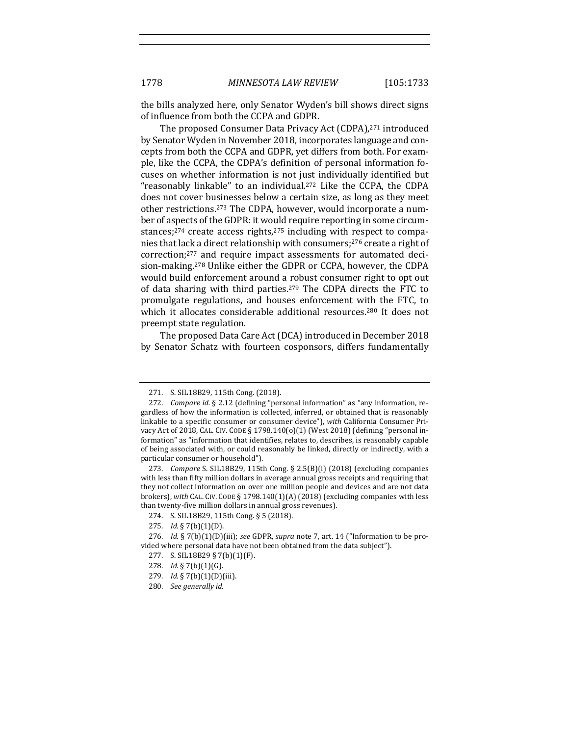the bills analyzed here, only Senator Wyden's bill shows direct signs of influence from both the CCPA and GDPR.

The proposed Consumer Data Privacy Act (CDPA),[271] introduced by Senator Wyden in November 2018, incorporates language and concepts from both the CCPA and GDPR, yet differs from both. For example, like the CCPA, the CDPA's definition of personal information focuses on whether information is not just individually identified but "reasonably linkable" to an individual.[272] Like the CCPA, the CDPA does not cover businesses below a certain size, as long as they meet other restrictions.[273] The CDPA, however, would incorporate a number of aspects of the GDPR: it would require reporting in some circumstances;[274] create access rights,[275] including with respect to companies that lack a direct relationship with consumers;[276] create a right of correction;[277] and require impact assessments for automated decision-making.[278] Unlike either the GDPR or CCPA, however, the CDPA would build enforcement around a robust consumer right to opt out of data sharing with third parties.[279] The CDPA directs the FTC to promulgate regulations, and houses enforcement with the FTC, to which it allocates considerable additional resources.[280] It does not preempt state regulation.

The proposed Data Care Act (DCA) introduced in December 2018 by Senator Schatz with fourteen cosponsors, differs fundamentally

---

271. S. SIL18B29, 115th Cong. (2018).

272. *Compare id.* § 2.12 (defining "personal information" as "any information, regardless of how the information is collected, inferred, or obtained that is reasonably linkable to a specific consumer or consumer device"), *with* California Consumer Privacy Act of 2018, CAL. CIV. CODE § 1798.140(o)(1) (West 2018) (defining "personal information" as "information that identifies, relates to, describes, is reasonably capable of being associated with, or could reasonably be linked, directly or indirectly, with a particular consumer or household").

273. *Compare* S. SIL18B29, 115th Cong. § 2.5(B)(i) (2018) (excluding companies with less than fifty million dollars in average annual gross receipts and requiring that they not collect information on over one million people and devices and are not data brokers), *with* CAL. CIV. CODE § 1798.140(1)(A) (2018) (excluding companies with less than twenty-five million dollars in annual gross revenues).

274. S. SIL18B29, 115th Cong. § 5 (2018).

275. *Id.* § 7(b)(1)(D).

276. *Id.* § 7(b)(1)(D)(iii); *see* GDPR, *supra* note 7, art. 14 ("Information to be provided where personal data have not been obtained from the data subject").

277. S. SIL18B29 § 7(b)(1)(F).

278. *Id.* § 7(b)(1)(G).

279. *Id.* § 7(b)(1)(D)(iii).

280. *See generally id.*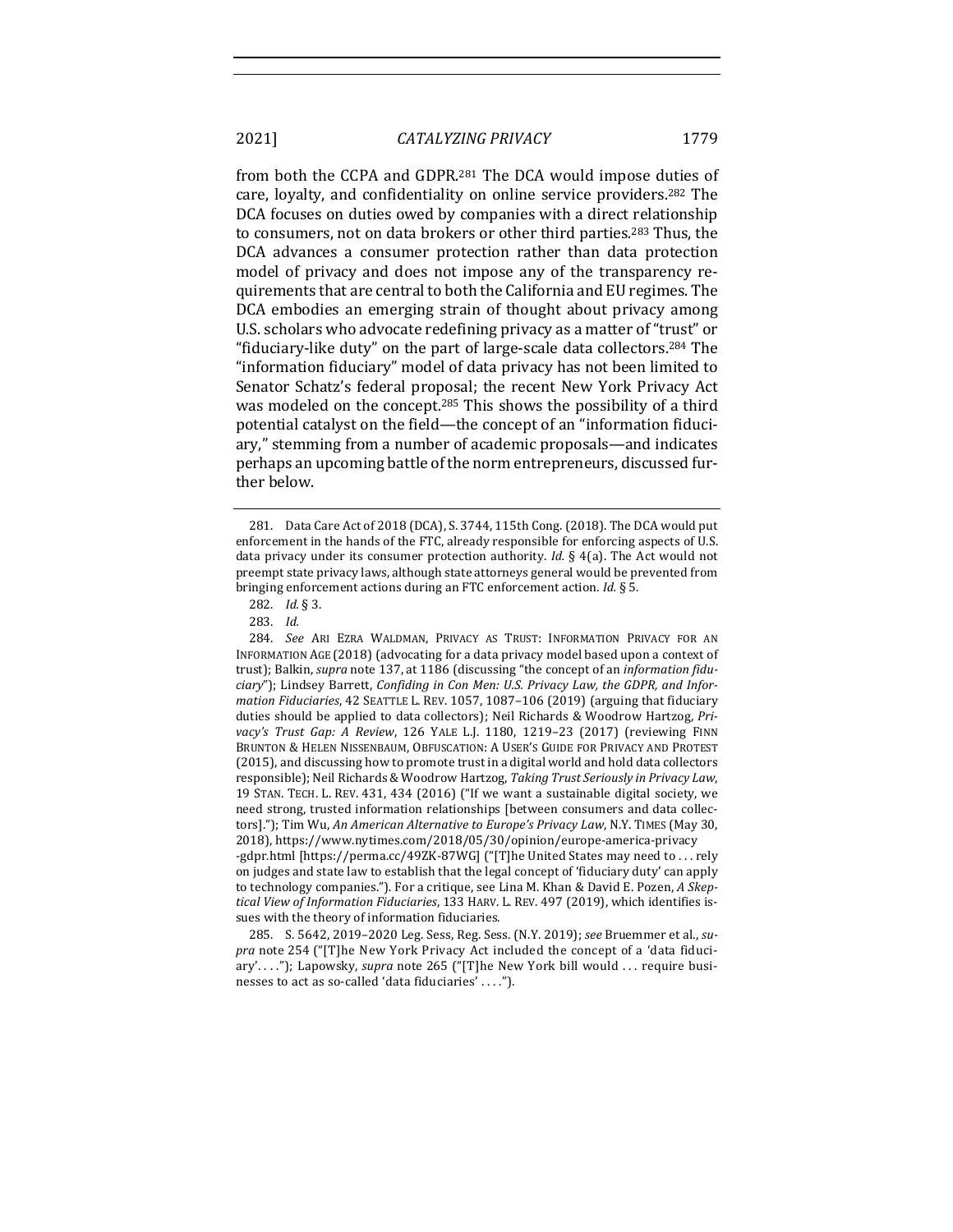from both the CCPA and GDPR.[281] The DCA would impose duties of care, loyalty, and confidentiality on online service providers.[282] The DCA focuses on duties owed by companies with a direct relationship to consumers, not on data brokers or other third parties.[283] Thus, the DCA advances a consumer protection rather than data protection model of privacy and does not impose any of the transparency requirements that are central to both the California and EU regimes. The DCA embodies an emerging strain of thought about privacy among U.S. scholars who advocate redefining privacy as a matter of "trust" or "fiduciary-like duty" on the part of large-scale data collectors.[284] The "information fiduciary" model of data privacy has not been limited to Senator Schatz's federal proposal; the recent New York Privacy Act was modeled on the concept.[285] This shows the possibility of a third potential catalyst on the field—the concept of an "information fiduciary," stemming from a number of academic proposals—and indicates perhaps an upcoming battle of the norm entrepreneurs, discussed further below.

---

281. Data Care Act of 2018 (DCA), S. 3744, 115th Cong. (2018). The DCA would put enforcement in the hands of the FTC, already responsible for enforcing aspects of U.S. data privacy under its consumer protection authority. *Id.* § 4(a). The Act would not preempt state privacy laws, although state attorneys general would be prevented from bringing enforcement actions during an FTC enforcement action. *Id.* § 5.

282. *Id.* § 3.

283. *Id.*

284. *See* ARI EZRA WALDMAN, PRIVACY AS TRUST: INFORMATION PRIVACY FOR AN INFORMATION AGE (2018) (advocating for a data privacy model based upon a context of trust); Balkin, *supra* note 137, at 1186 (discussing "the concept of an *information fiduciary*"); Lindsey Barrett, *Confiding in Con Men: U.S. Privacy Law, the GDPR, and Information Fiduciaries*, 42 SEATTLE L. REV. 1057, 1087–106 (2019) (arguing that fiduciary duties should be applied to data collectors); Neil Richards & Woodrow Hartzog, *Privacy's Trust Gap: A Review*, 126 YALE L.J. 1180, 1219–23 (2017) (reviewing FINN BRUNTON & HELEN NISSENBAUM, OBFUSCATION: A USER'S GUIDE FOR PRIVACY AND PROTEST (2015), and discussing how to promote trust in a digital world and hold data collectors responsible); Neil Richards & Woodrow Hartzog, *Taking Trust Seriously in Privacy Law*, 19 STAN. TECH. L. REV. 431, 434 (2016) ("If we want a sustainable digital society, we need strong, trusted information relationships [between consumers and data collectors]."); Tim Wu, *An American Alternative to Europe's Privacy Law*, N.Y. TIMES (May 30, 2018), https://www.nytimes.com/2018/05/30/opinion/europe-america-privacy-gdpr.html [https://perma.cc/49ZK-87WG] ("[T]he United States may need to . . . rely on judges and state law to establish that the legal concept of 'fiduciary duty' can apply to technology companies."). For a critique, see Lina M. Khan & David E. Pozen, *A Skeptical View of Information Fiduciaries*, 133 HARV. L. REV. 497 (2019), which identifies issues with the theory of information fiduciaries.

285. S. 5642, 2019–2020 Leg. Sess, Reg. Sess. (N.Y. 2019); *see* Bruemmer et al., *supra* note 254 ("[T]he New York Privacy Act included the concept of a 'data fiduciary'. . . ."); Lapowsky, *supra* note 265 ("[T]he New York bill would . . . require businesses to act as so-called 'data fiduciaries' . . . .").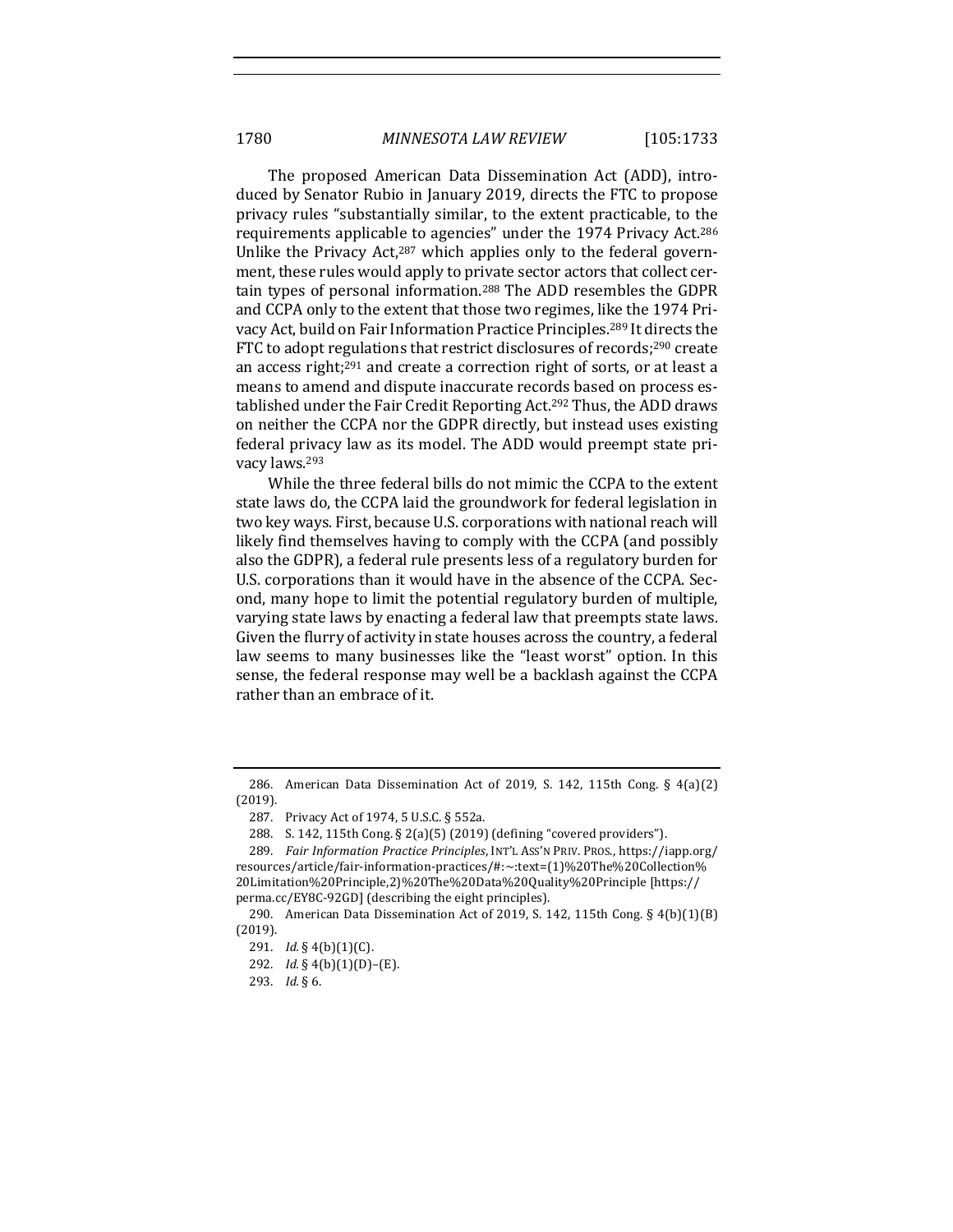The proposed American Data Dissemination Act (ADD), introduced by Senator Rubio in January 2019, directs the FTC to propose privacy rules "substantially similar, to the extent practicable, to the requirements applicable to agencies" under the 1974 Privacy Act.[286] Unlike the Privacy Act,[287] which applies only to the federal government, these rules would apply to private sector actors that collect certain types of personal information.[288] The ADD resembles the GDPR and CCPA only to the extent that those two regimes, like the 1974 Privacy Act, build on Fair Information Practice Principles.[289] It directs the FTC to adopt regulations that restrict disclosures of records;[290] create an access right;[291] and create a correction right of sorts, or at least a means to amend and dispute inaccurate records based on process established under the Fair Credit Reporting Act.[292] Thus, the ADD draws on neither the CCPA nor the GDPR directly, but instead uses existing federal privacy law as its model. The ADD would preempt state privacy laws.[293]

While the three federal bills do not mimic the CCPA to the extent state laws do, the CCPA laid the groundwork for federal legislation in two key ways. First, because U.S. corporations with national reach will likely find themselves having to comply with the CCPA (and possibly also the GDPR), a federal rule presents less of a regulatory burden for U.S. corporations than it would have in the absence of the CCPA. Second, many hope to limit the potential regulatory burden of multiple, varying state laws by enacting a federal law that preempts state laws. Given the flurry of activity in state houses across the country, a federal law seems to many businesses like the "least worst" option. In this sense, the federal response may well be a backlash against the CCPA rather than an embrace of it.

---

286. American Data Dissemination Act of 2019, S. 142, 115th Cong. § 4(a)(2) (2019).

287. Privacy Act of 1974, 5 U.S.C. § 552a.

288. S. 142, 115th Cong. § 2(a)(5) (2019) (defining "covered providers").

289. *Fair Information Practice Principles*, INT'L ASS'N PRIV. PROS., https://iapp.org/resources/article/fair-information-practices/#:~:text=(1)%20The%20Collection%20Limitation%20Principle,2)%20The%20Data%20Quality%20Principle [https://perma.cc/EY8C-92GD] (describing the eight principles).

290. American Data Dissemination Act of 2019, S. 142, 115th Cong. § 4(b)(1)(B) (2019).

291. *Id.* § 4(b)(1)(C).

292. *Id.* § 4(b)(1)(D)–(E).

293. *Id.* § 6.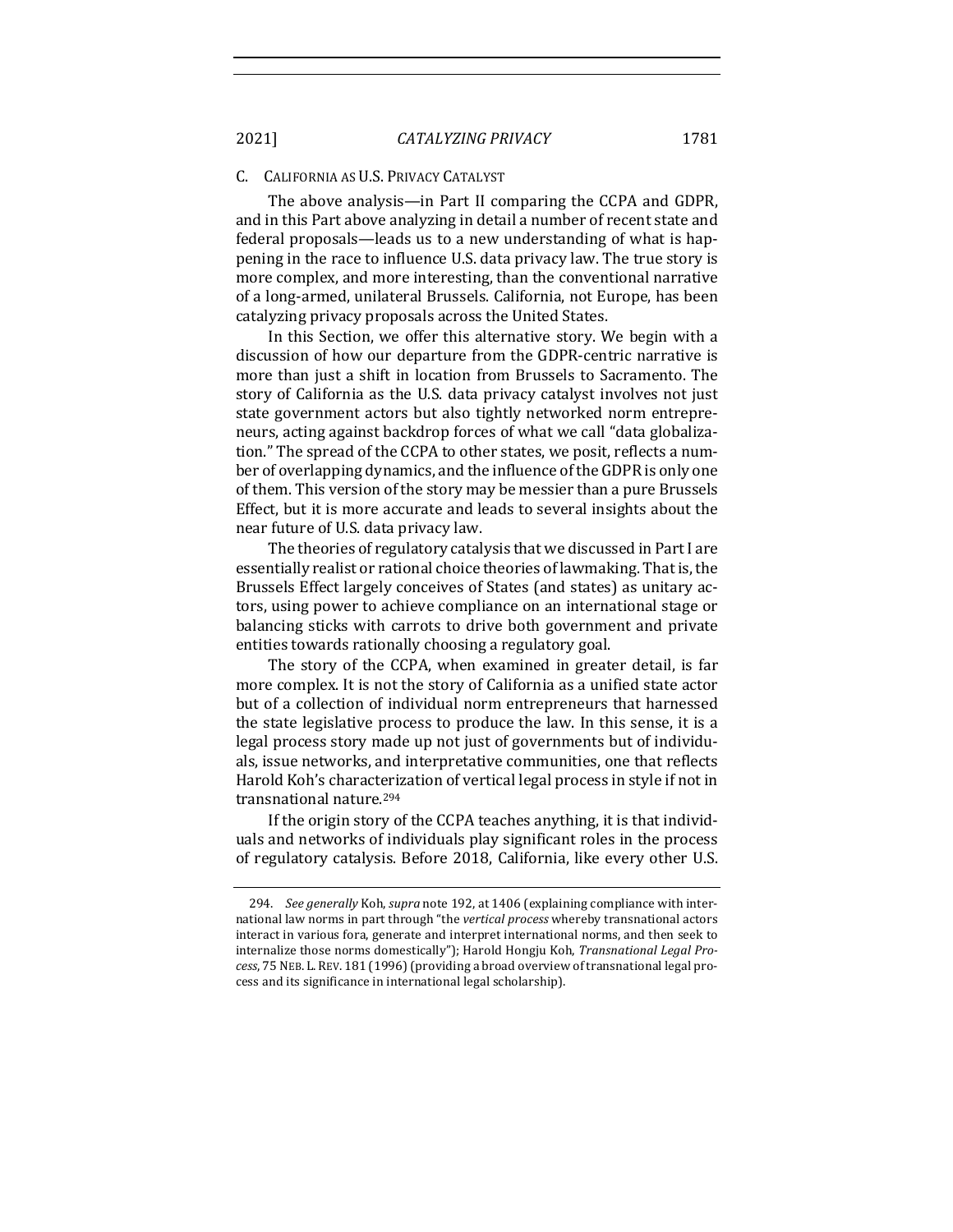### C. California as U.S. Privacy Catalyst

The above analysis—in Part II comparing the CCPA and GDPR, and in this Part above analyzing in detail a number of recent state and federal proposals—leads us to a new understanding of what is happening in the race to influence U.S. data privacy law. The true story is more complex, and more interesting, than the conventional narrative of a long-armed, unilateral Brussels. California, not Europe, has been catalyzing privacy proposals across the United States.

In this Section, we offer this alternative story. We begin with a discussion of how our departure from the GDPR-centric narrative is more than just a shift in location from Brussels to Sacramento. The story of California as the U.S. data privacy catalyst involves not just state government actors but also tightly networked norm entrepreneurs, acting against backdrop forces of what we call "data globalization." The spread of the CCPA to other states, we posit, reflects a number of overlapping dynamics, and the influence of the GDPR is only one of them. This version of the story may be messier than a pure Brussels Effect, but it is more accurate and leads to several insights about the near future of U.S. data privacy law.

The theories of regulatory catalysis that we discussed in Part I are essentially realist or rational choice theories of lawmaking. That is, the Brussels Effect largely conceives of States (and states) as unitary actors, using power to achieve compliance on an international stage or balancing sticks with carrots to drive both government and private entities towards rationally choosing a regulatory goal.

The story of the CCPA, when examined in greater detail, is far more complex. It is not the story of California as a unified state actor but of a collection of individual norm entrepreneurs that harnessed the state legislative process to produce the law. In this sense, it is a legal process story made up not just of governments but of individuals, issue networks, and interpretative communities, one that reflects Harold Koh's characterization of vertical legal process in style if not in transnational nature.[294]

If the origin story of the CCPA teaches anything, it is that individuals and networks of individuals play significant roles in the process of regulatory catalysis. Before 2018, California, like every other U.S.

---

294. *See generally* Koh, *supra* note 192, at 1406 (explaining compliance with international law norms in part through "the *vertical process* whereby transnational actors interact in various fora, generate and interpret international norms, and then seek to internalize those norms domestically"); Harold Hongju Koh, *Transnational Legal Process*, 75 NEB. L. REV. 181 (1996) (providing a broad overview of transnational legal process and its significance in international legal scholarship).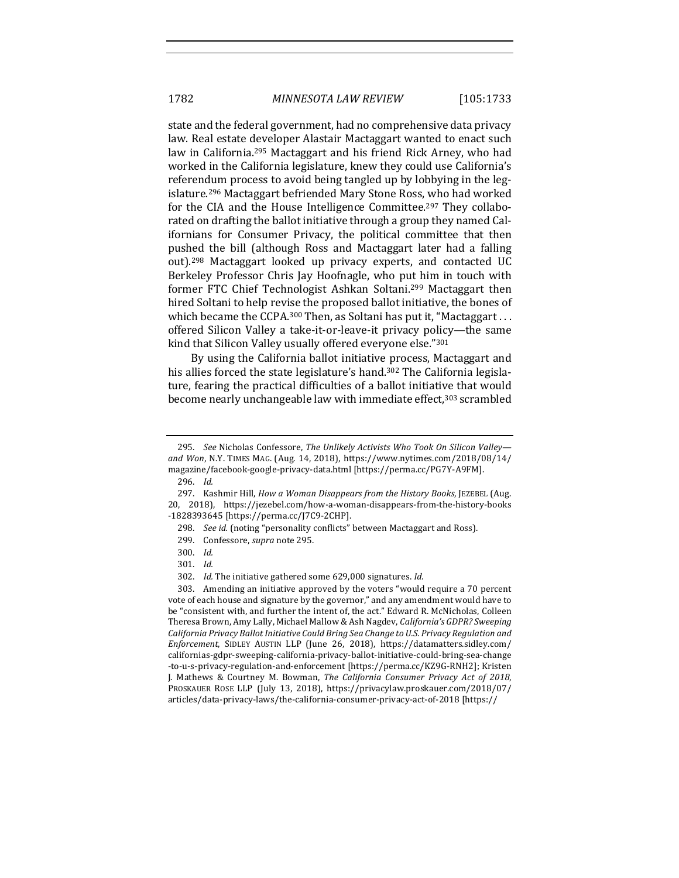state and the federal government, had no comprehensive data privacy law. Real estate developer Alastair Mactaggart wanted to enact such law in California.[295] Mactaggart and his friend Rick Arney, who had worked in the California legislature, knew they could use California's referendum process to avoid being tangled up by lobbying in the legislature.[296] Mactaggart befriended Mary Stone Ross, who had worked for the CIA and the House Intelligence Committee.[297] They collaborated on drafting the ballot initiative through a group they named Californians for Consumer Privacy, the political committee that then pushed the bill (although Ross and Mactaggart later had a falling out).[298] Mactaggart looked up privacy experts, and contacted UC Berkeley Professor Chris Jay Hoofnagle, who put him in touch with former FTC Chief Technologist Ashkan Soltani.[299] Mactaggart then hired Soltani to help revise the proposed ballot initiative, the bones of which became the CCPA.[300] Then, as Soltani has put it, "Mactaggart . . . offered Silicon Valley a take-it-or-leave-it privacy policy—the same kind that Silicon Valley usually offered everyone else."[301]

By using the California ballot initiative process, Mactaggart and his allies forced the state legislature's hand.[302] The California legislature, fearing the practical difficulties of a ballot initiative that would become nearly unchangeable law with immediate effect,[303] scrambled

---

295. *See* Nicholas Confessore, *The Unlikely Activists Who Took On Silicon Valley—and Won*, N.Y. TIMES MAG. (Aug. 14, 2018), https://www.nytimes.com/2018/08/14/magazine/facebook-google-privacy-data.html [https://perma.cc/PG7Y-A9FM].

296. *Id.*

297. Kashmir Hill, *How a Woman Disappears from the History Books*, JEZEBEL (Aug. 20, 2018), https://jezebel.com/how-a-woman-disappears-from-the-history-books-1828393645 [https://perma.cc/J7C9-2CHP].

298. *See id.* (noting "personality conflicts" between Mactaggart and Ross).

299. Confessore, *supra* note 295.

300. *Id.*

301. *Id.*

302. *Id.* The initiative gathered some 629,000 signatures. *Id.*

303. Amending an initiative approved by the voters "would require a 70 percent vote of each house and signature by the governor," and any amendment would have to be "consistent with, and further the intent of, the act." Edward R. McNicholas, Colleen Theresa Brown, Amy Lally, Michael Mallow & Ash Nagdev, *California's GDPR? Sweeping California Privacy Ballot Initiative Could Bring Sea Change to U.S. Privacy Regulation and Enforcement*, SIDLEY AUSTIN LLP (June 26, 2018), https://datamatters.sidley.com/californias-gdpr-sweeping-california-privacy-ballot-initiative-could-bring-sea-change-to-u-s-privacy-regulation-and-enforcement [https://perma.cc/KZ9G-RNH2]; Kristen J. Mathews & Courtney M. Bowman, *The California Consumer Privacy Act of 2018*, PROSKAUER ROSE LLP (July 13, 2018), https://privacylaw.proskauer.com/2018/07/articles/data-privacy-laws/the-california-consumer-privacy-act-of-2018 [https://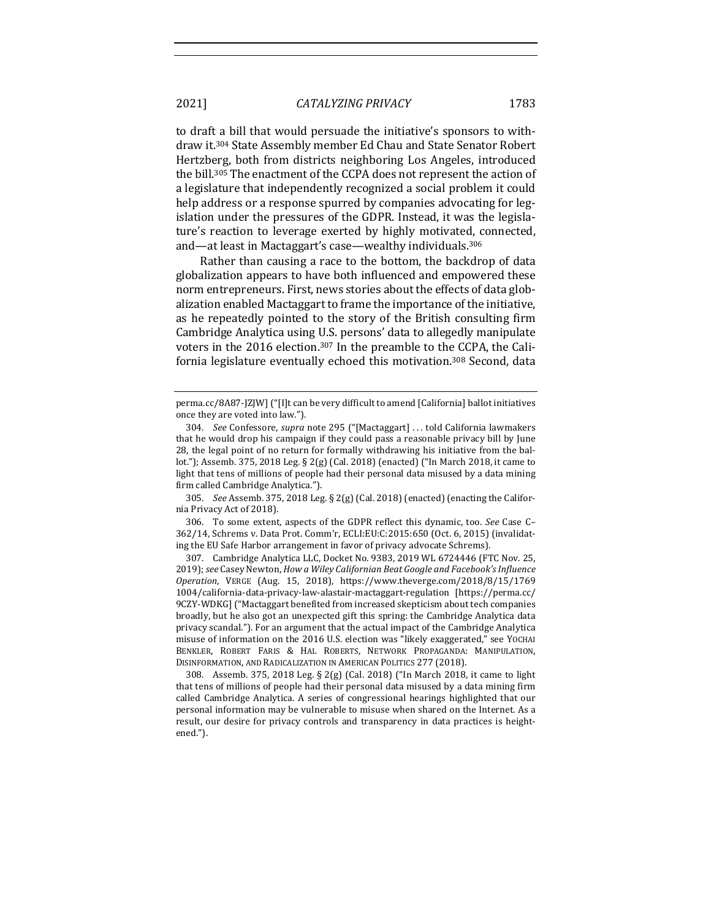to draft a bill that would persuade the initiative's sponsors to withdraw it.[304] State Assembly member Ed Chau and State Senator Robert Hertzberg, both from districts neighboring Los Angeles, introduced the bill.[305] The enactment of the CCPA does not represent the action of a legislature that independently recognized a social problem it could help address or a response spurred by companies advocating for legislation under the pressures of the GDPR. Instead, it was the legislature's reaction to leverage exerted by highly motivated, connected, and—at least in Mactaggart's case—wealthy individuals.[306]

Rather than causing a race to the bottom, the backdrop of data globalization appears to have both influenced and empowered these norm entrepreneurs. First, news stories about the effects of data globalization enabled Mactaggart to frame the importance of the initiative, as he repeatedly pointed to the story of the British consulting firm Cambridge Analytica using U.S. persons' data to allegedly manipulate voters in the 2016 election.[307] In the preamble to the CCPA, the California legislature eventually echoed this motivation.[308] Second, data

---

perma.cc/8A87-JZJW] ("[I]t can be very difficult to amend [California] ballot initiatives once they are voted into law.").

304. *See* Confessore, *supra* note 295 ("[Mactaggart] . . . told California lawmakers that he would drop his campaign if they could pass a reasonable privacy bill by June 28, the legal point of no return for formally withdrawing his initiative from the ballot."); Assemb. 375, 2018 Leg. § 2(g) (Cal. 2018) (enacted) ("In March 2018, it came to light that tens of millions of people had their personal data misused by a data mining firm called Cambridge Analytica.").

305. *See* Assemb. 375, 2018 Leg. § 2(g) (Cal. 2018) (enacted) (enacting the California Privacy Act of 2018).

306. To some extent, aspects of the GDPR reflect this dynamic, too. *See* Case C–362/14, Schrems v. Data Prot. Comm'r, ECLI:EU:C:2015:650 (Oct. 6, 2015) (invalidating the EU Safe Harbor arrangement in favor of privacy advocate Schrems).

307. Cambridge Analytica LLC, Docket No. 9383, 2019 WL 6724446 (FTC Nov. 25, 2019); *see* Casey Newton, *How a Wiley Californian Beat Google and Facebook's Influence Operation*, VERGE (Aug. 15, 2018), https://www.theverge.com/2018/8/15/17691004/california-data-privacy-law-alastair-mactaggart-regulation [https://perma.cc/9CZY-WDKG] ("Mactaggart benefited from increased skepticism about tech companies broadly, but he also got an unexpected gift this spring: the Cambridge Analytica data privacy scandal."). For an argument that the actual impact of the Cambridge Analytica misuse of information on the 2016 U.S. election was "likely exaggerated," see YOCHAI BENKLER, ROBERT FARIS & HAL ROBERTS, NETWORK PROPAGANDA: MANIPULATION, DISINFORMATION, AND RADICALIZATION IN AMERICAN POLITICS 277 (2018).

308. Assemb. 375, 2018 Leg. § 2(g) (Cal. 2018) ("In March 2018, it came to light that tens of millions of people had their personal data misused by a data mining firm called Cambridge Analytica. A series of congressional hearings highlighted that our personal information may be vulnerable to misuse when shared on the Internet. As a result, our desire for privacy controls and transparency in data practices is heightened.").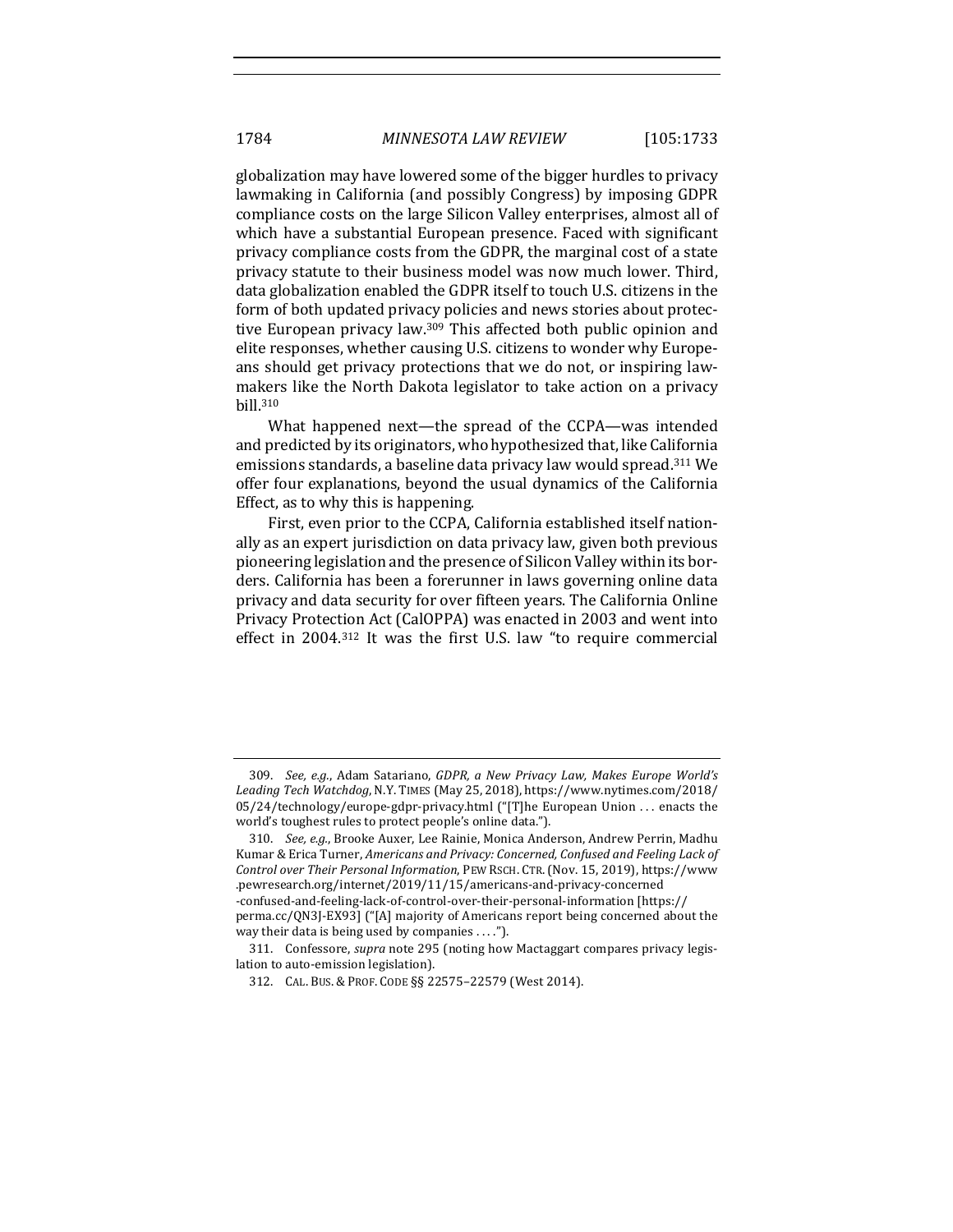globalization may have lowered some of the bigger hurdles to privacy lawmaking in California (and possibly Congress) by imposing GDPR compliance costs on the large Silicon Valley enterprises, almost all of which have a substantial European presence. Faced with significant privacy compliance costs from the GDPR, the marginal cost of a state privacy statute to their business model was now much lower. Third, data globalization enabled the GDPR itself to touch U.S. citizens in the form of both updated privacy policies and news stories about protective European privacy law.[309] This affected both public opinion and elite responses, whether causing U.S. citizens to wonder why Europeans should get privacy protections that we do not, or inspiring lawmakers like the North Dakota legislator to take action on a privacy bill.[310]

What happened next—the spread of the CCPA—was intended and predicted by its originators, who hypothesized that, like California emissions standards, a baseline data privacy law would spread.[311] We offer four explanations, beyond the usual dynamics of the California Effect, as to why this is happening.

First, even prior to the CCPA, California established itself nationally as an expert jurisdiction on data privacy law, given both previous pioneering legislation and the presence of Silicon Valley within its borders. California has been a forerunner in laws governing online data privacy and data security for over fifteen years. The California Online Privacy Protection Act (CalOPPA) was enacted in 2003 and went into effect in 2004.[312] It was the first U.S. law "to require commercial

---

309. *See, e.g.*, Adam Satariano, *GDPR, a New Privacy Law, Makes Europe World's Leading Tech Watchdog*, N.Y. TIMES (May 25, 2018), https://www.nytimes.com/2018/05/24/technology/europe-gdpr-privacy.html ("[T]he European Union . . . enacts the world's toughest rules to protect people's online data.").

310. *See, e.g.*, Brooke Auxer, Lee Rainie, Monica Anderson, Andrew Perrin, Madhu Kumar & Erica Turner, *Americans and Privacy: Concerned, Confused and Feeling Lack of Control over Their Personal Information*, PEW RSCH. CTR. (Nov. 15, 2019), https://www.pewresearch.org/internet/2019/11/15/americans-and-privacy-concerned-confused-and-feeling-lack-of-control-over-their-personal-information [https://perma.cc/QN3J-EX93] ("[A] majority of Americans report being concerned about the way their data is being used by companies . . . .").

311. Confessore, *supra* note 295 (noting how Mactaggart compares privacy legislation to auto-emission legislation).

312. CAL. BUS. & PROF. CODE §§ 22575–22579 (West 2014).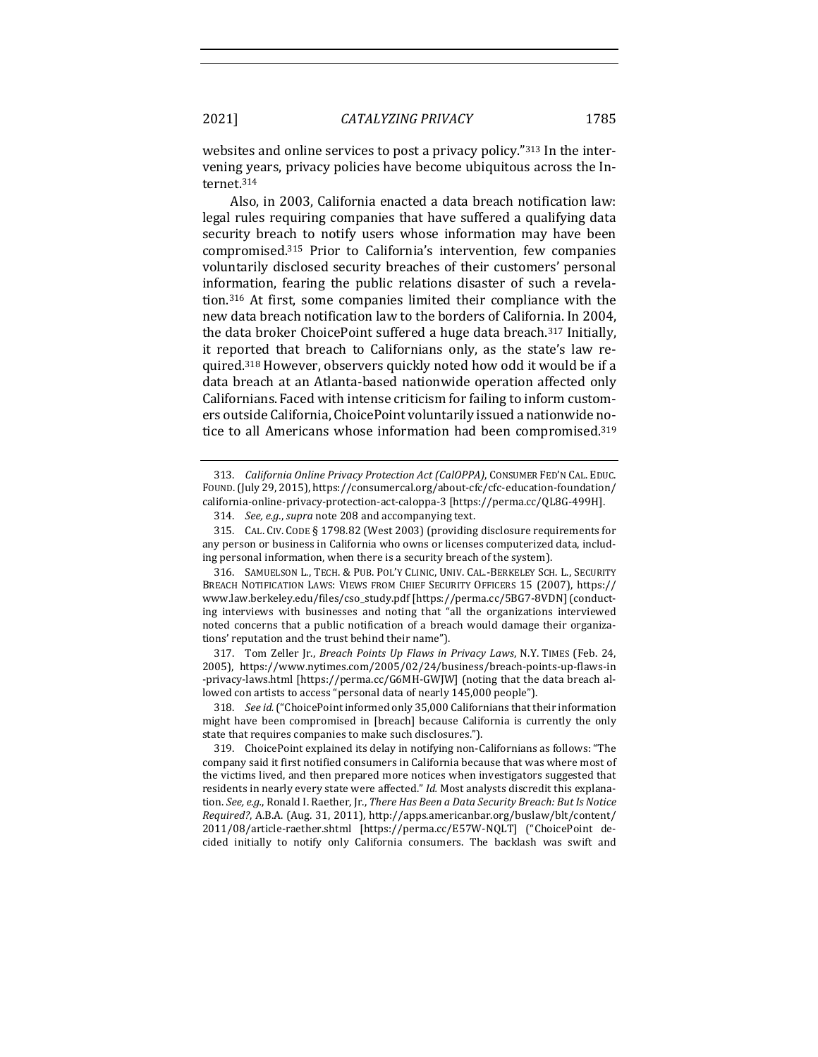websites and online services to post a privacy policy."[313] In the intervening years, privacy policies have become ubiquitous across the Internet.[314]

Also, in 2003, California enacted a data breach notification law: legal rules requiring companies that have suffered a qualifying data security breach to notify users whose information may have been compromised.[315] Prior to California's intervention, few companies voluntarily disclosed security breaches of their customers' personal information, fearing the public relations disaster of such a revelation.[316] At first, some companies limited their compliance with the new data breach notification law to the borders of California. In 2004, the data broker ChoicePoint suffered a huge data breach.[317] Initially, it reported that breach to Californians only, as the state's law required.[318] However, observers quickly noted how odd it would be if a data breach at an Atlanta-based nationwide operation affected only Californians. Faced with intense criticism for failing to inform customers outside California, ChoicePoint voluntarily issued a nationwide notice to all Americans whose information had been compromised.[319]

---

313. *California Online Privacy Protection Act (CalOPPA)*, CONSUMER FED'N CAL. EDUC. FOUND. (July 29, 2015), https://consumercal.org/about-cfc/cfc-education-foundation/california-online-privacy-protection-act-caloppa-3 [https://perma.cc/QL8G-499H].

314. *See, e.g.*, *supra* note 208 and accompanying text.

315. CAL. CIV. CODE § 1798.82 (West 2003) (providing disclosure requirements for any person or business in California who owns or licenses computerized data, including personal information, when there is a security breach of the system).

316. SAMUELSON L., TECH. & PUB. POL'Y CLINIC, UNIV. CAL.-BERKELEY SCH. L., SECURITY BREACH NOTIFICATION LAWS: VIEWS FROM CHIEF SECURITY OFFICERS 15 (2007), https://www.law.berkeley.edu/files/cso_study.pdf [https://perma.cc/5BG7-8VDN] (conducting interviews with businesses and noting that "all the organizations interviewed noted concerns that a public notification of a breach would damage their organizations' reputation and the trust behind their name").

317. Tom Zeller Jr., *Breach Points Up Flaws in Privacy Laws*, N.Y. TIMES (Feb. 24, 2005), https://www.nytimes.com/2005/02/24/business/breach-points-up-flaws-in-privacy-laws.html [https://perma.cc/G6MH-GWJW] (noting that the data breach allowed con artists to access "personal data of nearly 145,000 people").

318. *See id.* ("ChoicePoint informed only 35,000 Californians that their information might have been compromised in [breach] because California is currently the only state that requires companies to make such disclosures.").

319. ChoicePoint explained its delay in notifying non-Californians as follows: "The company said it first notified consumers in California because that was where most of the victims lived, and then prepared more notices when investigators suggested that residents in nearly every state were affected." *Id.* Most analysts discredit this explanation. *See, e.g.*, Ronald I. Raether, Jr., *There Has Been a Data Security Breach: But Is Notice Required?*, A.B.A. (Aug. 31, 2011), http://apps.americanbar.org/buslaw/blt/content/2011/08/article-raether.shtml [https://perma.cc/E57W-NQLT] ("ChoicePoint decided initially to notify only California consumers. The backlash was swift and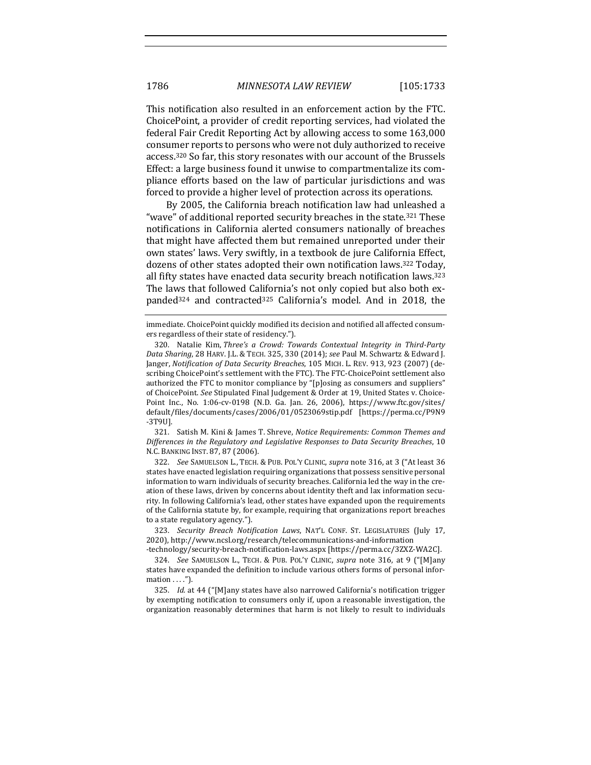This notification also resulted in an enforcement action by the FTC. ChoicePoint, a provider of credit reporting services, had violated the federal Fair Credit Reporting Act by allowing access to some 163,000 consumer reports to persons who were not duly authorized to receive access.[320] So far, this story resonates with our account of the Brussels Effect: a large business found it unwise to compartmentalize its compliance efforts based on the law of particular jurisdictions and was forced to provide a higher level of protection across its operations.

By 2005, the California breach notification law had unleashed a "wave" of additional reported security breaches in the state.[321] These notifications in California alerted consumers nationally of breaches that might have affected them but remained unreported under their own states' laws. Very swiftly, in a textbook de jure California Effect, dozens of other states adopted their own notification laws.[322] Today, all fifty states have enacted data security breach notification laws.[323] The laws that followed California's not only copied but also both expanded[324] and contracted[325] California's model. And in 2018, the

---

immediate. ChoicePoint quickly modified its decision and notified all affected consumers regardless of their state of residency.").

320. Natalie Kim, *Three's a Crowd: Towards Contextual Integrity in Third-Party Data Sharing*, 28 HARV. J.L. & TECH. 325, 330 (2014); *see* Paul M. Schwartz & Edward J. Janger, *Notification of Data Security Breaches*, 105 MICH. L. REV. 913, 923 (2007) (describing ChoicePoint's settlement with the FTC). The FTC-ChoicePoint settlement also authorized the FTC to monitor compliance by "[p]osing as consumers and suppliers" of ChoicePoint. *See* Stipulated Final Judgement & Order at 19, United States v. ChoicePoint Inc., No. 1:06-cv-0198 (N.D. Ga. Jan. 26, 2006), https://www.ftc.gov/sites/default/files/documents/cases/2006/01/0523069stip.pdf [https://perma.cc/P9N9-3T9U].

321. Satish M. Kini & James T. Shreve, *Notice Requirements: Common Themes and Differences in the Regulatory and Legislative Responses to Data Security Breaches*, 10 N.C. BANKING INST. 87, 87 (2006).

322. *See* SAMUELSON L., TECH. & PUB. POL'Y CLINIC, *supra* note 316, at 3 ("At least 36 states have enacted legislation requiring organizations that possess sensitive personal information to warn individuals of security breaches. California led the way in the creation of these laws, driven by concerns about identity theft and lax information security. In following California's lead, other states have expanded upon the requirements of the California statute by, for example, requiring that organizations report breaches to a state regulatory agency.").

323. *Security Breach Notification Laws*, NAT'L CONF. ST. LEGISLATURES (July 17, 2020), http://www.ncsl.org/research/telecommunications-and-information-technology/security-breach-notification-laws.aspx [https://perma.cc/3ZXZ-WA2C].

324. *See* SAMUELSON L., TECH. & PUB. POL'Y CLINIC, *supra* note 316, at 9 ("[M]any states have expanded the definition to include various others forms of personal information . . . .").

325. *Id.* at 44 ("[M]any states have also narrowed California's notification trigger by exempting notification to consumers only if, upon a reasonable investigation, the organization reasonably determines that harm is not likely to result to individuals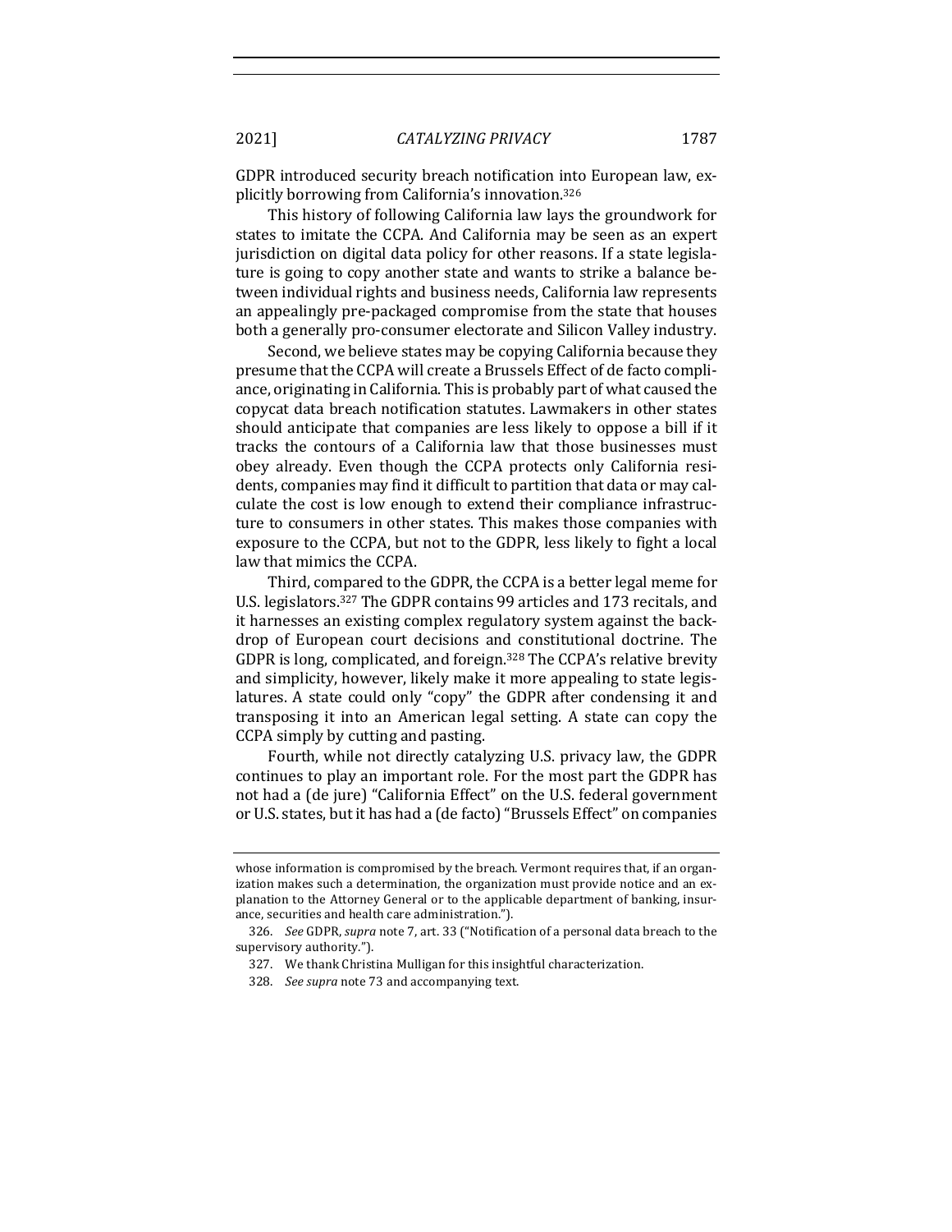GDPR introduced security breach notification into European law, explicitly borrowing from California's innovation.[326]

This history of following California law lays the groundwork for states to imitate the CCPA. And California may be seen as an expert jurisdiction on digital data policy for other reasons. If a state legislature is going to copy another state and wants to strike a balance between individual rights and business needs, California law represents an appealingly pre-packaged compromise from the state that houses both a generally pro-consumer electorate and Silicon Valley industry.

Second, we believe states may be copying California because they presume that the CCPA will create a Brussels Effect of de facto compliance, originating in California. This is probably part of what caused the copycat data breach notification statutes. Lawmakers in other states should anticipate that companies are less likely to oppose a bill if it tracks the contours of a California law that those businesses must obey already. Even though the CCPA protects only California residents, companies may find it difficult to partition that data or may calculate the cost is low enough to extend their compliance infrastructure to consumers in other states. This makes those companies with exposure to the CCPA, but not to the GDPR, less likely to fight a local law that mimics the CCPA.

Third, compared to the GDPR, the CCPA is a better legal meme for U.S. legislators.[327] The GDPR contains 99 articles and 173 recitals, and it harnesses an existing complex regulatory system against the backdrop of European court decisions and constitutional doctrine. The GDPR is long, complicated, and foreign.[328] The CCPA's relative brevity and simplicity, however, likely make it more appealing to state legislatures. A state could only "copy" the GDPR after condensing it and transposing it into an American legal setting. A state can copy the CCPA simply by cutting and pasting.

Fourth, while not directly catalyzing U.S. privacy law, the GDPR continues to play an important role. For the most part the GDPR has not had a (de jure) "California Effect" on the U.S. federal government or U.S. states, but it has had a (de facto) "Brussels Effect" on companies

---

whose information is compromised by the breach. Vermont requires that, if an organization makes such a determination, the organization must provide notice and an explanation to the Attorney General or to the applicable department of banking, insurance, securities and health care administration.").

326. *See* GDPR, *supra* note 7, art. 33 ("Notification of a personal data breach to the supervisory authority.").

327. We thank Christina Mulligan for this insightful characterization.

328. *See supra* note 73 and accompanying text.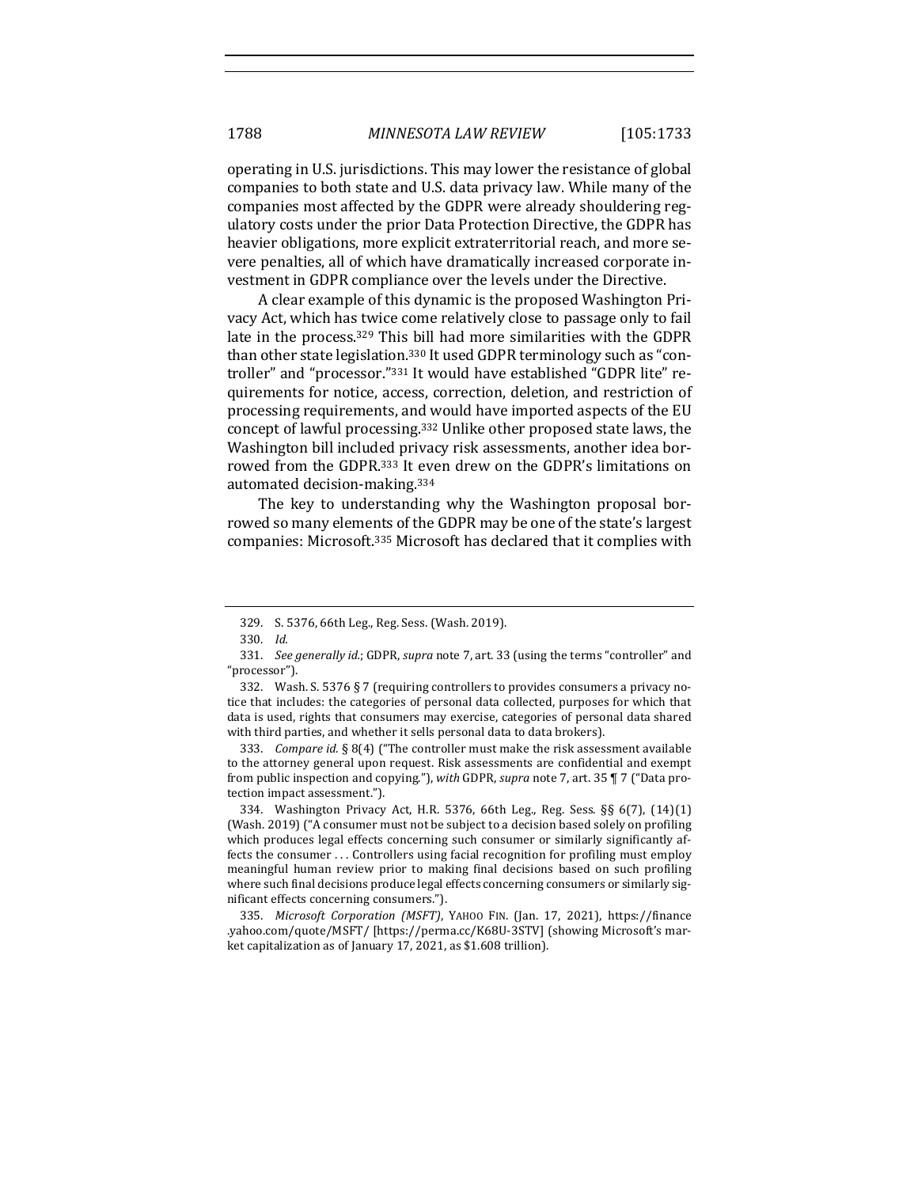operating in U.S. jurisdictions. This may lower the resistance of global companies to both state and U.S. data privacy law. While many of the companies most affected by the GDPR were already shouldering regulatory costs under the prior Data Protection Directive, the GDPR has heavier obligations, more explicit extraterritorial reach, and more severe penalties, all of which have dramatically increased corporate investment in GDPR compliance over the levels under the Directive.

A clear example of this dynamic is the proposed Washington Privacy Act, which has twice come relatively close to passage only to fail late in the process.[329] This bill had more similarities with the GDPR than other state legislation.[330] It used GDPR terminology such as "controller" and "processor."[331] It would have established "GDPR lite" requirements for notice, access, correction, deletion, and restriction of processing requirements, and would have imported aspects of the EU concept of lawful processing.[332] Unlike other proposed state laws, the Washington bill included privacy risk assessments, another idea borrowed from the GDPR.[333] It even drew on the GDPR's limitations on automated decision-making.[334]

The key to understanding why the Washington proposal borrowed so many elements of the GDPR may be one of the state's largest companies: Microsoft.[335] Microsoft has declared that it complies with

---

329. S. 5376, 66th Leg., Reg. Sess. (Wash. 2019).

330. *Id.*

331. *See generally id.*; GDPR, *supra* note 7, art. 33 (using the terms "controller" and "processor").

332. Wash. S. 5376 § 7 (requiring controllers to provides consumers a privacy notice that includes: the categories of personal data collected, purposes for which that data is used, rights that consumers may exercise, categories of personal data shared with third parties, and whether it sells personal data to data brokers).

333. *Compare id.* § 8(4) ("The controller must make the risk assessment available to the attorney general upon request. Risk assessments are confidential and exempt from public inspection and copying."), *with* GDPR, *supra* note 7, art. 35 ¶ 7 ("Data protection impact assessment.").

334. Washington Privacy Act, H.R. 5376, 66th Leg., Reg. Sess. §§ 6(7), (14)(1) (Wash. 2019) ("A consumer must not be subject to a decision based solely on profiling which produces legal effects concerning such consumer or similarly significantly affects the consumer . . . Controllers using facial recognition for profiling must employ meaningful human review prior to making final decisions based on such profiling where such final decisions produce legal effects concerning consumers or similarly significant effects concerning consumers.").

335. *Microsoft Corporation (MSFT)*, YAHOO FIN. (Jan. 17, 2021), https://finance.yahoo.com/quote/MSFT/ [https://perma.cc/K68U-3STV] (showing Microsoft's market capitalization as of January 17, 2021, as $1.608 trillion).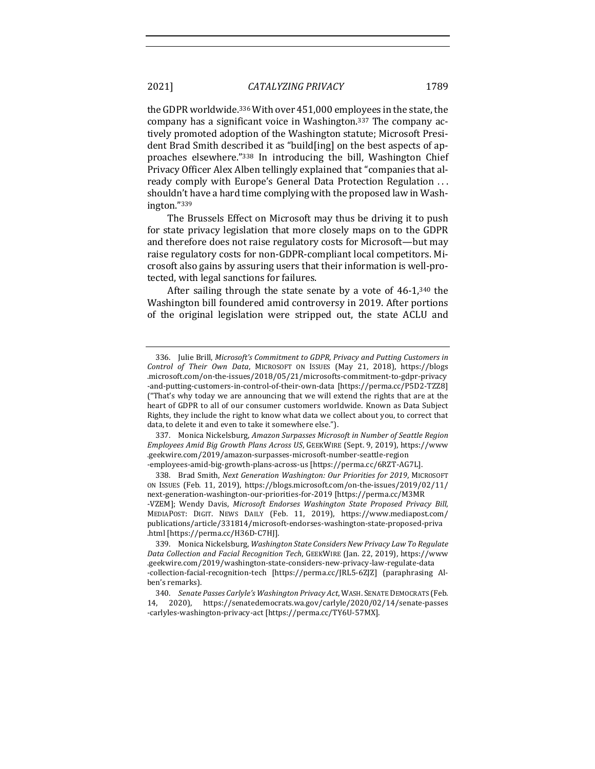the GDPR worldwide.[336] With over 451,000 employees in the state, the company has a significant voice in Washington.[337] The company actively promoted adoption of the Washington statute; Microsoft President Brad Smith described it as "build[ing] on the best aspects of approaches elsewhere."[338] In introducing the bill, Washington Chief Privacy Officer Alex Alben tellingly explained that "companies that already comply with Europe's General Data Protection Regulation . . . shouldn't have a hard time complying with the proposed law in Washington."[339]

The Brussels Effect on Microsoft may thus be driving it to push for state privacy legislation that more closely maps on to the GDPR and therefore does not raise regulatory costs for Microsoft—but may raise regulatory costs for non-GDPR-compliant local competitors. Microsoft also gains by assuring users that their information is well-protected, with legal sanctions for failures.

After sailing through the state senate by a vote of 46-1,[340] the Washington bill foundered amid controversy in 2019. After portions of the original legislation were stripped out, the state ACLU and

---

336. Julie Brill, *Microsoft's Commitment to GDPR, Privacy and Putting Customers in Control of Their Own Data*, MICROSOFT ON ISSUES (May 21, 2018), https://blogs.microsoft.com/on-the-issues/2018/05/21/microsofts-commitment-to-gdpr-privacy-and-putting-customers-in-control-of-their-own-data [https://perma.cc/P5D2-TZZ8] ("That's why today we are announcing that we will extend the rights that are at the heart of GDPR to all of our consumer customers worldwide. Known as Data Subject Rights, they include the right to know what data we collect about you, to correct that data, to delete it and even to take it somewhere else.").

337. Monica Nickelsburg, *Amazon Surpasses Microsoft in Number of Seattle Region Employees Amid Big Growth Plans Across US*, GEEKWIRE (Sept. 9, 2019), https://www.geekwire.com/2019/amazon-surpasses-microsoft-number-seattle-region-employees-amid-big-growth-plans-across-us [https://perma.cc/6RZT-AG7L].

338. Brad Smith, *Next Generation Washington: Our Priorities for 2019*, MICROSOFT ON ISSUES (Feb. 11, 2019), https://blogs.microsoft.com/on-the-issues/2019/02/11/next-generation-washington-our-priorities-for-2019 [https://perma.cc/M3MR-VZEM]; Wendy Davis, *Microsoft Endorses Washington State Proposed Privacy Bill*, MEDIAPOST: DIGIT. NEWS DAILY (Feb. 11, 2019), https://www.mediapost.com/publications/article/331814/microsoft-endorses-washington-state-proposed-priva.html [https://perma.cc/H36D-C7HJ].

339. Monica Nickelsburg, *Washington State Considers New Privacy Law To Regulate Data Collection and Facial Recognition Tech*, GEEKWIRE (Jan. 22, 2019), https://www.geekwire.com/2019/washington-state-considers-new-privacy-law-regulate-data-collection-facial-recognition-tech [https://perma.cc/JRL5-6ZJZ] (paraphrasing Alben's remarks).

340. *Senate Passes Carlyle's Washington Privacy Act*, WASH. SENATE DEMOCRATS (Feb. 14, 2020), https://senatedemocrats.wa.gov/carlyle/2020/02/14/senate-passes-carlyles-washington-privacy-act [https://perma.cc/TY6U-57MX].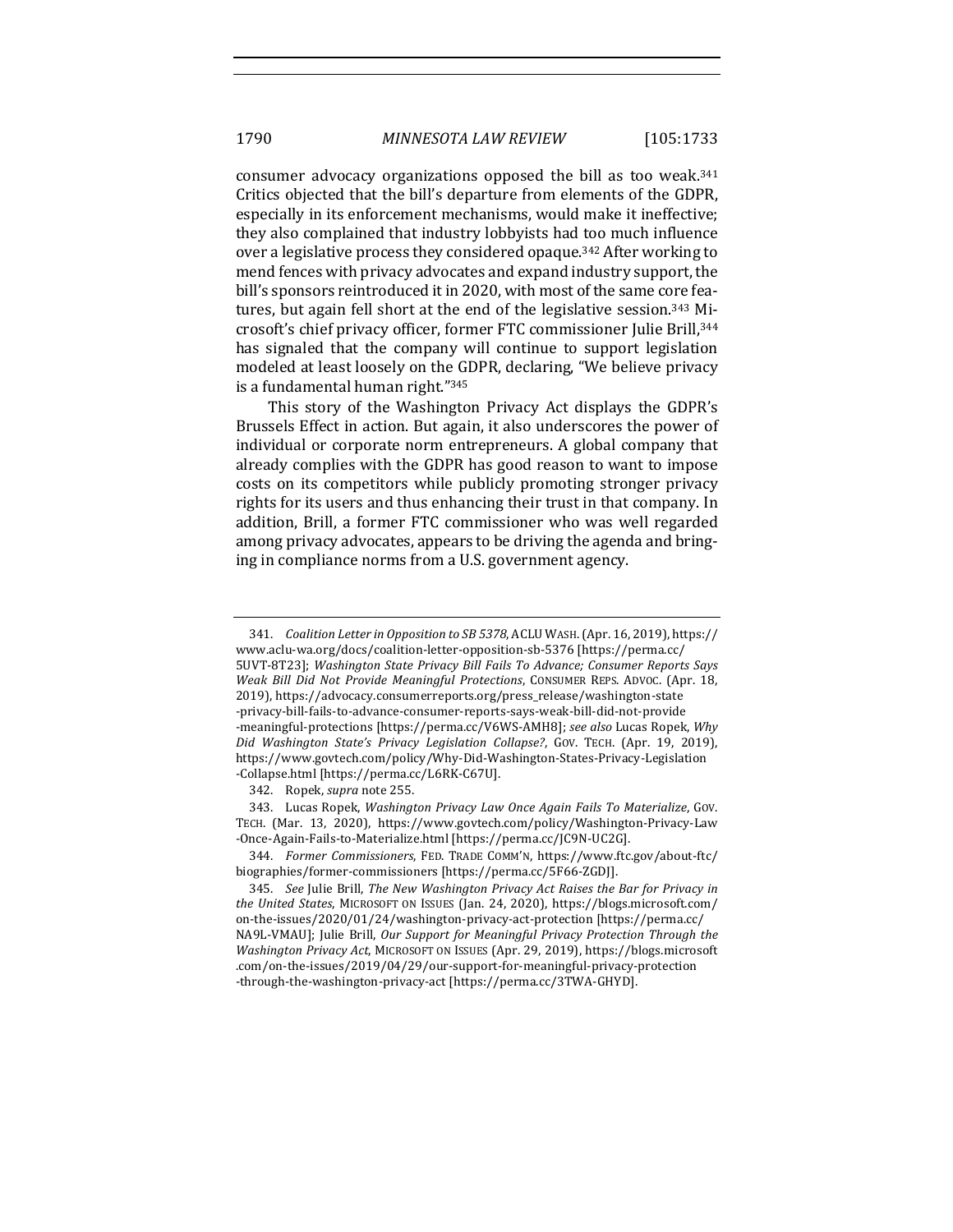consumer advocacy organizations opposed the bill as too weak.[341] Critics objected that the bill's departure from elements of the GDPR, especially in its enforcement mechanisms, would make it ineffective; they also complained that industry lobbyists had too much influence over a legislative process they considered opaque.[342] After working to mend fences with privacy advocates and expand industry support, the bill's sponsors reintroduced it in 2020, with most of the same core features, but again fell short at the end of the legislative session.[343] Microsoft's chief privacy officer, former FTC commissioner Julie Brill,[344] has signaled that the company will continue to support legislation modeled at least loosely on the GDPR, declaring, "We believe privacy is a fundamental human right."[345]

This story of the Washington Privacy Act displays the GDPR's Brussels Effect in action. But again, it also underscores the power of individual or corporate norm entrepreneurs. A global company that already complies with the GDPR has good reason to want to impose costs on its competitors while publicly promoting stronger privacy rights for its users and thus enhancing their trust in that company. In addition, Brill, a former FTC commissioner who was well regarded among privacy advocates, appears to be driving the agenda and bringing in compliance norms from a U.S. government agency.

---

341. *Coalition Letter in Opposition to SB 5378*, ACLU WASH. (Apr. 16, 2019), https://www.aclu-wa.org/docs/coalition-letter-opposition-sb-5376 [https://perma.cc/5UVT-8T23]; *Washington State Privacy Bill Fails To Advance; Consumer Reports Says Weak Bill Did Not Provide Meaningful Protections*, CONSUMER REPS. ADVOC. (Apr. 18, 2019), https://advocacy.consumerreports.org/press_release/washington-state-privacy-bill-fails-to-advance-consumer-reports-says-weak-bill-did-not-provide-meaningful-protections [https://perma.cc/V6WS-AMH8]; *see also* Lucas Ropek, *Why Did Washington State's Privacy Legislation Collapse?*, GOV. TECH. (Apr. 19, 2019), https://www.govtech.com/policy/Why-Did-Washington-States-Privacy-Legislation-Collapse.html [https://perma.cc/L6RK-C67U].

342. Ropek, *supra* note 255.

343. Lucas Ropek, *Washington Privacy Law Once Again Fails To Materialize*, GOV. TECH. (Mar. 13, 2020), https://www.govtech.com/policy/Washington-Privacy-Law-Once-Again-Fails-to-Materialize.html [https://perma.cc/JC9N-UC2G].

344. *Former Commissioners*, FED. TRADE COMM'N, https://www.ftc.gov/about-ftc/biographies/former-commissioners [https://perma.cc/5F66-ZGDJ].

345. *See* Julie Brill, *The New Washington Privacy Act Raises the Bar for Privacy in the United States*, MICROSOFT ON ISSUES (Jan. 24, 2020), https://blogs.microsoft.com/on-the-issues/2020/01/24/washington-privacy-act-protection [https://perma.cc/NA9L-VMAU]; Julie Brill, *Our Support for Meaningful Privacy Protection Through the Washington Privacy Act*, MICROSOFT ON ISSUES (Apr. 29, 2019), https://blogs.microsoft.com/on-the-issues/2019/04/29/our-support-for-meaningful-privacy-protection-through-the-washington-privacy-act [https://perma.cc/3TWA-GHYD].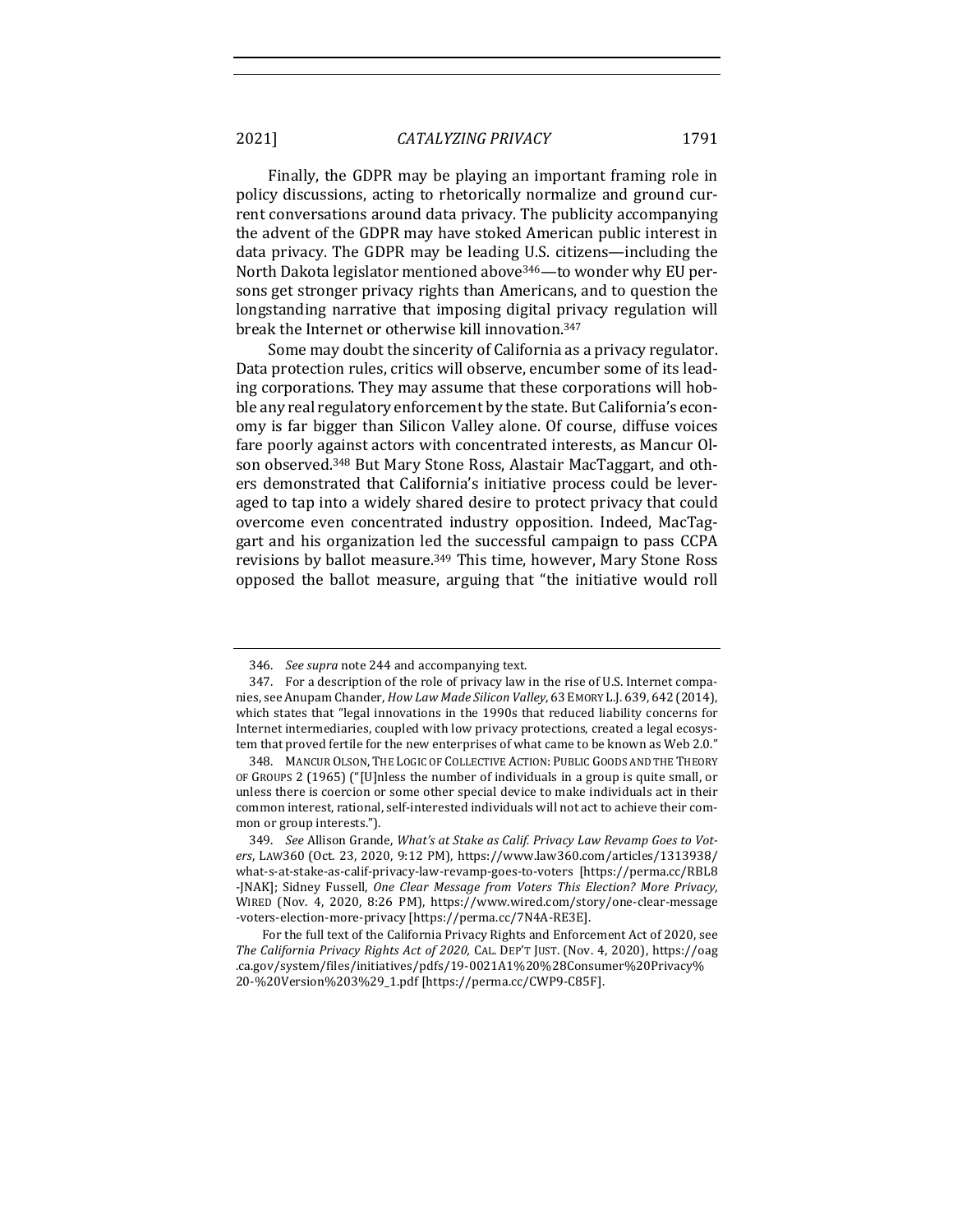Finally, the GDPR may be playing an important framing role in policy discussions, acting to rhetorically normalize and ground current conversations around data privacy. The publicity accompanying the advent of the GDPR may have stoked American public interest in data privacy. The GDPR may be leading U.S. citizens—including the North Dakota legislator mentioned above[346]—to wonder why EU persons get stronger privacy rights than Americans, and to question the longstanding narrative that imposing digital privacy regulation will break the Internet or otherwise kill innovation.[347]

Some may doubt the sincerity of California as a privacy regulator. Data protection rules, critics will observe, encumber some of its leading corporations. They may assume that these corporations will hobble any real regulatory enforcement by the state. But California's economy is far bigger than Silicon Valley alone. Of course, diffuse voices fare poorly against actors with concentrated interests, as Mancur Olson observed.[348] But Mary Stone Ross, Alastair MacTaggart, and others demonstrated that California's initiative process could be leveraged to tap into a widely shared desire to protect privacy that could overcome even concentrated industry opposition. Indeed, MacTaggart and his organization led the successful campaign to pass CCPA revisions by ballot measure.[349] This time, however, Mary Stone Ross opposed the ballot measure, arguing that "the initiative would roll

---

346. *See supra* note 244 and accompanying text.

347. For a description of the role of privacy law in the rise of U.S. Internet companies, see Anupam Chander, *How Law Made Silicon Valley*, 63 EMORY L.J. 639, 642 (2014), which states that "legal innovations in the 1990s that reduced liability concerns for Internet intermediaries, coupled with low privacy protections, created a legal ecosystem that proved fertile for the new enterprises of what came to be known as Web 2.0."

348. MANCUR OLSON, THE LOGIC OF COLLECTIVE ACTION: PUBLIC GOODS AND THE THEORY OF GROUPS 2 (1965) ("[U]nless the number of individuals in a group is quite small, or unless there is coercion or some other special device to make individuals act in their common interest, rational, self-interested individuals will not act to achieve their common or group interests.").

349. *See* Allison Grande, *What's at Stake as Calif. Privacy Law Revamp Goes to Voters*, LAW360 (Oct. 23, 2020, 9:12 PM), https://www.law360.com/articles/1313938/what-s-at-stake-as-calif-privacy-law-revamp-goes-to-voters [https://perma.cc/RBL8-JNAK]; Sidney Fussell, *One Clear Message from Voters This Election? More Privacy*, WIRED (Nov. 4, 2020, 8:26 PM), https://www.wired.com/story/one-clear-message-voters-election-more-privacy [https://perma.cc/7N4A-RE3E].

For the full text of the California Privacy Rights and Enforcement Act of 2020, see *The California Privacy Rights Act of 2020*, CAL. DEP'T JUST. (Nov. 4, 2020), https://oag.ca.gov/system/files/initiatives/pdfs/19-0021A1%20%28Consumer%20Privacy%20-%20Version%203%29_1.pdf [https://perma.cc/CWP9-C85F].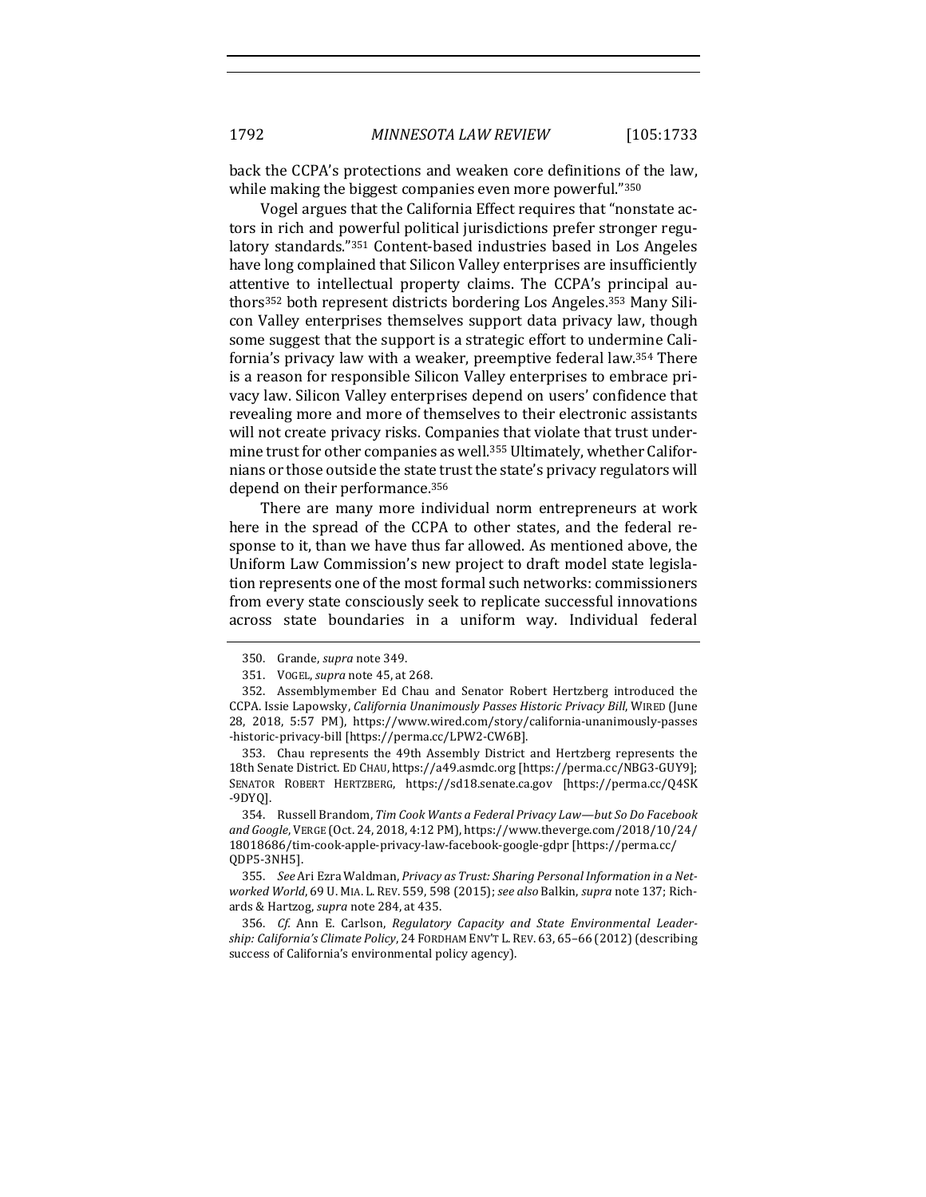back the CCPA's protections and weaken core definitions of the law, while making the biggest companies even more powerful."[350]

Vogel argues that the California Effect requires that "nonstate actors in rich and powerful political jurisdictions prefer stronger regulatory standards."[351] Content-based industries based in Los Angeles have long complained that Silicon Valley enterprises are insufficiently attentive to intellectual property claims. The CCPA's principal authors[352] both represent districts bordering Los Angeles.[353] Many Silicon Valley enterprises themselves support data privacy law, though some suggest that the support is a strategic effort to undermine California's privacy law with a weaker, preemptive federal law.[354] There is a reason for responsible Silicon Valley enterprises to embrace privacy law. Silicon Valley enterprises depend on users' confidence that revealing more and more of themselves to their electronic assistants will not create privacy risks. Companies that violate that trust undermine trust for other companies as well.[355] Ultimately, whether Californians or those outside the state trust the state's privacy regulators will depend on their performance.[356]

There are many more individual norm entrepreneurs at work here in the spread of the CCPA to other states, and the federal response to it, than we have thus far allowed. As mentioned above, the Uniform Law Commission's new project to draft model state legislation represents one of the most formal such networks: commissioners from every state consciously seek to replicate successful innovations across state boundaries in a uniform way. Individual federal

---

350. Grande, *supra* note 349.

351. VOGEL, *supra* note 45, at 268.

352. Assemblymember Ed Chau and Senator Robert Hertzberg introduced the CCPA. Issie Lapowsky, *California Unanimously Passes Historic Privacy Bill*, WIRED (June 28, 2018, 5:57 PM), https://www.wired.com/story/california-unanimously-passes-historic-privacy-bill [https://perma.cc/LPW2-CW6B].

353. Chau represents the 49th Assembly District and Hertzberg represents the 18th Senate District. ED CHAU, https://a49.asmdc.org [https://perma.cc/NBG3-GUY9]; SENATOR ROBERT HERTZBERG, https://sd18.senate.ca.gov [https://perma.cc/Q4SK-9DYQ].

354. Russell Brandom, *Tim Cook Wants a Federal Privacy Law—but So Do Facebook and Google*, VERGE (Oct. 24, 2018, 4:12 PM), https://www.theverge.com/2018/10/24/18018686/tim-cook-apple-privacy-law-facebook-google-gdpr [https://perma.cc/QDP5-3NH5].

355. *See* Ari Ezra Waldman, *Privacy as Trust: Sharing Personal Information in a Networked World*, 69 U. MIA. L. REV. 559, 598 (2015); *see also* Balkin, *supra* note 137; Richards & Hartzog, *supra* note 284, at 435.

356. *Cf.* Ann E. Carlson, *Regulatory Capacity and State Environmental Leadership: California's Climate Policy*, 24 FORDHAM ENV'T L. REV. 63, 65–66 (2012) (describing success of California's environmental policy agency).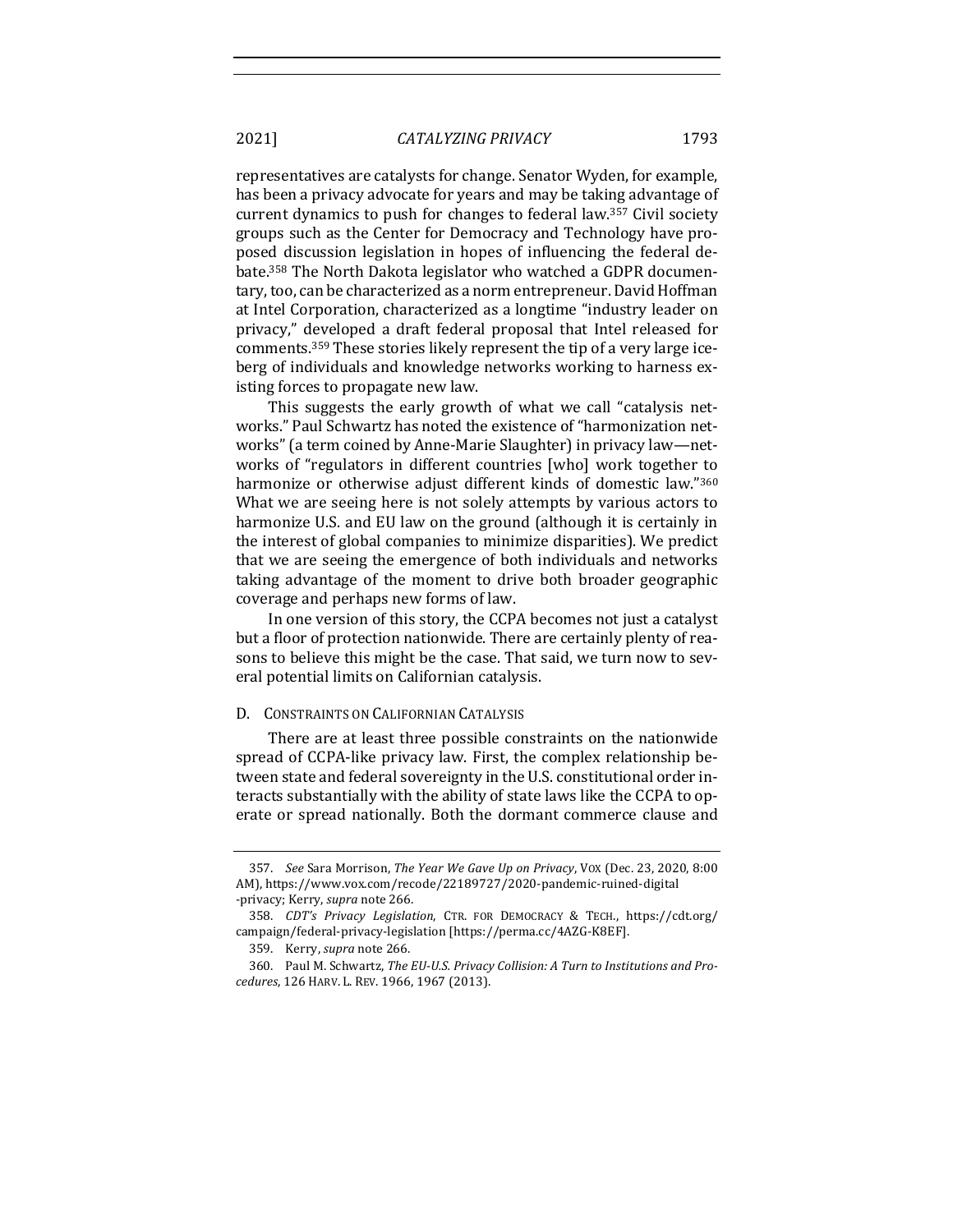representatives are catalysts for change. Senator Wyden, for example, has been a privacy advocate for years and may be taking advantage of current dynamics to push for changes to federal law.[357] Civil society groups such as the Center for Democracy and Technology have proposed discussion legislation in hopes of influencing the federal debate.[358] The North Dakota legislator who watched a GDPR documentary, too, can be characterized as a norm entrepreneur. David Hoffman at Intel Corporation, characterized as a longtime "industry leader on privacy," developed a draft federal proposal that Intel released for comments.[359] These stories likely represent the tip of a very large iceberg of individuals and knowledge networks working to harness existing forces to propagate new law.

This suggests the early growth of what we call "catalysis networks." Paul Schwartz has noted the existence of "harmonization networks" (a term coined by Anne-Marie Slaughter) in privacy law—networks of "regulators in different countries [who] work together to harmonize or otherwise adjust different kinds of domestic law."[360] What we are seeing here is not solely attempts by various actors to harmonize U.S. and EU law on the ground (although it is certainly in the interest of global companies to minimize disparities). We predict that we are seeing the emergence of both individuals and networks taking advantage of the moment to drive both broader geographic coverage and perhaps new forms of law.

In one version of this story, the CCPA becomes not just a catalyst but a floor of protection nationwide. There are certainly plenty of reasons to believe this might be the case. That said, we turn now to several potential limits on Californian catalysis.

### D. Constraints on Californian Catalysis

There are at least three possible constraints on the nationwide spread of CCPA-like privacy law. First, the complex relationship between state and federal sovereignty in the U.S. constitutional order interacts substantially with the ability of state laws like the CCPA to operate or spread nationally. Both the dormant commerce clause and

---

357. *See* Sara Morrison, *The Year We Gave Up on Privacy*, VOX (Dec. 23, 2020, 8:00 AM), https://www.vox.com/recode/22189727/2020-pandemic-ruined-digital-privacy; Kerry, *supra* note 266.

358. *CDT's Privacy Legislation*, CTR. FOR DEMOCRACY & TECH., https://cdt.org/campaign/federal-privacy-legislation [https://perma.cc/4AZG-K8EF].

359. Kerry, *supra* note 266.

360. Paul M. Schwartz, *The EU-U.S. Privacy Collision: A Turn to Institutions and Procedures*, 126 HARV. L. REV. 1966, 1967 (2013).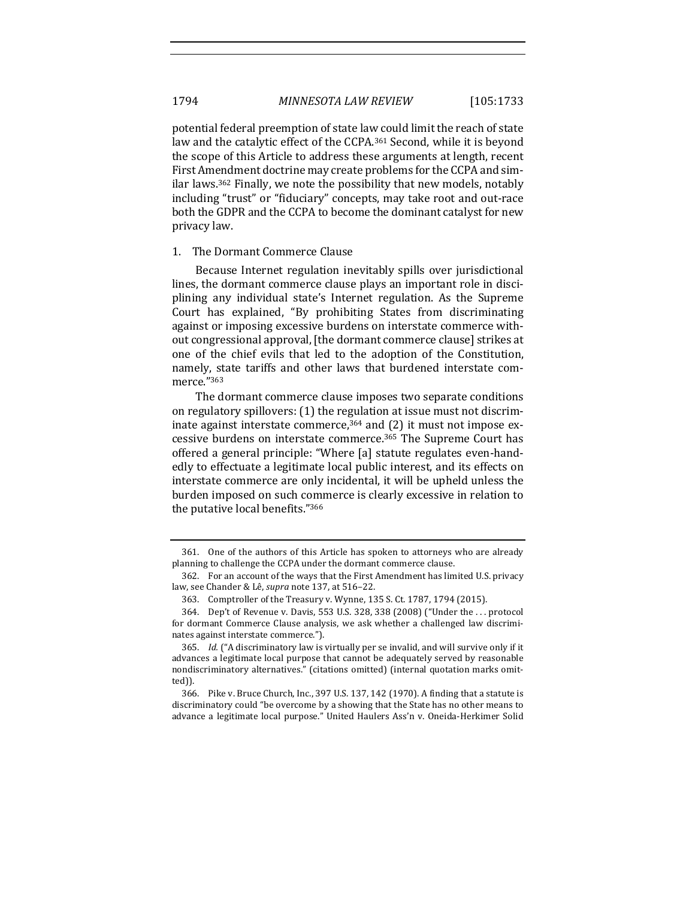potential federal preemption of state law could limit the reach of state law and the catalytic effect of the CCPA.[361] Second, while it is beyond the scope of this Article to address these arguments at length, recent First Amendment doctrine may create problems for the CCPA and similar laws.[362] Finally, we note the possibility that new models, notably including "trust" or "fiduciary" concepts, may take root and out-race both the GDPR and the CCPA to become the dominant catalyst for new privacy law.

### 1. The Dormant Commerce Clause

Because Internet regulation inevitably spills over jurisdictional lines, the dormant commerce clause plays an important role in disciplining any individual state's Internet regulation. As the Supreme Court has explained, "By prohibiting States from discriminating against or imposing excessive burdens on interstate commerce without congressional approval, [the dormant commerce clause] strikes at one of the chief evils that led to the adoption of the Constitution, namely, state tariffs and other laws that burdened interstate commerce."[363]

The dormant commerce clause imposes two separate conditions on regulatory spillovers: (1) the regulation at issue must not discriminate against interstate commerce,[364] and (2) it must not impose excessive burdens on interstate commerce.[365] The Supreme Court has offered a general principle: "Where [a] statute regulates even-handedly to effectuate a legitimate local public interest, and its effects on interstate commerce are only incidental, it will be upheld unless the burden imposed on such commerce is clearly excessive in relation to the putative local benefits."[366]

---

361. One of the authors of this Article has spoken to attorneys who are already planning to challenge the CCPA under the dormant commerce clause.

362. For an account of the ways that the First Amendment has limited U.S. privacy law, see Chander & Lê, *supra* note 137, at 516–22.

363. Comptroller of the Treasury v. Wynne, 135 S. Ct. 1787, 1794 (2015).

364. Dep't of Revenue v. Davis, 553 U.S. 328, 338 (2008) ("Under the . . . protocol for dormant Commerce Clause analysis, we ask whether a challenged law discriminates against interstate commerce.").

365. *Id.* ("A discriminatory law is virtually per se invalid, and will survive only if it advances a legitimate local purpose that cannot be adequately served by reasonable nondiscriminatory alternatives." (citations omitted) (internal quotation marks omitted)).

366. Pike v. Bruce Church, Inc., 397 U.S. 137, 142 (1970). A finding that a statute is discriminatory could "be overcome by a showing that the State has no other means to advance a legitimate local purpose." United Haulers Ass'n v. Oneida-Herkimer Solid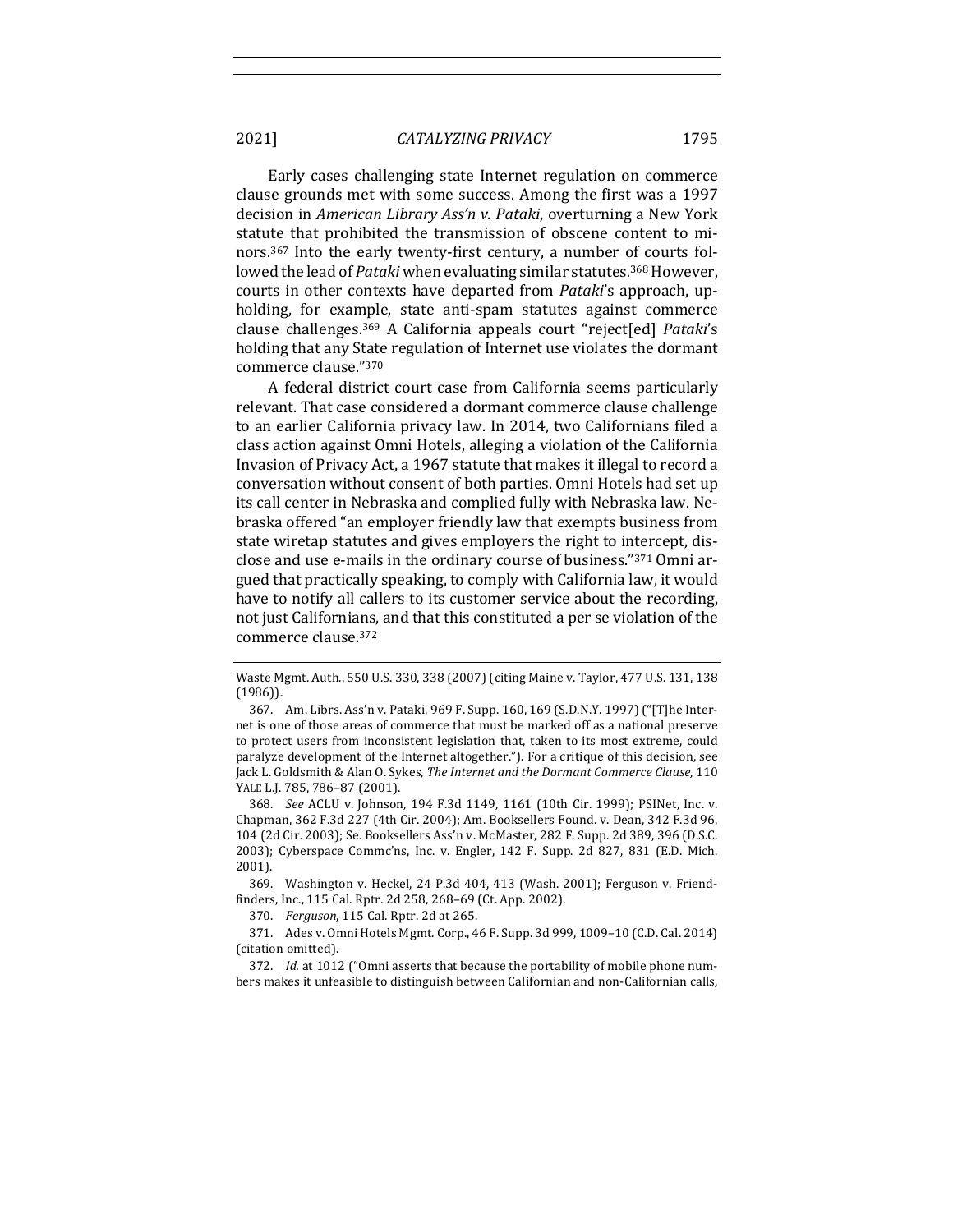Early cases challenging state Internet regulation on commerce clause grounds met with some success. Among the first was a 1997 decision in *American Library Ass'n v. Pataki*, overturning a New York statute that prohibited the transmission of obscene content to minors.[367] Into the early twenty-first century, a number of courts followed the lead of *Pataki* when evaluating similar statutes.[368] However, courts in other contexts have departed from *Pataki*'s approach, upholding, for example, state anti-spam statutes against commerce clause challenges.[369] A California appeals court "reject[ed] *Pataki*'s holding that any State regulation of Internet use violates the dormant commerce clause."[370]

A federal district court case from California seems particularly relevant. That case considered a dormant commerce clause challenge to an earlier California privacy law. In 2014, two Californians filed a class action against Omni Hotels, alleging a violation of the California Invasion of Privacy Act, a 1967 statute that makes it illegal to record a conversation without consent of both parties. Omni Hotels had set up its call center in Nebraska and complied fully with Nebraska law. Nebraska offered "an employer friendly law that exempts business from state wiretap statutes and gives employers the right to intercept, disclose and use e-mails in the ordinary course of business."[371] Omni argued that practically speaking, to comply with California law, it would have to notify all callers to its customer service about the recording, not just Californians, and that this constituted a per se violation of the commerce clause.[372]

---

Waste Mgmt. Auth., 550 U.S. 330, 338 (2007) (citing Maine v. Taylor, 477 U.S. 131, 138 (1986)).

367. Am. Librs. Ass'n v. Pataki, 969 F. Supp. 160, 169 (S.D.N.Y. 1997) ("[T]he Internet is one of those areas of commerce that must be marked off as a national preserve to protect users from inconsistent legislation that, taken to its most extreme, could paralyze development of the Internet altogether."). For a critique of this decision, see Jack L. Goldsmith & Alan O. Sykes, *The Internet and the Dormant Commerce Clause*, 110 YALE L.J. 785, 786–87 (2001).

368. *See* ACLU v. Johnson, 194 F.3d 1149, 1161 (10th Cir. 1999); PSINet, Inc. v. Chapman, 362 F.3d 227 (4th Cir. 2004); Am. Booksellers Found. v. Dean, 342 F.3d 96, 104 (2d Cir. 2003); Se. Booksellers Ass'n v. McMaster, 282 F. Supp. 2d 389, 396 (D.S.C. 2003); Cyberspace Commc'ns, Inc. v. Engler, 142 F. Supp. 2d 827, 831 (E.D. Mich. 2001).

369. Washington v. Heckel, 24 P.3d 404, 413 (Wash. 2001); Ferguson v. Friendfinders, Inc., 115 Cal. Rptr. 2d 258, 268–69 (Ct. App. 2002).

370. *Ferguson*, 115 Cal. Rptr. 2d at 265.

371. Ades v. Omni Hotels Mgmt. Corp., 46 F. Supp. 3d 999, 1009–10 (C.D. Cal. 2014) (citation omitted).

372. *Id.* at 1012 ("Omni asserts that because the portability of mobile phone numbers makes it unfeasible to distinguish between Californian and non-Californian calls,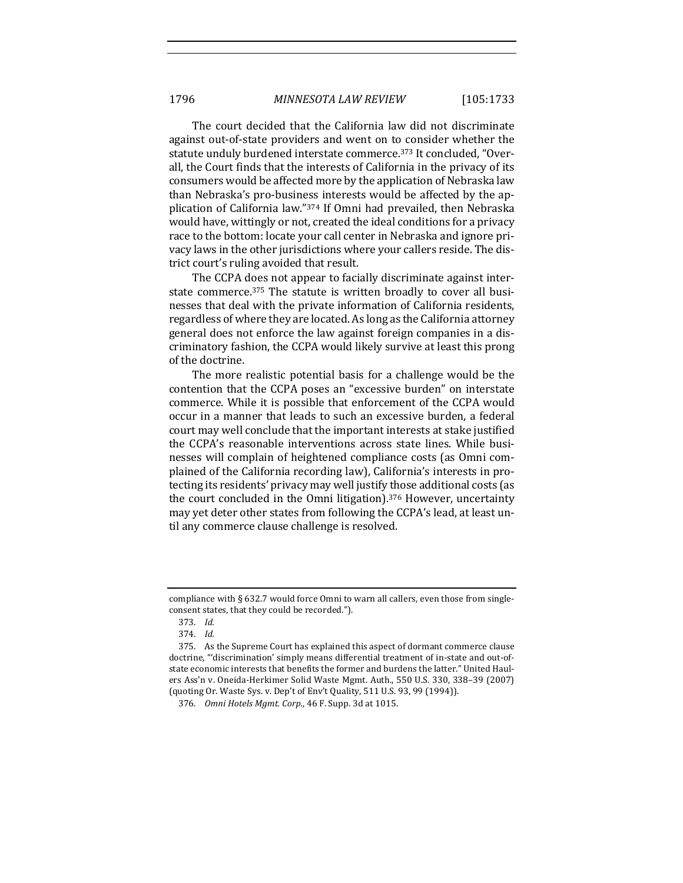The court decided that the California law did not discriminate against out-of-state providers and went on to consider whether the statute unduly burdened interstate commerce.[373] It concluded, "Overall, the Court finds that the interests of California in the privacy of its consumers would be affected more by the application of Nebraska law than Nebraska's pro-business interests would be affected by the application of California law."[374] If Omni had prevailed, then Nebraska would have, wittingly or not, created the ideal conditions for a privacy race to the bottom: locate your call center in Nebraska and ignore privacy laws in the other jurisdictions where your callers reside. The district court's ruling avoided that result.

The CCPA does not appear to facially discriminate against interstate commerce.[375] The statute is written broadly to cover all businesses that deal with the private information of California residents, regardless of where they are located. As long as the California attorney general does not enforce the law against foreign companies in a discriminatory fashion, the CCPA would likely survive at least this prong of the doctrine.

The more realistic potential basis for a challenge would be the contention that the CCPA poses an "excessive burden" on interstate commerce. While it is possible that enforcement of the CCPA would occur in a manner that leads to such an excessive burden, a federal court may well conclude that the important interests at stake justified the CCPA's reasonable interventions across state lines. While businesses will complain of heightened compliance costs (as Omni complained of the California recording law), California's interests in protecting its residents' privacy may well justify those additional costs (as the court concluded in the Omni litigation).[376] However, uncertainty may yet deter other states from following the CCPA's lead, at least until any commerce clause challenge is resolved.

---

compliance with § 632.7 would force Omni to warn all callers, even those from single-consent states, that they could be recorded.").

373. *Id.*

374. *Id.*

375. As the Supreme Court has explained this aspect of dormant commerce clause doctrine, "'discrimination' simply means differential treatment of in-state and out-of-state economic interests that benefits the former and burdens the latter." United Haulers Ass'n v. Oneida-Herkimer Solid Waste Mgmt. Auth., 550 U.S. 330, 338–39 (2007) (quoting Or. Waste Sys. v. Dep't of Env't Quality, 511 U.S. 93, 99 (1994)).

376. *Omni Hotels Mgmt. Corp.*, 46 F. Supp. 3d at 1015.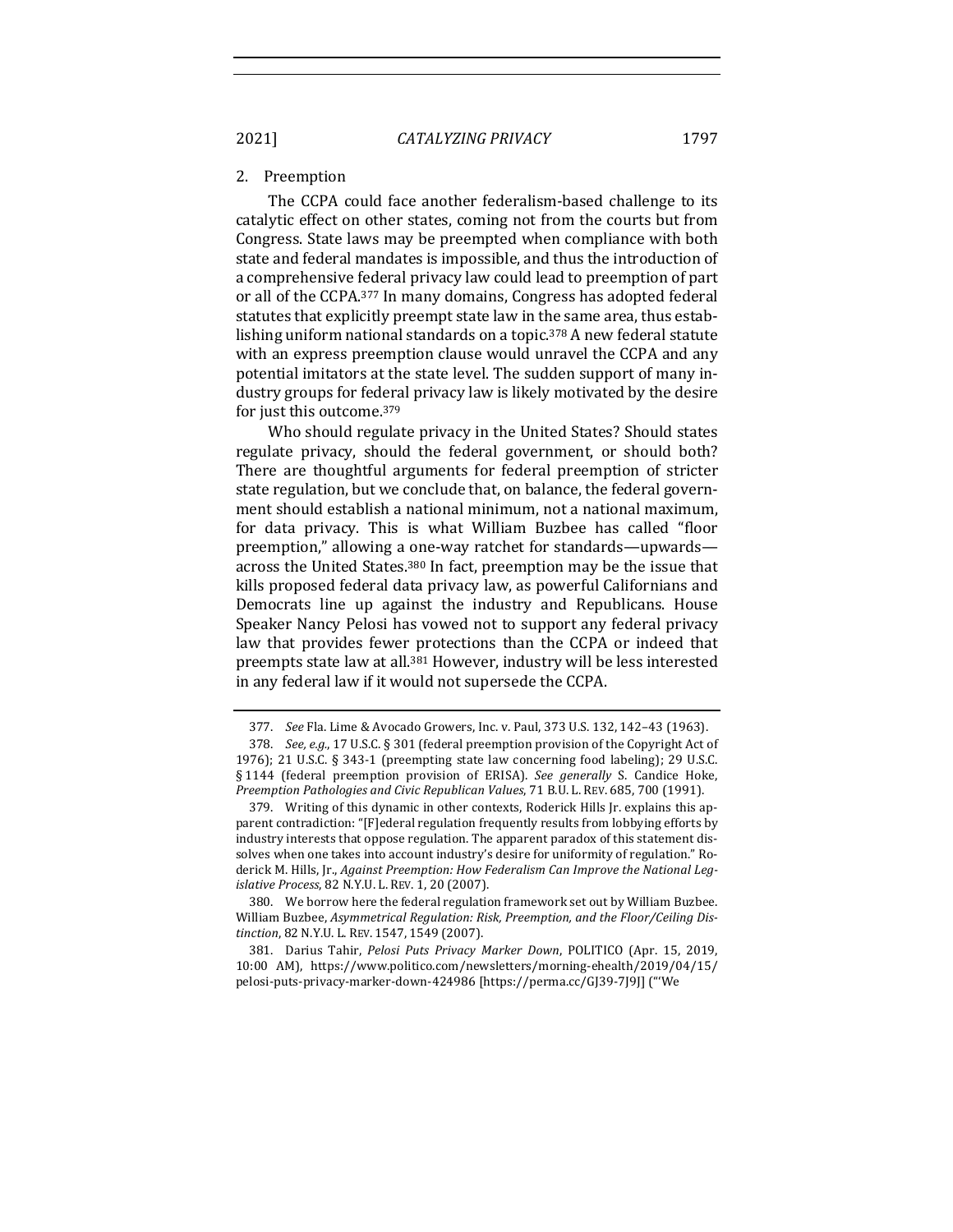### 2. Preemption

The CCPA could face another federalism-based challenge to its catalytic effect on other states, coming not from the courts but from Congress. State laws may be preempted when compliance with both state and federal mandates is impossible, and thus the introduction of a comprehensive federal privacy law could lead to preemption of part or all of the CCPA.[377] In many domains, Congress has adopted federal statutes that explicitly preempt state law in the same area, thus establishing uniform national standards on a topic.[378] A new federal statute with an express preemption clause would unravel the CCPA and any potential imitators at the state level. The sudden support of many industry groups for federal privacy law is likely motivated by the desire for just this outcome.[379]

Who should regulate privacy in the United States? Should states regulate privacy, should the federal government, or should both? There are thoughtful arguments for federal preemption of stricter state regulation, but we conclude that, on balance, the federal government should establish a national minimum, not a national maximum, for data privacy. This is what William Buzbee has called "floor preemption," allowing a one-way ratchet for standards—upwards—across the United States.[380] In fact, preemption may be the issue that kills proposed federal data privacy law, as powerful Californians and Democrats line up against the industry and Republicans. House Speaker Nancy Pelosi has vowed not to support any federal privacy law that provides fewer protections than the CCPA or indeed that preempts state law at all.[381] However, industry will be less interested in any federal law if it would not supersede the CCPA.

---

377. *See* Fla. Lime & Avocado Growers, Inc. v. Paul, 373 U.S. 132, 142–43 (1963).

378. *See, e.g.*, 17 U.S.C. § 301 (federal preemption provision of the Copyright Act of 1976); 21 U.S.C. § 343-1 (preempting state law concerning food labeling); 29 U.S.C. § 1144 (federal preemption provision of ERISA). *See generally* S. Candice Hoke, *Preemption Pathologies and Civic Republican Values*, 71 B.U. L. REV. 685, 700 (1991).

379. Writing of this dynamic in other contexts, Roderick Hills Jr. explains this apparent contradiction: "[F]ederal regulation frequently results from lobbying efforts by industry interests that oppose regulation. The apparent paradox of this statement dissolves when one takes into account industry's desire for uniformity of regulation." Roderick M. Hills, Jr., *Against Preemption: How Federalism Can Improve the National Legislative Process*, 82 N.Y.U. L. REV. 1, 20 (2007).

380. We borrow here the federal regulation framework set out by William Buzbee. William Buzbee, *Asymmetrical Regulation: Risk, Preemption, and the Floor/Ceiling Distinction*, 82 N.Y.U. L. REV. 1547, 1549 (2007).

381. Darius Tahir, *Pelosi Puts Privacy Marker Down*, POLITICO (Apr. 15, 2019, 10:00 AM), https://www.politico.com/newsletters/morning-ehealth/2019/04/15/pelosi-puts-privacy-marker-down-424986 [https://perma.cc/GJ39-7J9J] ("'We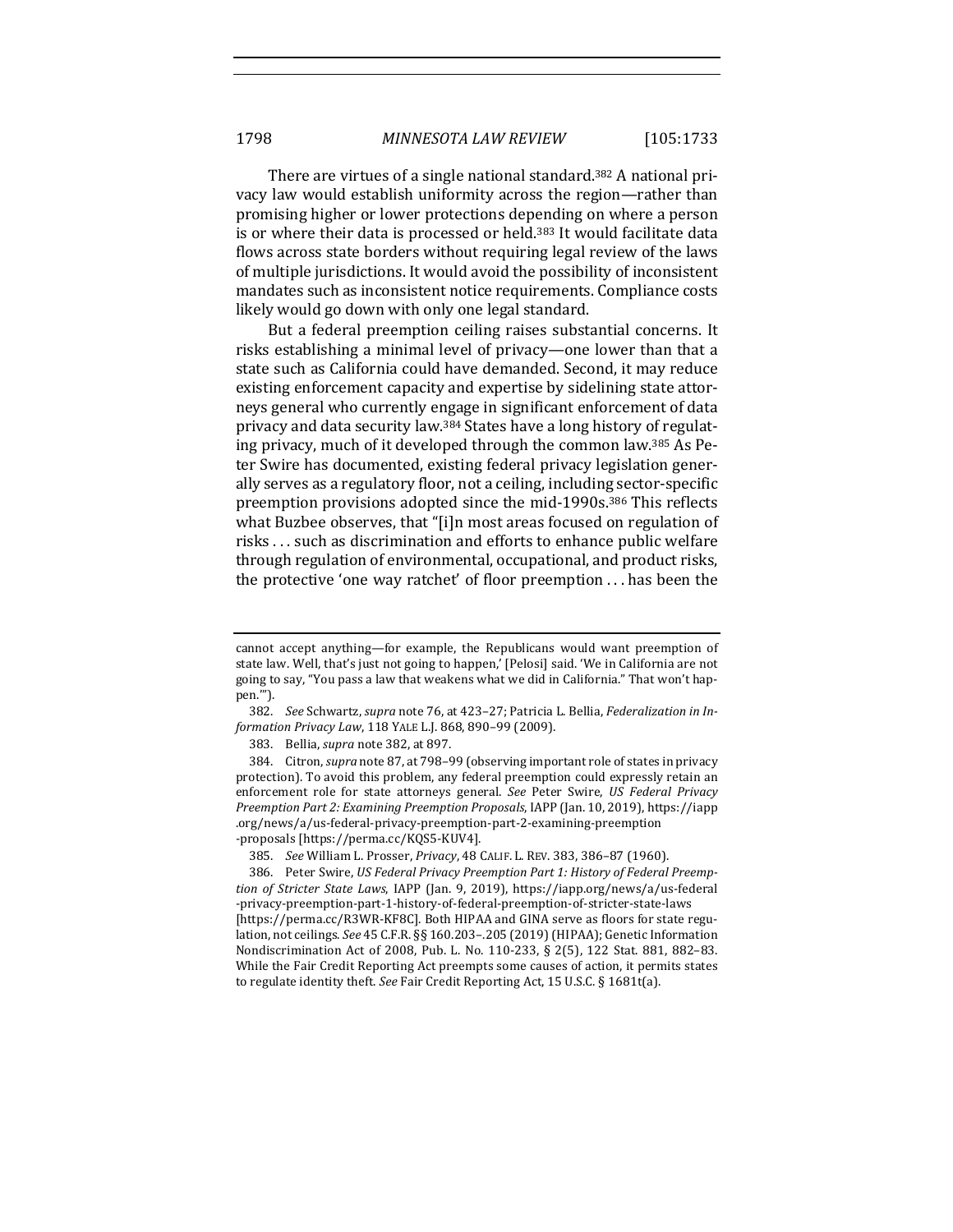There are virtues of a single national standard.[382] A national privacy law would establish uniformity across the region—rather than promising higher or lower protections depending on where a person is or where their data is processed or held.[383] It would facilitate data flows across state borders without requiring legal review of the laws of multiple jurisdictions. It would avoid the possibility of inconsistent mandates such as inconsistent notice requirements. Compliance costs likely would go down with only one legal standard.

But a federal preemption ceiling raises substantial concerns. It risks establishing a minimal level of privacy—one lower than that a state such as California could have demanded. Second, it may reduce existing enforcement capacity and expertise by sidelining state attorneys general who currently engage in significant enforcement of data privacy and data security law.[384] States have a long history of regulating privacy, much of it developed through the common law.[385] As Peter Swire has documented, existing federal privacy legislation generally serves as a regulatory floor, not a ceiling, including sector-specific preemption provisions adopted since the mid-1990s.[386] This reflects what Buzbee observes, that "[i]n most areas focused on regulation of risks . . . such as discrimination and efforts to enhance public welfare through regulation of environmental, occupational, and product risks, the protective 'one way ratchet' of floor preemption . . . has been the

---

cannot accept anything—for example, the Republicans would want preemption of state law. Well, that's just not going to happen,' [Pelosi] said. 'We in California are not going to say, "You pass a law that weakens what we did in California." That won't happen.'").

382. *See* Schwartz, *supra* note 76, at 423–27; Patricia L. Bellia, *Federalization in Information Privacy Law*, 118 YALE L.J. 868, 890–99 (2009).

383. Bellia, *supra* note 382, at 897.

384. Citron, *supra* note 87, at 798–99 (observing important role of states in privacy protection). To avoid this problem, any federal preemption could expressly retain an enforcement role for state attorneys general. *See* Peter Swire, *US Federal Privacy Preemption Part 2: Examining Preemption Proposals*, IAPP (Jan. 10, 2019), https://iapp.org/news/a/us-federal-privacy-preemption-part-2-examining-preemption-proposals [https://perma.cc/KQS5-KUV4].

385. *See* William L. Prosser, *Privacy*, 48 CALIF. L. REV. 383, 386–87 (1960).

386. Peter Swire, *US Federal Privacy Preemption Part 1: History of Federal Preemption of Stricter State Laws*, IAPP (Jan. 9, 2019), https://iapp.org/news/a/us-federal-privacy-preemption-part-1-history-of-federal-preemption-of-stricter-state-laws [https://perma.cc/R3WR-KF8C]. Both HIPAA and GINA serve as floors for state regulation, not ceilings. *See* 45 C.F.R. §§ 160.203–.205 (2019) (HIPAA); Genetic Information Nondiscrimination Act of 2008, Pub. L. No. 110-233, § 2(5), 122 Stat. 881, 882–83. While the Fair Credit Reporting Act preempts some causes of action, it permits states to regulate identity theft. *See* Fair Credit Reporting Act, 15 U.S.C. § 1681t(a).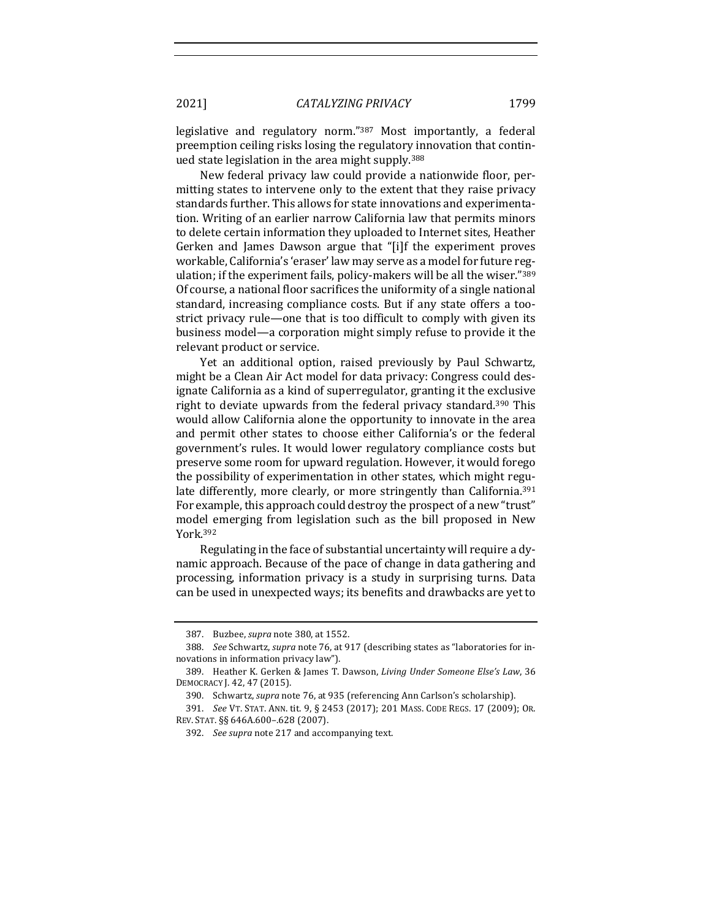legislative and regulatory norm."[387] Most importantly, a federal preemption ceiling risks losing the regulatory innovation that continued state legislation in the area might supply.[388]

New federal privacy law could provide a nationwide floor, permitting states to intervene only to the extent that they raise privacy standards further. This allows for state innovations and experimentation. Writing of an earlier narrow California law that permits minors to delete certain information they uploaded to Internet sites, Heather Gerken and James Dawson argue that "[i]f the experiment proves workable, California's 'eraser' law may serve as a model for future regulation; if the experiment fails, policy-makers will be all the wiser."[389] Of course, a national floor sacrifices the uniformity of a single national standard, increasing compliance costs. But if any state offers a too-strict privacy rule—one that is too difficult to comply with given its business model—a corporation might simply refuse to provide it the relevant product or service.

Yet an additional option, raised previously by Paul Schwartz, might be a Clean Air Act model for data privacy: Congress could designate California as a kind of superregulator, granting it the exclusive right to deviate upwards from the federal privacy standard.[390] This would allow California alone the opportunity to innovate in the area and permit other states to choose either California's or the federal government's rules. It would lower regulatory compliance costs but preserve some room for upward regulation. However, it would forego the possibility of experimentation in other states, which might regulate differently, more clearly, or more stringently than California.[391] For example, this approach could destroy the prospect of a new "trust" model emerging from legislation such as the bill proposed in New York.[392]

Regulating in the face of substantial uncertainty will require a dynamic approach. Because of the pace of change in data gathering and processing, information privacy is a study in surprising turns. Data can be used in unexpected ways; its benefits and drawbacks are yet to

---

387. Buzbee, *supra* note 380, at 1552.

388. *See* Schwartz, *supra* note 76, at 917 (describing states as "laboratories for innovations in information privacy law").

389. Heather K. Gerken & James T. Dawson, *Living Under Someone Else's Law*, 36 DEMOCRACY J. 42, 47 (2015).

390. Schwartz, *supra* note 76, at 935 (referencing Ann Carlson's scholarship).

391. *See* VT. STAT. ANN. tit. 9, § 2453 (2017); 201 MASS. CODE REGS. 17 (2009); OR. REV. STAT. §§ 646A.600–.628 (2007).

392. *See supra* note 217 and accompanying text.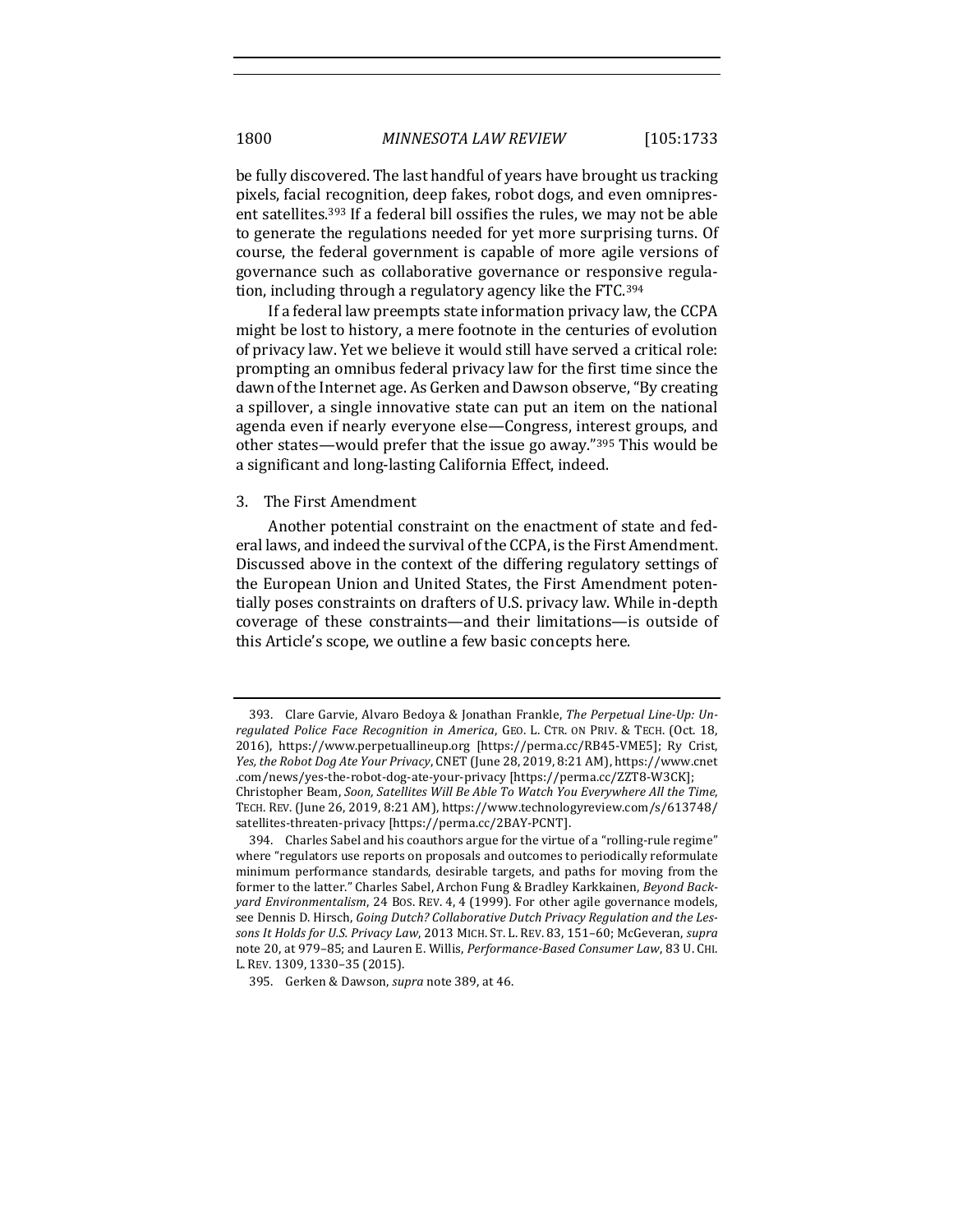be fully discovered. The last handful of years have brought us tracking pixels, facial recognition, deep fakes, robot dogs, and even omnipresent satellites.[393] If a federal bill ossifies the rules, we may not be able to generate the regulations needed for yet more surprising turns. Of course, the federal government is capable of more agile versions of governance such as collaborative governance or responsive regulation, including through a regulatory agency like the FTC.[394]

If a federal law preempts state information privacy law, the CCPA might be lost to history, a mere footnote in the centuries of evolution of privacy law. Yet we believe it would still have served a critical role: prompting an omnibus federal privacy law for the first time since the dawn of the Internet age. As Gerken and Dawson observe, "By creating a spillover, a single innovative state can put an item on the national agenda even if nearly everyone else—Congress, interest groups, and other states—would prefer that the issue go away."[395] This would be a significant and long-lasting California Effect, indeed.

### 3. The First Amendment

Another potential constraint on the enactment of state and federal laws, and indeed the survival of the CCPA, is the First Amendment. Discussed above in the context of the differing regulatory settings of the European Union and United States, the First Amendment potentially poses constraints on drafters of U.S. privacy law. While in-depth coverage of these constraints—and their limitations—is outside of this Article's scope, we outline a few basic concepts here.

---

393. Clare Garvie, Alvaro Bedoya & Jonathan Frankle, *The Perpetual Line-Up: Unregulated Police Face Recognition in America*, GEO. L. CTR. ON PRIV. & TECH. (Oct. 18, 2016), https://www.perpetuallineup.org [https://perma.cc/RB45-VME5]; Ry Crist, *Yes, the Robot Dog Ate Your Privacy*, CNET (June 28, 2019, 8:21 AM), https://www.cnet.com/news/yes-the-robot-dog-ate-your-privacy [https://perma.cc/ZZT8-W3CK]; Christopher Beam, *Soon, Satellites Will Be Able To Watch You Everywhere All the Time*, TECH. REV. (June 26, 2019, 8:21 AM), https://www.technologyreview.com/s/613748/satellites-threaten-privacy [https://perma.cc/2BAY-PCNT].

394. Charles Sabel and his coauthors argue for the virtue of a "rolling-rule regime" where "regulators use reports on proposals and outcomes to periodically reformulate minimum performance standards, desirable targets, and paths for moving from the former to the latter." Charles Sabel, Archon Fung & Bradley Karkkainen, *Beyond Backyard Environmentalism*, 24 BOS. REV. 4, 4 (1999). For other agile governance models, see Dennis D. Hirsch, *Going Dutch? Collaborative Dutch Privacy Regulation and the Lessons It Holds for U.S. Privacy Law*, 2013 MICH. ST. L. REV. 83, 151–60; McGeveran, *supra* note 20, at 979–85; and Lauren E. Willis, *Performance-Based Consumer Law*, 83 U. CHI. L. REV. 1309, 1330–35 (2015).

395. Gerken & Dawson, *supra* note 389, at 46.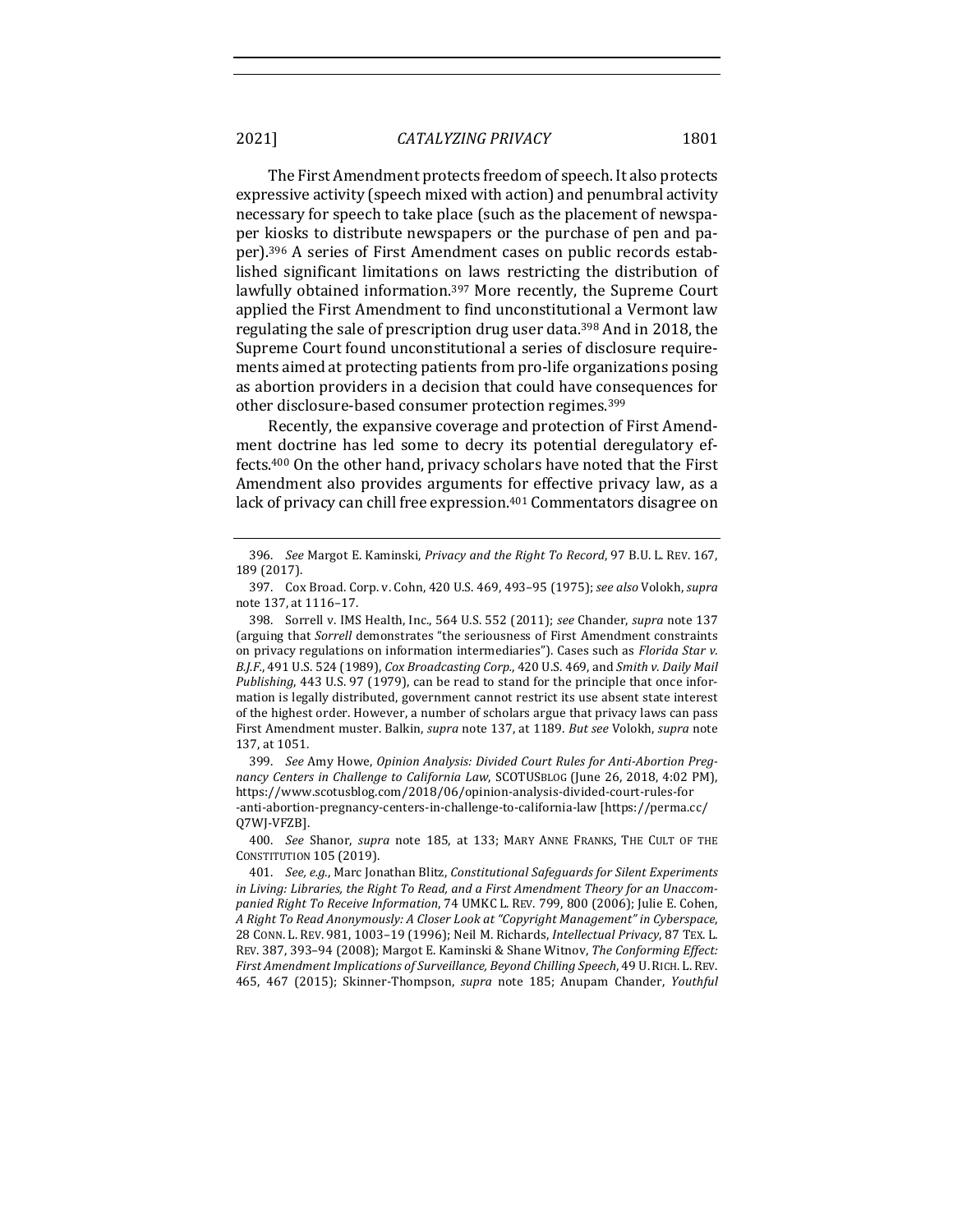The First Amendment protects freedom of speech. It also protects expressive activity (speech mixed with action) and penumbral activity necessary for speech to take place (such as the placement of newspaper kiosks to distribute newspapers or the purchase of pen and paper).[396] A series of First Amendment cases on public records established significant limitations on laws restricting the distribution of lawfully obtained information.[397] More recently, the Supreme Court applied the First Amendment to find unconstitutional a Vermont law regulating the sale of prescription drug user data.[398] And in 2018, the Supreme Court found unconstitutional a series of disclosure requirements aimed at protecting patients from pro-life organizations posing as abortion providers in a decision that could have consequences for other disclosure-based consumer protection regimes.[399]

Recently, the expansive coverage and protection of First Amendment doctrine has led some to decry its potential deregulatory effects.[400] On the other hand, privacy scholars have noted that the First Amendment also provides arguments for effective privacy law, as a lack of privacy can chill free expression.[401] Commentators disagree on

---

396. *See* Margot E. Kaminski, *Privacy and the Right To Record*, 97 B.U. L. REV. 167, 189 (2017).

397. Cox Broad. Corp. v. Cohn, 420 U.S. 469, 493–95 (1975); *see also* Volokh, *supra* note 137, at 1116–17.

398. Sorrell v. IMS Health, Inc., 564 U.S. 552 (2011); *see* Chander, *supra* note 137 (arguing that *Sorrell* demonstrates "the seriousness of First Amendment constraints on privacy regulations on information intermediaries"). Cases such as *Florida Star v. B.J.F.*, 491 U.S. 524 (1989), *Cox Broadcasting Corp.*, 420 U.S. 469, and *Smith v. Daily Mail Publishing*, 443 U.S. 97 (1979), can be read to stand for the principle that once information is legally distributed, government cannot restrict its use absent state interest of the highest order. However, a number of scholars argue that privacy laws can pass First Amendment muster. Balkin, *supra* note 137, at 1189. *But see* Volokh, *supra* note 137, at 1051.

399. *See* Amy Howe, *Opinion Analysis: Divided Court Rules for Anti-Abortion Pregnancy Centers in Challenge to California Law*, SCOTUSBLOG (June 26, 2018, 4:02 PM), https://www.scotusblog.com/2018/06/opinion-analysis-divided-court-rules-for-anti-abortion-pregnancy-centers-in-challenge-to-california-law [https://perma.cc/Q7WJ-VFZB].

400. *See* Shanor, *supra* note 185, at 133; MARY ANNE FRANKS, THE CULT OF THE CONSTITUTION 105 (2019).

401. *See, e.g.*, Marc Jonathan Blitz, *Constitutional Safeguards for Silent Experiments in Living: Libraries, the Right To Read, and a First Amendment Theory for an Unaccompanied Right To Receive Information*, 74 UMKC L. REV. 799, 800 (2006); Julie E. Cohen, *A Right To Read Anonymously: A Closer Look at "Copyright Management" in Cyberspace*, 28 CONN. L. REV. 981, 1003–19 (1996); Neil M. Richards, *Intellectual Privacy*, 87 TEX. L. REV. 387, 393–94 (2008); Margot E. Kaminski & Shane Witnov, *The Conforming Effect: First Amendment Implications of Surveillance, Beyond Chilling Speech*, 49 U. RICH. L. REV. 465, 467 (2015); Skinner-Thompson, *supra* note 185; Anupam Chander, *Youthful*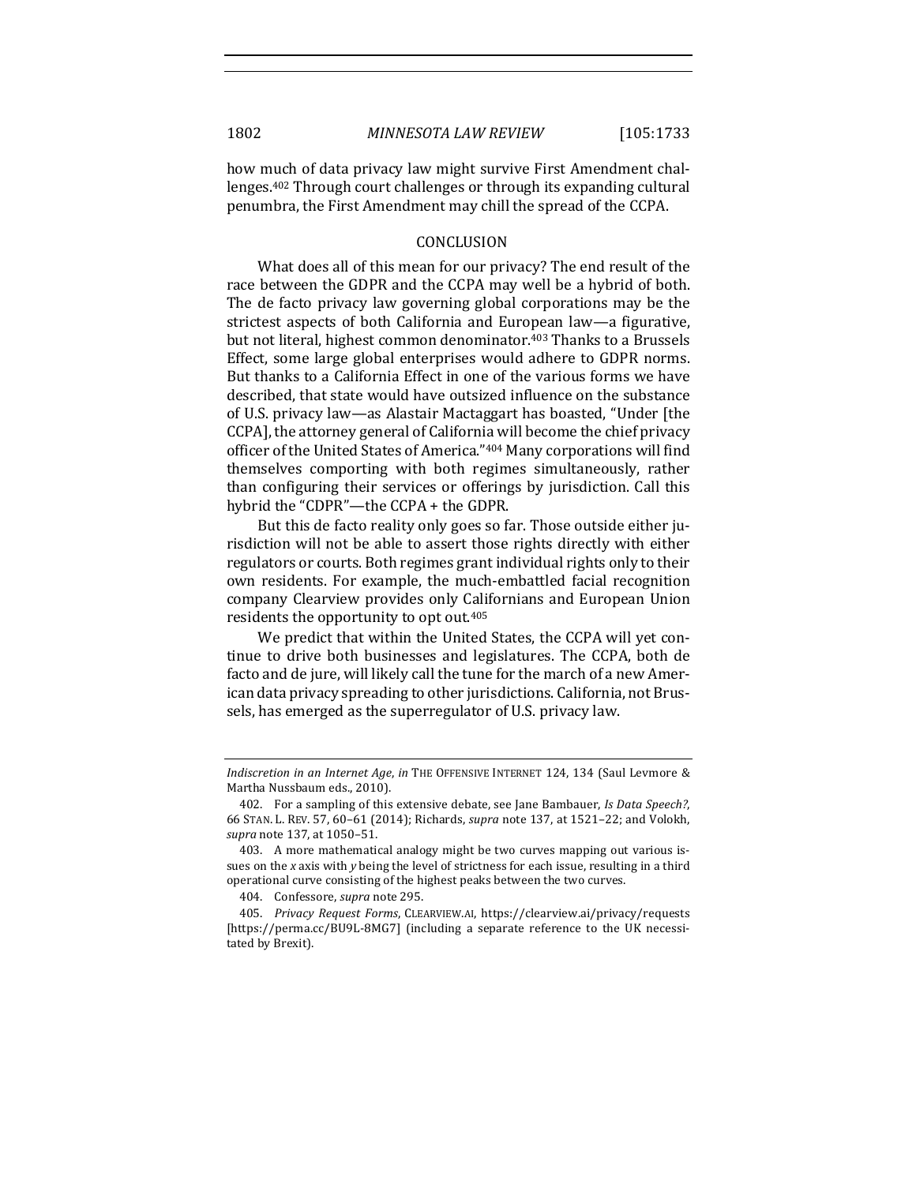how much of data privacy law might survive First Amendment challenges.[402] Through court challenges or through its expanding cultural penumbra, the First Amendment may chill the spread of the CCPA.

## CONCLUSION

What does all of this mean for our privacy? The end result of the race between the GDPR and the CCPA may well be a hybrid of both. The de facto privacy law governing global corporations may be the strictest aspects of both California and European law—a figurative, but not literal, highest common denominator.[403] Thanks to a Brussels Effect, some large global enterprises would adhere to GDPR norms. But thanks to a California Effect in one of the various forms we have described, that state would have outsized influence on the substance of U.S. privacy law—as Alastair Mactaggart has boasted, "Under [the CCPA], the attorney general of California will become the chief privacy officer of the United States of America."[404] Many corporations will find themselves comporting with both regimes simultaneously, rather than configuring their services or offerings by jurisdiction. Call this hybrid the "CDPR"—the CCPA + the GDPR.

But this de facto reality only goes so far. Those outside either jurisdiction will not be able to assert those rights directly with either regulators or courts. Both regimes grant individual rights only to their own residents. For example, the much-embattled facial recognition company Clearview provides only Californians and European Union residents the opportunity to opt out.[405]

We predict that within the United States, the CCPA will yet continue to drive both businesses and legislatures. The CCPA, both de facto and de jure, will likely call the tune for the march of a new American data privacy spreading to other jurisdictions. California, not Brussels, has emerged as the superregulator of U.S. privacy law.

---

*Indiscretion in an Internet Age*, *in* THE OFFENSIVE INTERNET 124, 134 (Saul Levmore & Martha Nussbaum eds., 2010).

402. For a sampling of this extensive debate, see Jane Bambauer, *Is Data Speech?*, 66 STAN. L. REV. 57, 60–61 (2014); Richards, *supra* note 137, at 1521–22; and Volokh, *supra* note 137, at 1050–51.

403. A more mathematical analogy might be two curves mapping out various issues on the $x$ axis with $y$ being the level of strictness for each issue, resulting in a third operational curve consisting of the highest peaks between the two curves.

404. Confessore, *supra* note 295.

405. *Privacy Request Forms*, CLEARVIEW.AI, https://clearview.ai/privacy/requests [https://perma.cc/BU9L-8MG7] (including a separate reference to the UK necessitated by Brexit).